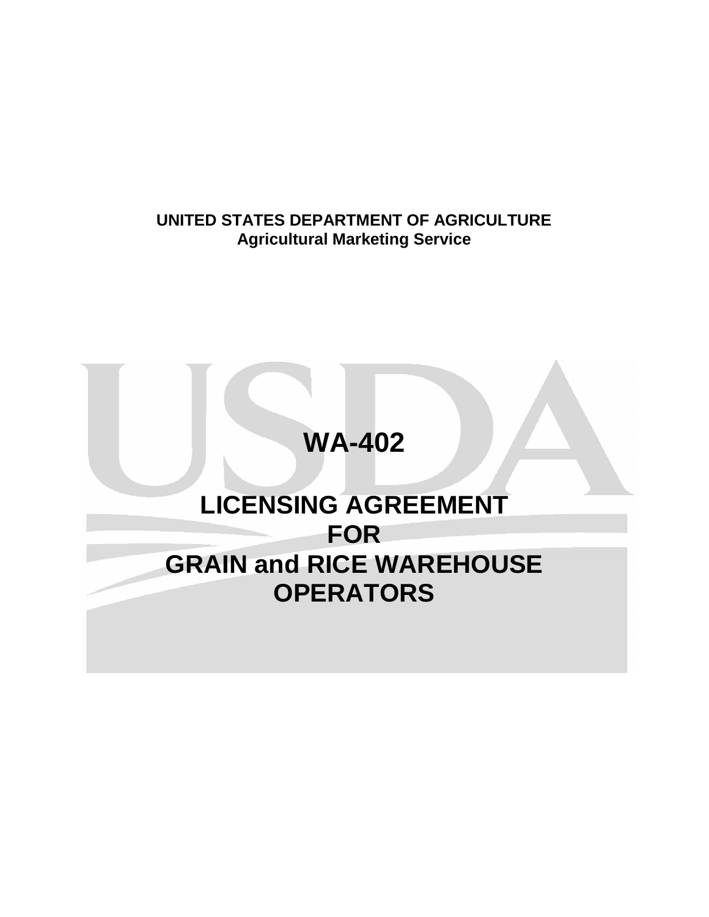**UNITED STATES DEPARTMENT OF AGRICULTURE**
**Agricultural Marketing Service**

# WA-402

# LICENSING AGREEMENT FOR GRAIN and RICE WAREHOUSE OPERATORS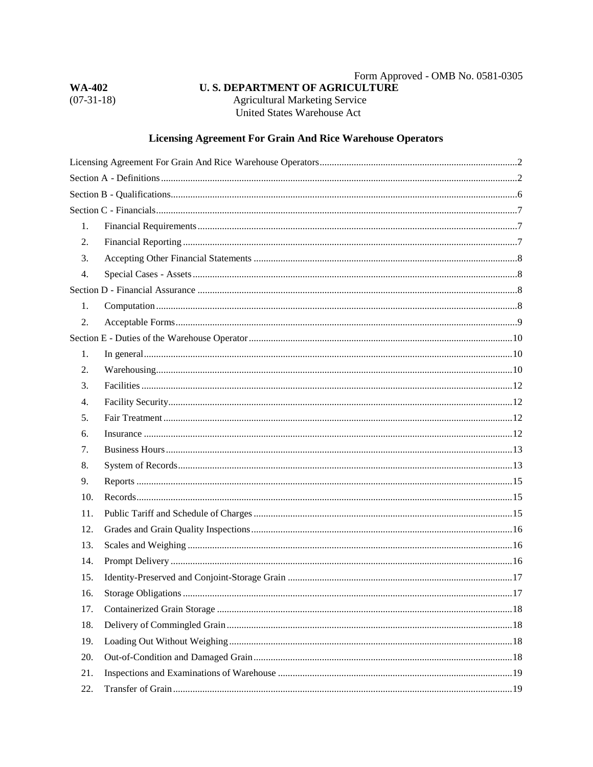Form Approved - OMB No. 0581-0305

**WA-402**
(07-31-18)

**U. S. DEPARTMENT OF AGRICULTURE**
Agricultural Marketing Service
United States Warehouse Act

## Licensing Agreement For Grain And Rice Warehouse Operators

Licensing Agreement For Grain And Rice Warehouse Operators....2
Section A - Definitions....2
Section B - Qualifications....6
Section C - Financials....7
1. Financial Requirements....7
2. Financial Reporting....7
3. Accepting Other Financial Statements....8
4. Special Cases - Assets....8
Section D - Financial Assurance....8
1. Computation....8
2. Acceptable Forms....9
Section E - Duties of the Warehouse Operator....10
1. In general....10
2. Warehousing....10
3. Facilities....12
4. Facility Security....12
5. Fair Treatment....12
6. Insurance....12
7. Business Hours....13
8. System of Records....13
9. Reports....15
10. Records....15
11. Public Tariff and Schedule of Charges....15
12. Grades and Grain Quality Inspections....16
13. Scales and Weighing....16
14. Prompt Delivery....16
15. Identity-Preserved and Conjoint-Storage Grain....17
16. Storage Obligations....17
17. Containerized Grain Storage....18
18. Delivery of Commingled Grain....18
19. Loading Out Without Weighing....18
20. Out-of-Condition and Damaged Grain....18
21. Inspections and Examinations of Warehouse....19
22. Transfer of Grain....19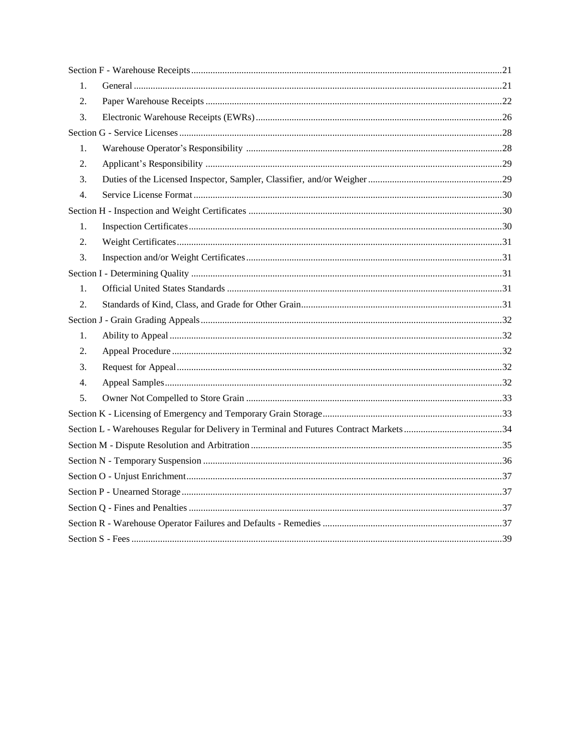Section F - Warehouse Receipts ....................................................................................................................21

1. General ........................................................................................................................................21
2. Paper Warehouse Receipts ..........................................................................................................22
3. Electronic Warehouse Receipts (EWRs) .....................................................................................26

Section G - Service Licenses .........................................................................................................................28

1. Warehouse Operator's Responsibility .........................................................................................28
2. Applicant's Responsibility ..........................................................................................................29
3. Duties of the Licensed Inspector, Sampler, Classifier, and/or Weigher .......................................29
4. Service License Format ...............................................................................................................30

Section H - Inspection and Weight Certificates ............................................................................................30

1. Inspection Certificates .................................................................................................................30
2. Weight Certificates ......................................................................................................................31
3. Inspection and/or Weight Certificates .........................................................................................31

Section I - Determining Quality ....................................................................................................................31

1. Official United States Standards .................................................................................................31
2. Standards of Kind, Class, and Grade for Other Grain ..................................................................31

Section J - Grain Grading Appeals ................................................................................................................32

1. Ability to Appeal .........................................................................................................................32
2. Appeal Procedure ........................................................................................................................32
3. Request for Appeal ......................................................................................................................32
4. Appeal Samples ...........................................................................................................................32
5. Owner Not Compelled to Store Grain .........................................................................................33

Section K - Licensing of Emergency and Temporary Grain Storage ..............................................................33

Section L - Warehouses Regular for Delivery in Terminal and Futures Contract Markets .............................34

Section M - Dispute Resolution and Arbitration ...........................................................................................35

Section N - Temporary Suspension ...............................................................................................................36

Section O - Unjust Enrichment ......................................................................................................................37

Section P - Unearned Storage ........................................................................................................................37

Section Q - Fines and Penalties .....................................................................................................................37

Section R - Warehouse Operator Failures and Defaults - Remedies ..............................................................37

Section S - Fees ............................................................................................................................................39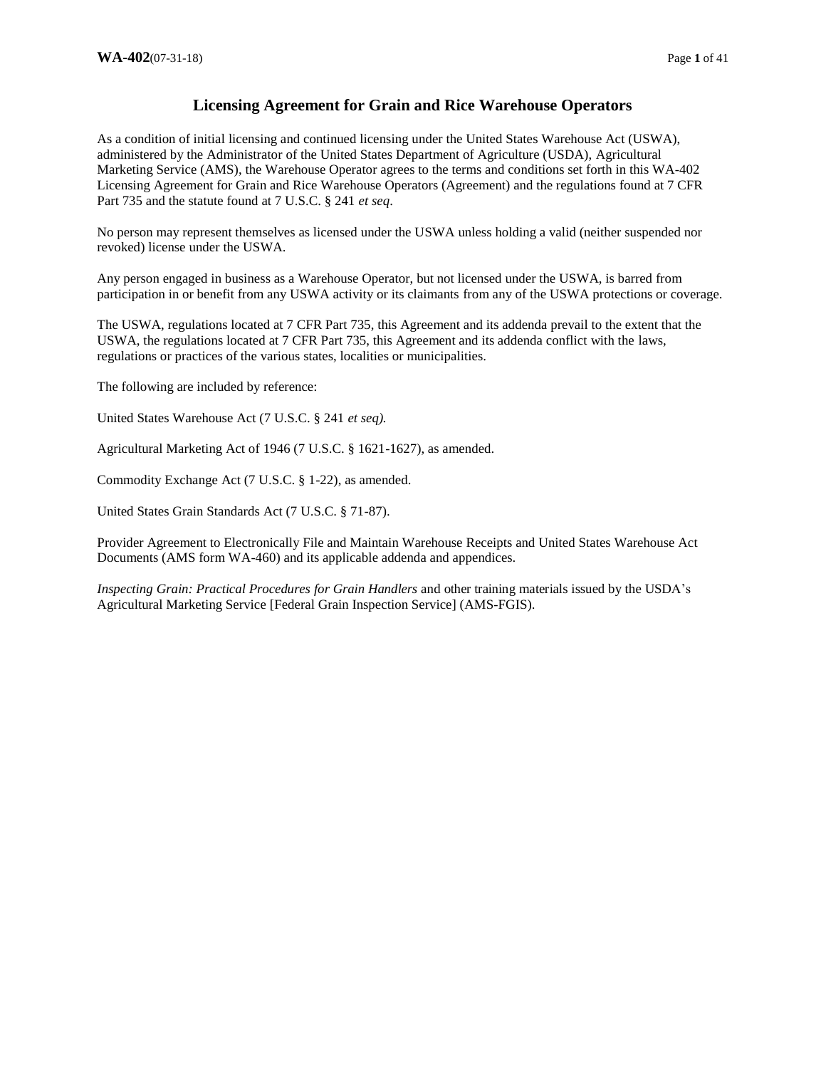# Licensing Agreement for Grain and Rice Warehouse Operators

As a condition of initial licensing and continued licensing under the United States Warehouse Act (USWA), administered by the Administrator of the United States Department of Agriculture (USDA), Agricultural Marketing Service (AMS), the Warehouse Operator agrees to the terms and conditions set forth in this WA-402 Licensing Agreement for Grain and Rice Warehouse Operators (Agreement) and the regulations found at 7 CFR Part 735 and the statute found at 7 U.S.C. § 241 *et seq*.

No person may represent themselves as licensed under the USWA unless holding a valid (neither suspended nor revoked) license under the USWA.

Any person engaged in business as a Warehouse Operator, but not licensed under the USWA, is barred from participation in or benefit from any USWA activity or its claimants from any of the USWA protections or coverage.

The USWA, regulations located at 7 CFR Part 735, this Agreement and its addenda prevail to the extent that the USWA, the regulations located at 7 CFR Part 735, this Agreement and its addenda conflict with the laws, regulations or practices of the various states, localities or municipalities.

The following are included by reference:

United States Warehouse Act (7 U.S.C. § 241 *et seq).*

Agricultural Marketing Act of 1946 (7 U.S.C. § 1621-1627), as amended.

Commodity Exchange Act (7 U.S.C. § 1-22), as amended.

United States Grain Standards Act (7 U.S.C. § 71-87).

Provider Agreement to Electronically File and Maintain Warehouse Receipts and United States Warehouse Act Documents (AMS form WA-460) and its applicable addenda and appendices.

*Inspecting Grain: Practical Procedures for Grain Handlers* and other training materials issued by the USDA's Agricultural Marketing Service [Federal Grain Inspection Service] (AMS-FGIS).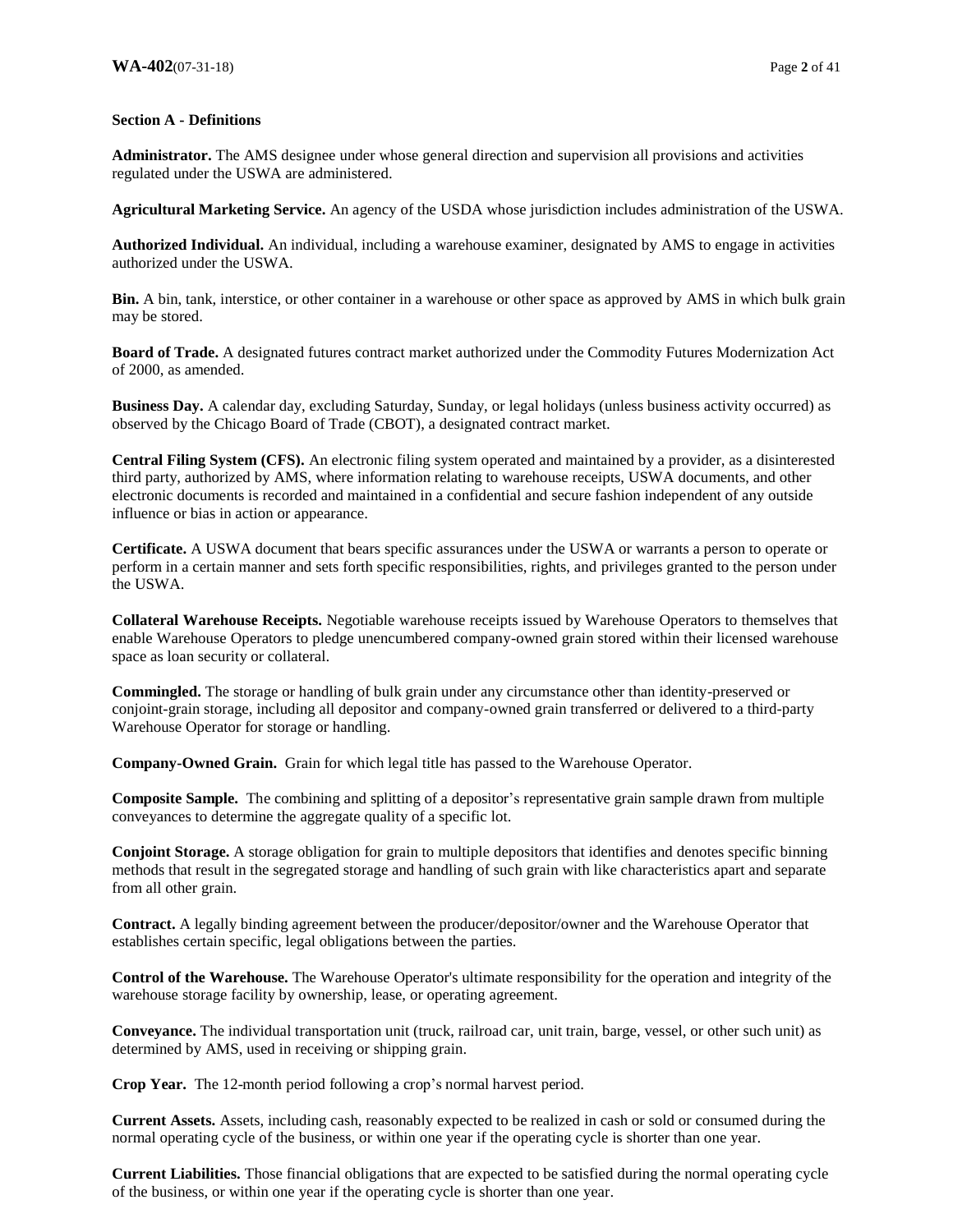**Section A - Definitions**

**Administrator.** The AMS designee under whose general direction and supervision all provisions and activities regulated under the USWA are administered.

**Agricultural Marketing Service.** An agency of the USDA whose jurisdiction includes administration of the USWA.

**Authorized Individual.** An individual, including a warehouse examiner, designated by AMS to engage in activities authorized under the USWA.

**Bin.** A bin, tank, interstice, or other container in a warehouse or other space as approved by AMS in which bulk grain may be stored.

**Board of Trade.** A designated futures contract market authorized under the Commodity Futures Modernization Act of 2000, as amended.

**Business Day.** A calendar day, excluding Saturday, Sunday, or legal holidays (unless business activity occurred) as observed by the Chicago Board of Trade (CBOT), a designated contract market.

**Central Filing System (CFS).** An electronic filing system operated and maintained by a provider, as a disinterested third party, authorized by AMS, where information relating to warehouse receipts, USWA documents, and other electronic documents is recorded and maintained in a confidential and secure fashion independent of any outside influence or bias in action or appearance.

**Certificate.** A USWA document that bears specific assurances under the USWA or warrants a person to operate or perform in a certain manner and sets forth specific responsibilities, rights, and privileges granted to the person under the USWA.

**Collateral Warehouse Receipts.** Negotiable warehouse receipts issued by Warehouse Operators to themselves that enable Warehouse Operators to pledge unencumbered company-owned grain stored within their licensed warehouse space as loan security or collateral.

**Commingled.** The storage or handling of bulk grain under any circumstance other than identity-preserved or conjoint-grain storage, including all depositor and company-owned grain transferred or delivered to a third-party Warehouse Operator for storage or handling.

**Company-Owned Grain.** Grain for which legal title has passed to the Warehouse Operator.

**Composite Sample.** The combining and splitting of a depositor's representative grain sample drawn from multiple conveyances to determine the aggregate quality of a specific lot.

**Conjoint Storage.** A storage obligation for grain to multiple depositors that identifies and denotes specific binning methods that result in the segregated storage and handling of such grain with like characteristics apart and separate from all other grain.

**Contract.** A legally binding agreement between the producer/depositor/owner and the Warehouse Operator that establishes certain specific, legal obligations between the parties.

**Control of the Warehouse.** The Warehouse Operator's ultimate responsibility for the operation and integrity of the warehouse storage facility by ownership, lease, or operating agreement.

**Conveyance.** The individual transportation unit (truck, railroad car, unit train, barge, vessel, or other such unit) as determined by AMS, used in receiving or shipping grain.

**Crop Year.** The 12-month period following a crop's normal harvest period.

**Current Assets.** Assets, including cash, reasonably expected to be realized in cash or sold or consumed during the normal operating cycle of the business, or within one year if the operating cycle is shorter than one year.

**Current Liabilities.** Those financial obligations that are expected to be satisfied during the normal operating cycle of the business, or within one year if the operating cycle is shorter than one year.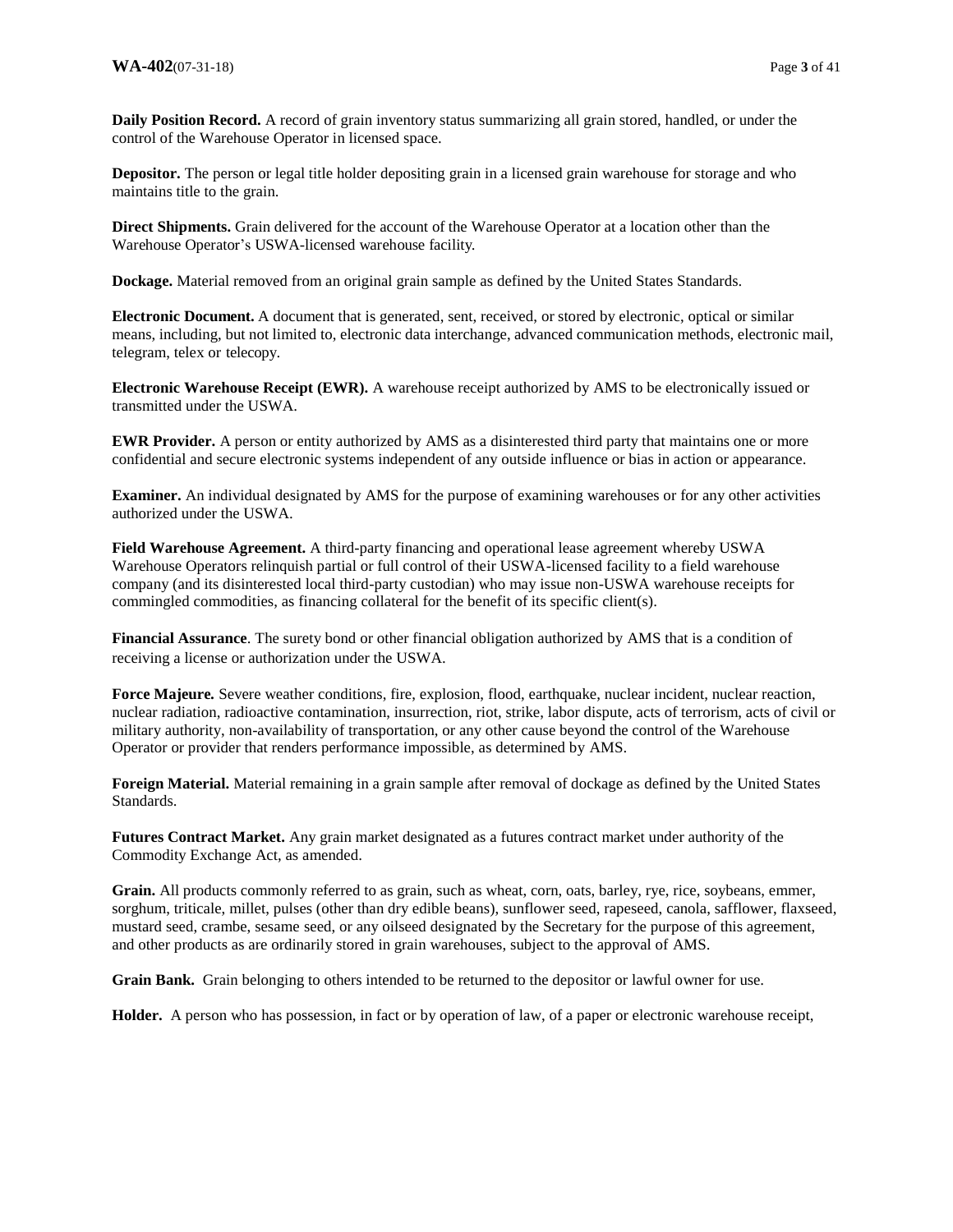**Daily Position Record.** A record of grain inventory status summarizing all grain stored, handled, or under the control of the Warehouse Operator in licensed space.

**Depositor.** The person or legal title holder depositing grain in a licensed grain warehouse for storage and who maintains title to the grain.

**Direct Shipments.** Grain delivered for the account of the Warehouse Operator at a location other than the Warehouse Operator's USWA-licensed warehouse facility.

**Dockage.** Material removed from an original grain sample as defined by the United States Standards.

**Electronic Document.** A document that is generated, sent, received, or stored by electronic, optical or similar means, including, but not limited to, electronic data interchange, advanced communication methods, electronic mail, telegram, telex or telecopy.

**Electronic Warehouse Receipt (EWR).** A warehouse receipt authorized by AMS to be electronically issued or transmitted under the USWA.

**EWR Provider.** A person or entity authorized by AMS as a disinterested third party that maintains one or more confidential and secure electronic systems independent of any outside influence or bias in action or appearance.

**Examiner.** An individual designated by AMS for the purpose of examining warehouses or for any other activities authorized under the USWA.

**Field Warehouse Agreement.** A third-party financing and operational lease agreement whereby USWA Warehouse Operators relinquish partial or full control of their USWA-licensed facility to a field warehouse company (and its disinterested local third-party custodian) who may issue non-USWA warehouse receipts for commingled commodities, as financing collateral for the benefit of its specific client(s).

**Financial Assurance**. The surety bond or other financial obligation authorized by AMS that is a condition of receiving a license or authorization under the USWA.

**Force Majeure.** Severe weather conditions, fire, explosion, flood, earthquake, nuclear incident, nuclear reaction, nuclear radiation, radioactive contamination, insurrection, riot, strike, labor dispute, acts of terrorism, acts of civil or military authority, non-availability of transportation, or any other cause beyond the control of the Warehouse Operator or provider that renders performance impossible, as determined by AMS.

**Foreign Material.** Material remaining in a grain sample after removal of dockage as defined by the United States Standards.

**Futures Contract Market.** Any grain market designated as a futures contract market under authority of the Commodity Exchange Act, as amended.

**Grain.** All products commonly referred to as grain, such as wheat, corn, oats, barley, rye, rice, soybeans, emmer, sorghum, triticale, millet, pulses (other than dry edible beans), sunflower seed, rapeseed, canola, safflower, flaxseed, mustard seed, crambe, sesame seed, or any oilseed designated by the Secretary for the purpose of this agreement, and other products as are ordinarily stored in grain warehouses, subject to the approval of AMS.

**Grain Bank.** Grain belonging to others intended to be returned to the depositor or lawful owner for use.

**Holder.** A person who has possession, in fact or by operation of law, of a paper or electronic warehouse receipt,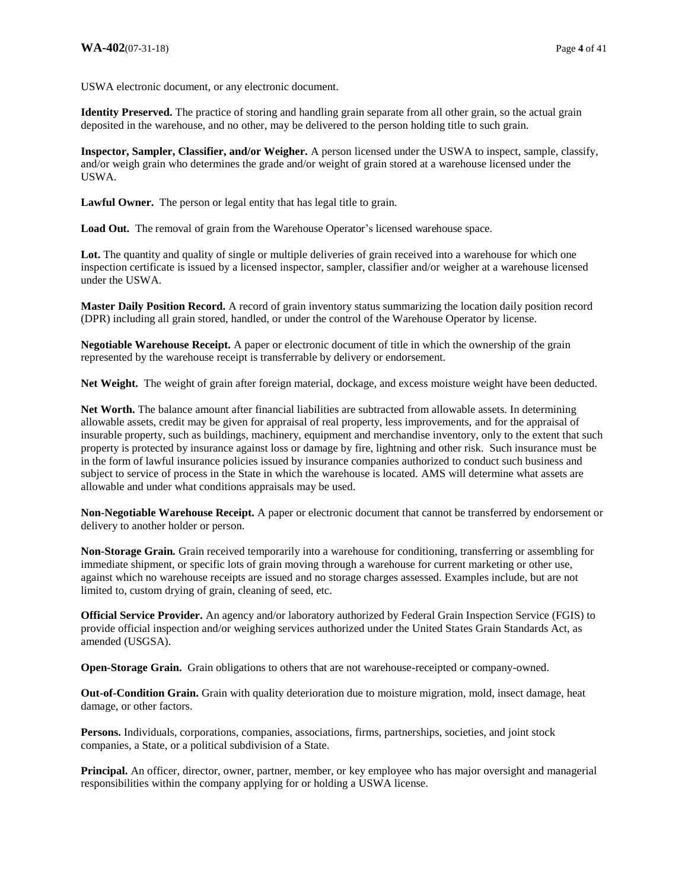USWA electronic document, or any electronic document.

**Identity Preserved.** The practice of storing and handling grain separate from all other grain, so the actual grain deposited in the warehouse, and no other, may be delivered to the person holding title to such grain.

**Inspector, Sampler, Classifier, and/or Weigher.** A person licensed under the USWA to inspect, sample, classify, and/or weigh grain who determines the grade and/or weight of grain stored at a warehouse licensed under the USWA.

**Lawful Owner.** The person or legal entity that has legal title to grain.

**Load Out.** The removal of grain from the Warehouse Operator's licensed warehouse space.

**Lot.** The quantity and quality of single or multiple deliveries of grain received into a warehouse for which one inspection certificate is issued by a licensed inspector, sampler, classifier and/or weigher at a warehouse licensed under the USWA.

**Master Daily Position Record.** A record of grain inventory status summarizing the location daily position record (DPR) including all grain stored, handled, or under the control of the Warehouse Operator by license.

**Negotiable Warehouse Receipt.** A paper or electronic document of title in which the ownership of the grain represented by the warehouse receipt is transferrable by delivery or endorsement.

**Net Weight.** The weight of grain after foreign material, dockage, and excess moisture weight have been deducted.

**Net Worth.** The balance amount after financial liabilities are subtracted from allowable assets. In determining allowable assets, credit may be given for appraisal of real property, less improvements, and for the appraisal of insurable property, such as buildings, machinery, equipment and merchandise inventory, only to the extent that such property is protected by insurance against loss or damage by fire, lightning and other risk. Such insurance must be in the form of lawful insurance policies issued by insurance companies authorized to conduct such business and subject to service of process in the State in which the warehouse is located. AMS will determine what assets are allowable and under what conditions appraisals may be used.

**Non-Negotiable Warehouse Receipt.** A paper or electronic document that cannot be transferred by endorsement or delivery to another holder or person.

**Non-Storage Grain.** Grain received temporarily into a warehouse for conditioning, transferring or assembling for immediate shipment, or specific lots of grain moving through a warehouse for current marketing or other use, against which no warehouse receipts are issued and no storage charges assessed. Examples include, but are not limited to, custom drying of grain, cleaning of seed, etc.

**Official Service Provider.** An agency and/or laboratory authorized by Federal Grain Inspection Service (FGIS) to provide official inspection and/or weighing services authorized under the United States Grain Standards Act, as amended (USGSA).

**Open-Storage Grain.** Grain obligations to others that are not warehouse-receipted or company-owned.

**Out-of-Condition Grain.** Grain with quality deterioration due to moisture migration, mold, insect damage, heat damage, or other factors.

**Persons.** Individuals, corporations, companies, associations, firms, partnerships, societies, and joint stock companies, a State, or a political subdivision of a State.

**Principal.** An officer, director, owner, partner, member, or key employee who has major oversight and managerial responsibilities within the company applying for or holding a USWA license.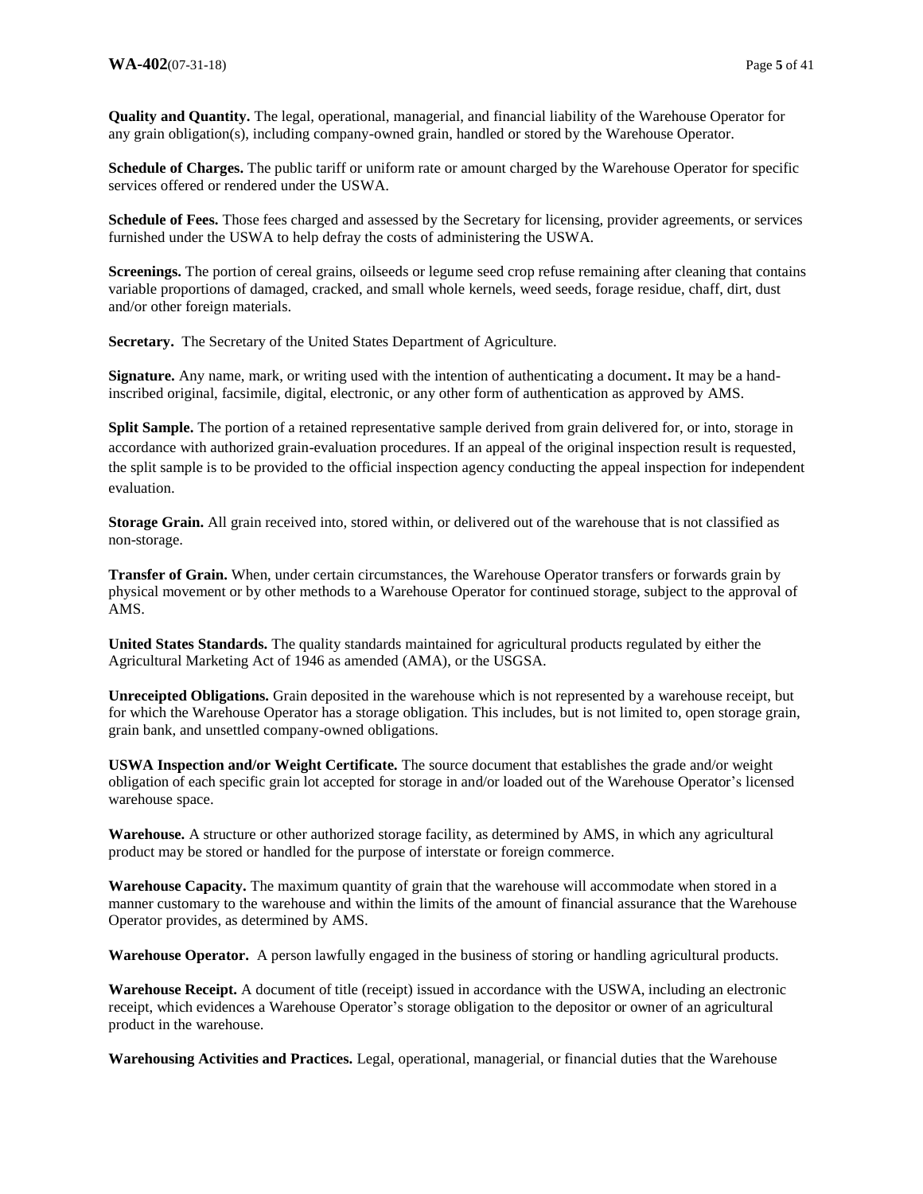**Quality and Quantity.** The legal, operational, managerial, and financial liability of the Warehouse Operator for any grain obligation(s), including company-owned grain, handled or stored by the Warehouse Operator.

**Schedule of Charges.** The public tariff or uniform rate or amount charged by the Warehouse Operator for specific services offered or rendered under the USWA.

**Schedule of Fees.** Those fees charged and assessed by the Secretary for licensing, provider agreements, or services furnished under the USWA to help defray the costs of administering the USWA.

**Screenings.** The portion of cereal grains, oilseeds or legume seed crop refuse remaining after cleaning that contains variable proportions of damaged, cracked, and small whole kernels, weed seeds, forage residue, chaff, dirt, dust and/or other foreign materials.

**Secretary.** The Secretary of the United States Department of Agriculture.

**Signature.** Any name, mark, or writing used with the intention of authenticating a document**.** It may be a hand-inscribed original, facsimile, digital, electronic, or any other form of authentication as approved by AMS.

**Split Sample.** The portion of a retained representative sample derived from grain delivered for, or into, storage in accordance with authorized grain-evaluation procedures. If an appeal of the original inspection result is requested, the split sample is to be provided to the official inspection agency conducting the appeal inspection for independent evaluation.

**Storage Grain.** All grain received into, stored within, or delivered out of the warehouse that is not classified as non-storage.

**Transfer of Grain.** When, under certain circumstances, the Warehouse Operator transfers or forwards grain by physical movement or by other methods to a Warehouse Operator for continued storage, subject to the approval of AMS.

**United States Standards.** The quality standards maintained for agricultural products regulated by either the Agricultural Marketing Act of 1946 as amended (AMA), or the USGSA.

**Unreceipted Obligations.** Grain deposited in the warehouse which is not represented by a warehouse receipt, but for which the Warehouse Operator has a storage obligation. This includes, but is not limited to, open storage grain, grain bank, and unsettled company-owned obligations.

**USWA Inspection and/or Weight Certificate.** The source document that establishes the grade and/or weight obligation of each specific grain lot accepted for storage in and/or loaded out of the Warehouse Operator's licensed warehouse space.

**Warehouse.** A structure or other authorized storage facility, as determined by AMS, in which any agricultural product may be stored or handled for the purpose of interstate or foreign commerce.

**Warehouse Capacity.** The maximum quantity of grain that the warehouse will accommodate when stored in a manner customary to the warehouse and within the limits of the amount of financial assurance that the Warehouse Operator provides, as determined by AMS.

**Warehouse Operator.** A person lawfully engaged in the business of storing or handling agricultural products.

**Warehouse Receipt.** A document of title (receipt) issued in accordance with the USWA, including an electronic receipt, which evidences a Warehouse Operator's storage obligation to the depositor or owner of an agricultural product in the warehouse.

**Warehousing Activities and Practices.** Legal, operational, managerial, or financial duties that the Warehouse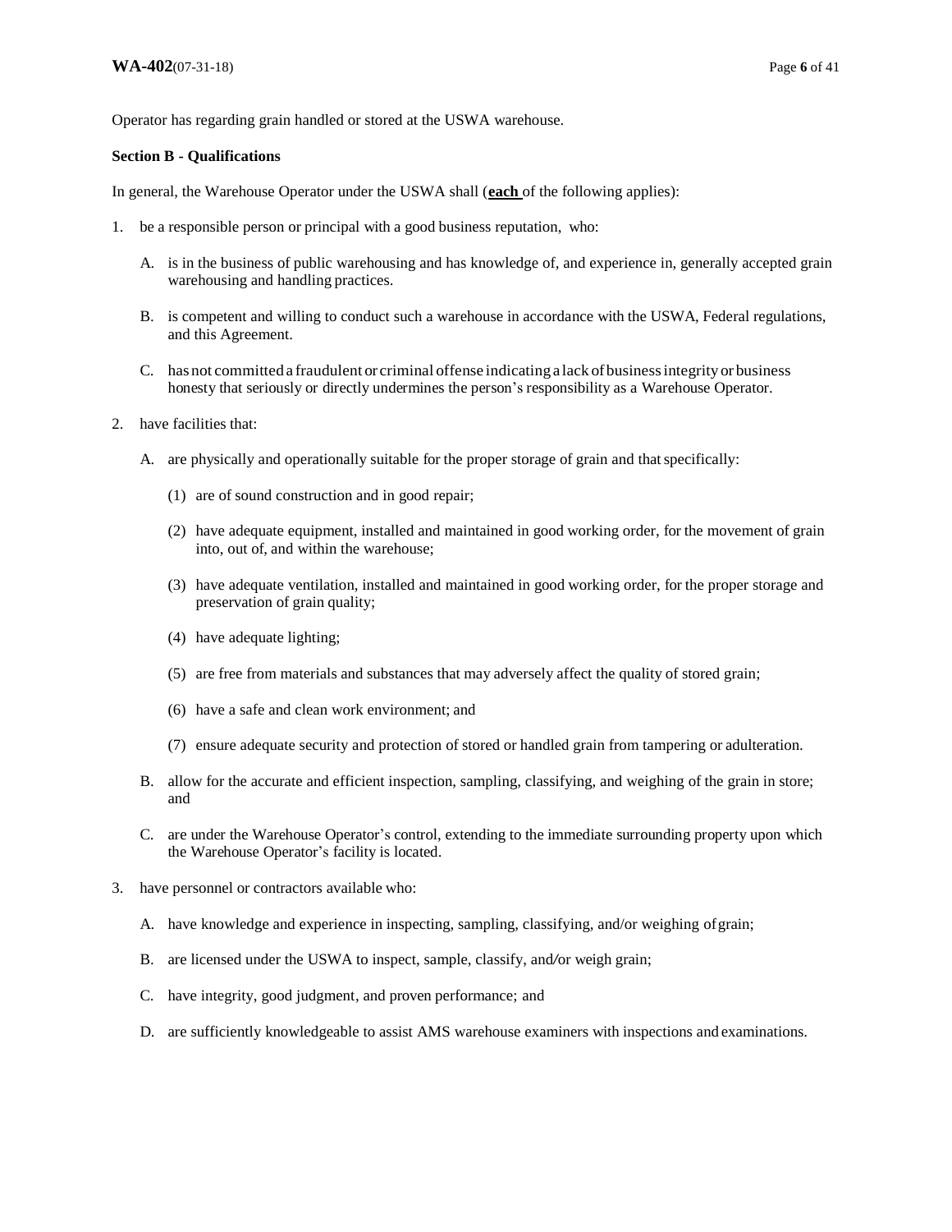Operator has regarding grain handled or stored at the USWA warehouse.

**Section B - Qualifications**

In general, the Warehouse Operator under the USWA shall (**each** of the following applies):

1. be a responsible person or principal with a good business reputation, who:

   A. is in the business of public warehousing and has knowledge of, and experience in, generally accepted grain warehousing and handling practices.

   B. is competent and willing to conduct such a warehouse in accordance with the USWA, Federal regulations, and this Agreement.

   C. has not committed a fraudulent or criminal offense indicating a lack of business integrity or business honesty that seriously or directly undermines the person's responsibility as a Warehouse Operator.

2. have facilities that:

   A. are physically and operationally suitable for the proper storage of grain and that specifically:

      (1) are of sound construction and in good repair;

      (2) have adequate equipment, installed and maintained in good working order, for the movement of grain into, out of, and within the warehouse;

      (3) have adequate ventilation, installed and maintained in good working order, for the proper storage and preservation of grain quality;

      (4) have adequate lighting;

      (5) are free from materials and substances that may adversely affect the quality of stored grain;

      (6) have a safe and clean work environment; and

      (7) ensure adequate security and protection of stored or handled grain from tampering or adulteration.

   B. allow for the accurate and efficient inspection, sampling, classifying, and weighing of the grain in store; and

   C. are under the Warehouse Operator's control, extending to the immediate surrounding property upon which the Warehouse Operator's facility is located.

3. have personnel or contractors available who:

   A. have knowledge and experience in inspecting, sampling, classifying, and/or weighing of grain;

   B. are licensed under the USWA to inspect, sample, classify, and/or weigh grain;

   C. have integrity, good judgment, and proven performance; and

   D. are sufficiently knowledgeable to assist AMS warehouse examiners with inspections and examinations.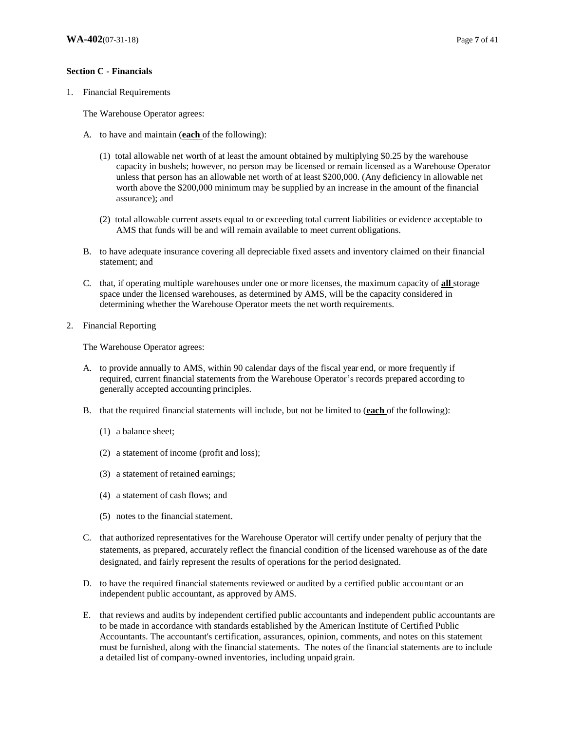**Section C - Financials**

1. Financial Requirements

   The Warehouse Operator agrees:

   A. to have and maintain (**<u>each</u>** of the following):

      (1) total allowable net worth of at least the amount obtained by multiplying $0.25 by the warehouse capacity in bushels; however, no person may be licensed or remain licensed as a Warehouse Operator unless that person has an allowable net worth of at least $200,000. (Any deficiency in allowable net worth above the $200,000 minimum may be supplied by an increase in the amount of the financial assurance); and

      (2) total allowable current assets equal to or exceeding total current liabilities or evidence acceptable to AMS that funds will be and will remain available to meet current obligations.

   B. to have adequate insurance covering all depreciable fixed assets and inventory claimed on their financial statement; and

   C. that, if operating multiple warehouses under one or more licenses, the maximum capacity of **<u>all</u>** storage space under the licensed warehouses, as determined by AMS, will be the capacity considered in determining whether the Warehouse Operator meets the net worth requirements.

2. Financial Reporting

   The Warehouse Operator agrees:

   A. to provide annually to AMS, within 90 calendar days of the fiscal year end, or more frequently if required, current financial statements from the Warehouse Operator's records prepared according to generally accepted accounting principles.

   B. that the required financial statements will include, but not be limited to (**<u>each</u>** of the following):

      (1) a balance sheet;

      (2) a statement of income (profit and loss);

      (3) a statement of retained earnings;

      (4) a statement of cash flows; and

      (5) notes to the financial statement.

   C. that authorized representatives for the Warehouse Operator will certify under penalty of perjury that the statements, as prepared, accurately reflect the financial condition of the licensed warehouse as of the date designated, and fairly represent the results of operations for the period designated.

   D. to have the required financial statements reviewed or audited by a certified public accountant or an independent public accountant, as approved by AMS.

   E. that reviews and audits by independent certified public accountants and independent public accountants are to be made in accordance with standards established by the American Institute of Certified Public Accountants. The accountant's certification, assurances, opinion, comments, and notes on this statement must be furnished, along with the financial statements. The notes of the financial statements are to include a detailed list of company-owned inventories, including unpaid grain.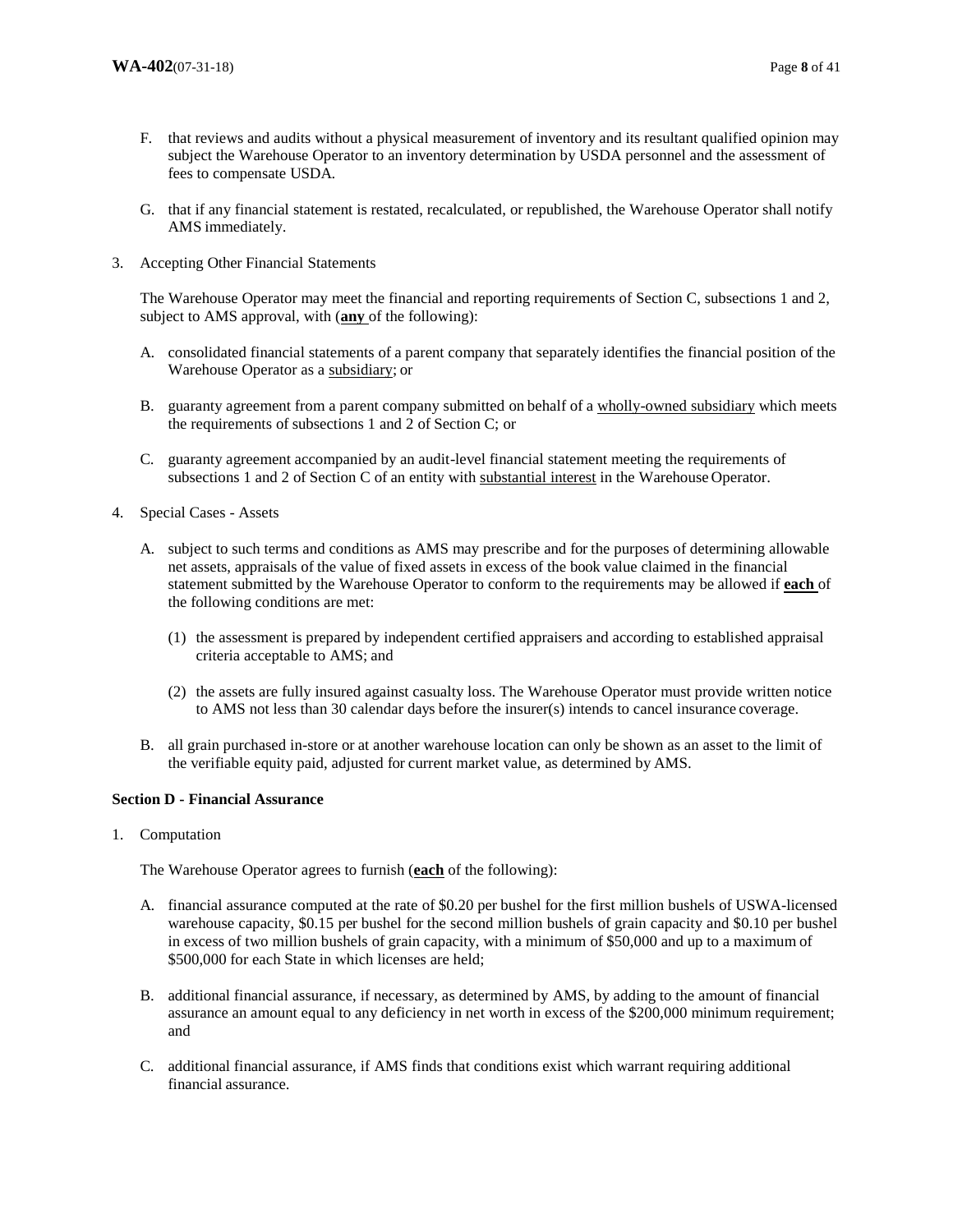F. that reviews and audits without a physical measurement of inventory and its resultant qualified opinion may subject the Warehouse Operator to an inventory determination by USDA personnel and the assessment of fees to compensate USDA.

G. that if any financial statement is restated, recalculated, or republished, the Warehouse Operator shall notify AMS immediately.

3. Accepting Other Financial Statements

   The Warehouse Operator may meet the financial and reporting requirements of Section C, subsections 1 and 2, subject to AMS approval, with (**any** of the following):

   A. consolidated financial statements of a parent company that separately identifies the financial position of the Warehouse Operator as a subsidiary; or

   B. guaranty agreement from a parent company submitted on behalf of a wholly-owned subsidiary which meets the requirements of subsections 1 and 2 of Section C; or

   C. guaranty agreement accompanied by an audit-level financial statement meeting the requirements of subsections 1 and 2 of Section C of an entity with substantial interest in the Warehouse Operator.

4. Special Cases - Assets

   A. subject to such terms and conditions as AMS may prescribe and for the purposes of determining allowable net assets, appraisals of the value of fixed assets in excess of the book value claimed in the financial statement submitted by the Warehouse Operator to conform to the requirements may be allowed if **each** of the following conditions are met:

      (1) the assessment is prepared by independent certified appraisers and according to established appraisal criteria acceptable to AMS; and

      (2) the assets are fully insured against casualty loss. The Warehouse Operator must provide written notice to AMS not less than 30 calendar days before the insurer(s) intends to cancel insurance coverage.

   B. all grain purchased in-store or at another warehouse location can only be shown as an asset to the limit of the verifiable equity paid, adjusted for current market value, as determined by AMS.

**Section D - Financial Assurance**

1. Computation

   The Warehouse Operator agrees to furnish (**each** of the following):

   A. financial assurance computed at the rate of $0.20 per bushel for the first million bushels of USWA-licensed warehouse capacity, $0.15 per bushel for the second million bushels of grain capacity and $0.10 per bushel in excess of two million bushels of grain capacity, with a minimum of $50,000 and up to a maximum of $500,000 for each State in which licenses are held;

   B. additional financial assurance, if necessary, as determined by AMS, by adding to the amount of financial assurance an amount equal to any deficiency in net worth in excess of the $200,000 minimum requirement; and

   C. additional financial assurance, if AMS finds that conditions exist which warrant requiring additional financial assurance.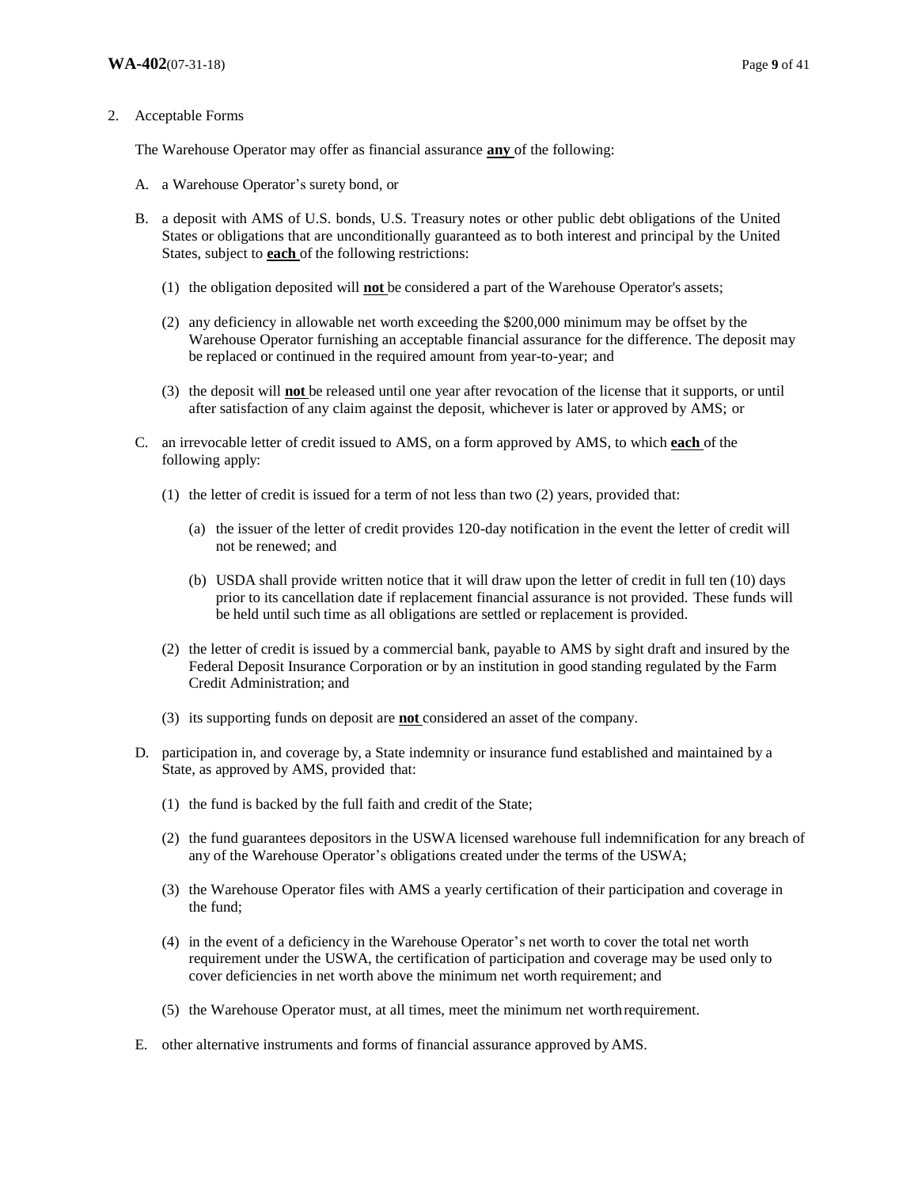2. Acceptable Forms

The Warehouse Operator may offer as financial assurance **any** of the following:

A. a Warehouse Operator's surety bond, or

B. a deposit with AMS of U.S. bonds, U.S. Treasury notes or other public debt obligations of the United States or obligations that are unconditionally guaranteed as to both interest and principal by the United States, subject to **each** of the following restrictions:

   (1) the obligation deposited will **not** be considered a part of the Warehouse Operator's assets;

   (2) any deficiency in allowable net worth exceeding the $200,000 minimum may be offset by the Warehouse Operator furnishing an acceptable financial assurance for the difference. The deposit may be replaced or continued in the required amount from year-to-year; and

   (3) the deposit will **not** be released until one year after revocation of the license that it supports, or until after satisfaction of any claim against the deposit, whichever is later or approved by AMS; or

C. an irrevocable letter of credit issued to AMS, on a form approved by AMS, to which **each** of the following apply:

   (1) the letter of credit is issued for a term of not less than two (2) years, provided that:

      (a) the issuer of the letter of credit provides 120-day notification in the event the letter of credit will not be renewed; and

      (b) USDA shall provide written notice that it will draw upon the letter of credit in full ten (10) days prior to its cancellation date if replacement financial assurance is not provided. These funds will be held until such time as all obligations are settled or replacement is provided.

   (2) the letter of credit is issued by a commercial bank, payable to AMS by sight draft and insured by the Federal Deposit Insurance Corporation or by an institution in good standing regulated by the Farm Credit Administration; and

   (3) its supporting funds on deposit are **not** considered an asset of the company.

D. participation in, and coverage by, a State indemnity or insurance fund established and maintained by a State, as approved by AMS, provided that:

   (1) the fund is backed by the full faith and credit of the State;

   (2) the fund guarantees depositors in the USWA licensed warehouse full indemnification for any breach of any of the Warehouse Operator's obligations created under the terms of the USWA;

   (3) the Warehouse Operator files with AMS a yearly certification of their participation and coverage in the fund;

   (4) in the event of a deficiency in the Warehouse Operator's net worth to cover the total net worth requirement under the USWA, the certification of participation and coverage may be used only to cover deficiencies in net worth above the minimum net worth requirement; and

   (5) the Warehouse Operator must, at all times, meet the minimum net worth requirement.

E. other alternative instruments and forms of financial assurance approved by AMS.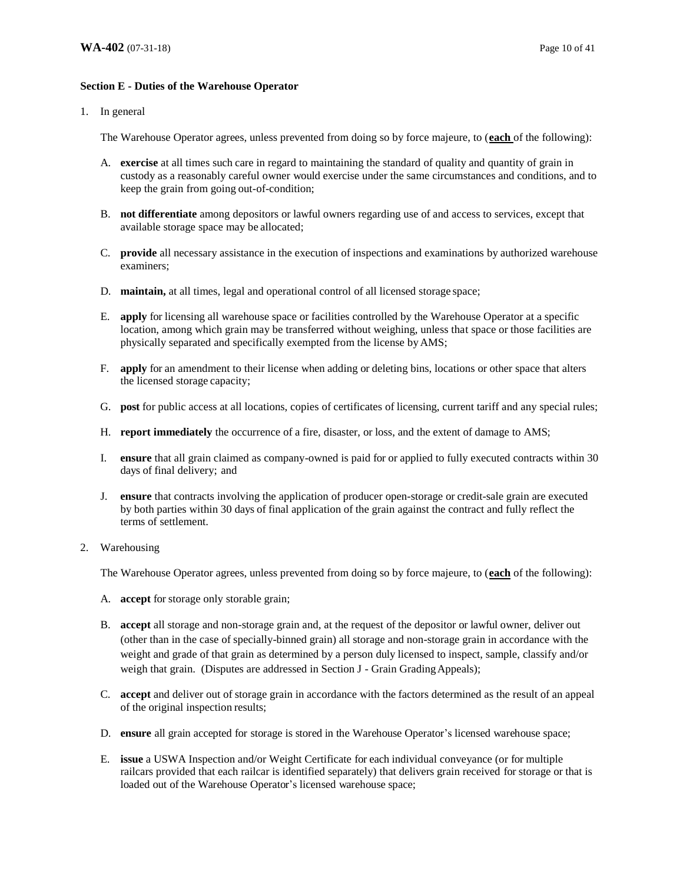**Section E - Duties of the Warehouse Operator**

1. In general

   The Warehouse Operator agrees, unless prevented from doing so by force majeure, to (**each** of the following):

   A. **exercise** at all times such care in regard to maintaining the standard of quality and quantity of grain in custody as a reasonably careful owner would exercise under the same circumstances and conditions, and to keep the grain from going out-of-condition;

   B. **not differentiate** among depositors or lawful owners regarding use of and access to services, except that available storage space may be allocated;

   C. **provide** all necessary assistance in the execution of inspections and examinations by authorized warehouse examiners;

   D. **maintain,** at all times, legal and operational control of all licensed storage space;

   E. **apply** for licensing all warehouse space or facilities controlled by the Warehouse Operator at a specific location, among which grain may be transferred without weighing, unless that space or those facilities are physically separated and specifically exempted from the license by AMS;

   F. **apply** for an amendment to their license when adding or deleting bins, locations or other space that alters the licensed storage capacity;

   G. **post** for public access at all locations, copies of certificates of licensing, current tariff and any special rules;

   H. **report immediately** the occurrence of a fire, disaster, or loss, and the extent of damage to AMS;

   I. **ensure** that all grain claimed as company-owned is paid for or applied to fully executed contracts within 30 days of final delivery; and

   J. **ensure** that contracts involving the application of producer open-storage or credit-sale grain are executed by both parties within 30 days of final application of the grain against the contract and fully reflect the terms of settlement.

2. Warehousing

   The Warehouse Operator agrees, unless prevented from doing so by force majeure, to (**each** of the following):

   A. **accept** for storage only storable grain;

   B. **accept** all storage and non-storage grain and, at the request of the depositor or lawful owner, deliver out (other than in the case of specially-binned grain) all storage and non-storage grain in accordance with the weight and grade of that grain as determined by a person duly licensed to inspect, sample, classify and/or weigh that grain. (Disputes are addressed in Section J - Grain Grading Appeals);

   C. **accept** and deliver out of storage grain in accordance with the factors determined as the result of an appeal of the original inspection results;

   D. **ensure** all grain accepted for storage is stored in the Warehouse Operator's licensed warehouse space;

   E. **issue** a USWA Inspection and/or Weight Certificate for each individual conveyance (or for multiple railcars provided that each railcar is identified separately) that delivers grain received for storage or that is loaded out of the Warehouse Operator's licensed warehouse space;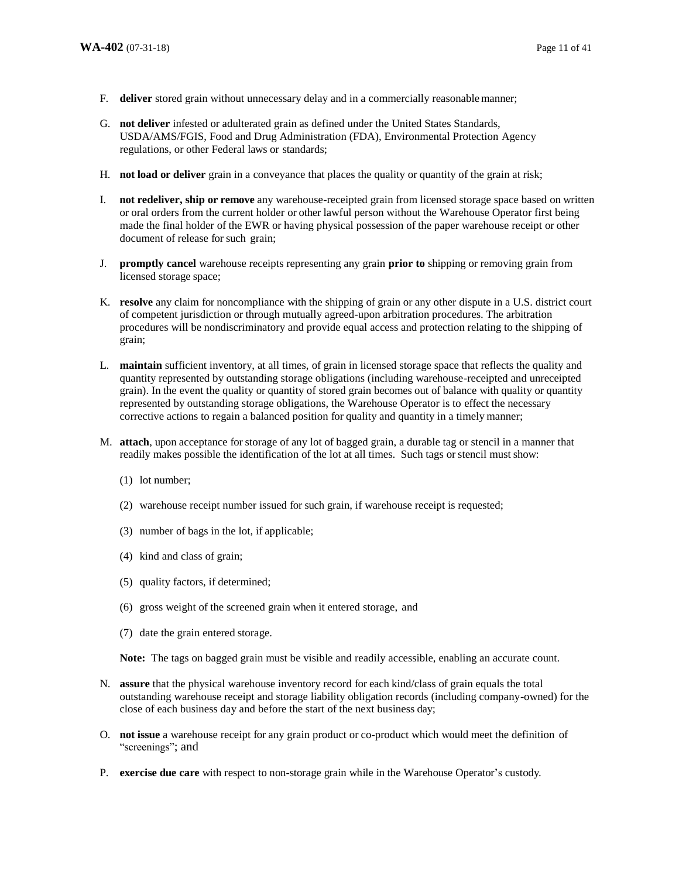F. **deliver** stored grain without unnecessary delay and in a commercially reasonable manner;

G. **not deliver** infested or adulterated grain as defined under the United States Standards, USDA/AMS/FGIS, Food and Drug Administration (FDA), Environmental Protection Agency regulations, or other Federal laws or standards;

H. **not load or deliver** grain in a conveyance that places the quality or quantity of the grain at risk;

I. **not redeliver, ship or remove** any warehouse-receipted grain from licensed storage space based on written or oral orders from the current holder or other lawful person without the Warehouse Operator first being made the final holder of the EWR or having physical possession of the paper warehouse receipt or other document of release for such grain;

J. **promptly cancel** warehouse receipts representing any grain **prior to** shipping or removing grain from licensed storage space;

K. **resolve** any claim for noncompliance with the shipping of grain or any other dispute in a U.S. district court of competent jurisdiction or through mutually agreed-upon arbitration procedures. The arbitration procedures will be nondiscriminatory and provide equal access and protection relating to the shipping of grain;

L. **maintain** sufficient inventory, at all times, of grain in licensed storage space that reflects the quality and quantity represented by outstanding storage obligations (including warehouse-receipted and unreceipted grain). In the event the quality or quantity of stored grain becomes out of balance with quality or quantity represented by outstanding storage obligations, the Warehouse Operator is to effect the necessary corrective actions to regain a balanced position for quality and quantity in a timely manner;

M. **attach**, upon acceptance for storage of any lot of bagged grain, a durable tag or stencil in a manner that readily makes possible the identification of the lot at all times. Such tags or stencil must show:

   (1) lot number;

   (2) warehouse receipt number issued for such grain, if warehouse receipt is requested;

   (3) number of bags in the lot, if applicable;

   (4) kind and class of grain;

   (5) quality factors, if determined;

   (6) gross weight of the screened grain when it entered storage, and

   (7) date the grain entered storage.

   **Note:** The tags on bagged grain must be visible and readily accessible, enabling an accurate count.

N. **assure** that the physical warehouse inventory record for each kind/class of grain equals the total outstanding warehouse receipt and storage liability obligation records (including company-owned) for the close of each business day and before the start of the next business day;

O. **not issue** a warehouse receipt for any grain product or co-product which would meet the definition of "screenings"; and

P. **exercise due care** with respect to non-storage grain while in the Warehouse Operator's custody.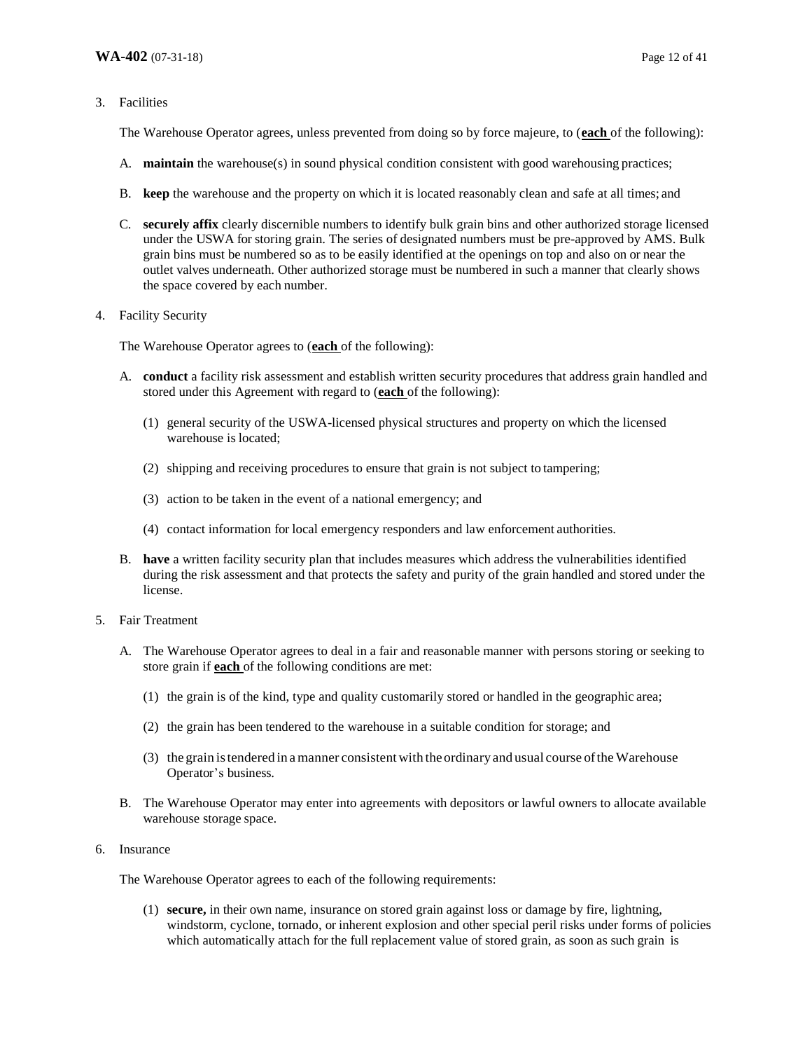3. Facilities

   The Warehouse Operator agrees, unless prevented from doing so by force majeure, to (**<u>each</u>** of the following):

   A. **maintain** the warehouse(s) in sound physical condition consistent with good warehousing practices;

   B. **keep** the warehouse and the property on which it is located reasonably clean and safe at all times; and

   C. **securely affix** clearly discernible numbers to identify bulk grain bins and other authorized storage licensed under the USWA for storing grain. The series of designated numbers must be pre-approved by AMS. Bulk grain bins must be numbered so as to be easily identified at the openings on top and also on or near the outlet valves underneath. Other authorized storage must be numbered in such a manner that clearly shows the space covered by each number.

4. Facility Security

   The Warehouse Operator agrees to (**<u>each</u>** of the following):

   A. **conduct** a facility risk assessment and establish written security procedures that address grain handled and stored under this Agreement with regard to (**<u>each</u>** of the following):

      (1) general security of the USWA-licensed physical structures and property on which the licensed warehouse is located;

      (2) shipping and receiving procedures to ensure that grain is not subject to tampering;

      (3) action to be taken in the event of a national emergency; and

      (4) contact information for local emergency responders and law enforcement authorities.

   B. **have** a written facility security plan that includes measures which address the vulnerabilities identified during the risk assessment and that protects the safety and purity of the grain handled and stored under the license.

5. Fair Treatment

   A. The Warehouse Operator agrees to deal in a fair and reasonable manner with persons storing or seeking to store grain if **<u>each</u>** of the following conditions are met:

      (1) the grain is of the kind, type and quality customarily stored or handled in the geographic area;

      (2) the grain has been tendered to the warehouse in a suitable condition for storage; and

      (3) the grain is tendered in a manner consistent with the ordinary and usual course of the Warehouse Operator's business.

   B. The Warehouse Operator may enter into agreements with depositors or lawful owners to allocate available warehouse storage space.

6. Insurance

   The Warehouse Operator agrees to each of the following requirements:

   (1) **secure,** in their own name, insurance on stored grain against loss or damage by fire, lightning, windstorm, cyclone, tornado, or inherent explosion and other special peril risks under forms of policies which automatically attach for the full replacement value of stored grain, as soon as such grain is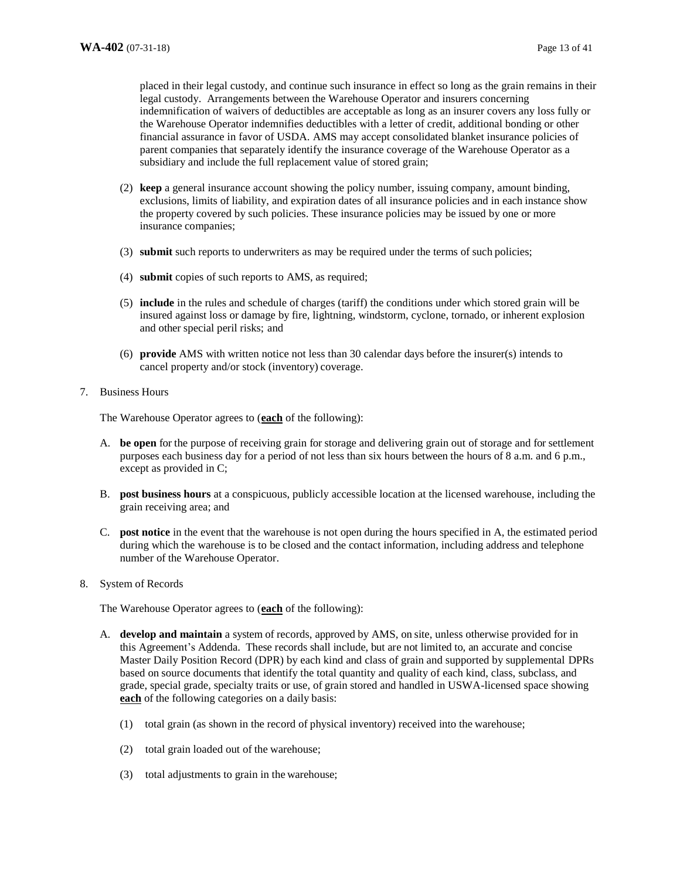placed in their legal custody, and continue such insurance in effect so long as the grain remains in their legal custody. Arrangements between the Warehouse Operator and insurers concerning indemnification of waivers of deductibles are acceptable as long as an insurer covers any loss fully or the Warehouse Operator indemnifies deductibles with a letter of credit, additional bonding or other financial assurance in favor of USDA. AMS may accept consolidated blanket insurance policies of parent companies that separately identify the insurance coverage of the Warehouse Operator as a subsidiary and include the full replacement value of stored grain;

(2) **keep** a general insurance account showing the policy number, issuing company, amount binding, exclusions, limits of liability, and expiration dates of all insurance policies and in each instance show the property covered by such policies. These insurance policies may be issued by one or more insurance companies;

(3) **submit** such reports to underwriters as may be required under the terms of such policies;

(4) **submit** copies of such reports to AMS, as required;

(5) **include** in the rules and schedule of charges (tariff) the conditions under which stored grain will be insured against loss or damage by fire, lightning, windstorm, cyclone, tornado, or inherent explosion and other special peril risks; and

(6) **provide** AMS with written notice not less than 30 calendar days before the insurer(s) intends to cancel property and/or stock (inventory) coverage.

7. Business Hours

The Warehouse Operator agrees to (**each** of the following):

A. **be open** for the purpose of receiving grain for storage and delivering grain out of storage and for settlement purposes each business day for a period of not less than six hours between the hours of 8 a.m. and 6 p.m., except as provided in C;

B. **post business hours** at a conspicuous, publicly accessible location at the licensed warehouse, including the grain receiving area; and

C. **post notice** in the event that the warehouse is not open during the hours specified in A, the estimated period during which the warehouse is to be closed and the contact information, including address and telephone number of the Warehouse Operator.

8. System of Records

The Warehouse Operator agrees to (**each** of the following):

A. **develop and maintain** a system of records, approved by AMS, on site, unless otherwise provided for in this Agreement's Addenda. These records shall include, but are not limited to, an accurate and concise Master Daily Position Record (DPR) by each kind and class of grain and supported by supplemental DPRs based on source documents that identify the total quantity and quality of each kind, class, subclass, and grade, special grade, specialty traits or use, of grain stored and handled in USWA-licensed space showing **each** of the following categories on a daily basis:

(1) total grain (as shown in the record of physical inventory) received into the warehouse;

(2) total grain loaded out of the warehouse;

(3) total adjustments to grain in the warehouse;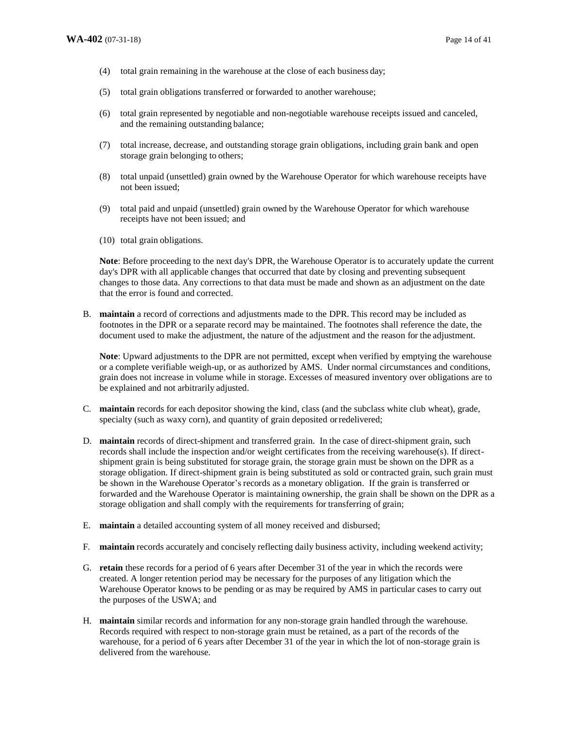(4) total grain remaining in the warehouse at the close of each business day;

(5) total grain obligations transferred or forwarded to another warehouse;

(6) total grain represented by negotiable and non-negotiable warehouse receipts issued and canceled, and the remaining outstanding balance;

(7) total increase, decrease, and outstanding storage grain obligations, including grain bank and open storage grain belonging to others;

(8) total unpaid (unsettled) grain owned by the Warehouse Operator for which warehouse receipts have not been issued;

(9) total paid and unpaid (unsettled) grain owned by the Warehouse Operator for which warehouse receipts have not been issued; and

(10) total grain obligations.

**Note**: Before proceeding to the next day's DPR, the Warehouse Operator is to accurately update the current day's DPR with all applicable changes that occurred that date by closing and preventing subsequent changes to those data. Any corrections to that data must be made and shown as an adjustment on the date that the error is found and corrected.

B. **maintain** a record of corrections and adjustments made to the DPR. This record may be included as footnotes in the DPR or a separate record may be maintained. The footnotes shall reference the date, the document used to make the adjustment, the nature of the adjustment and the reason for the adjustment.

   **Note**: Upward adjustments to the DPR are not permitted, except when verified by emptying the warehouse or a complete verifiable weigh-up, or as authorized by AMS. Under normal circumstances and conditions, grain does not increase in volume while in storage. Excesses of measured inventory over obligations are to be explained and not arbitrarily adjusted.

C. **maintain** records for each depositor showing the kind, class (and the subclass white club wheat), grade, specialty (such as waxy corn), and quantity of grain deposited or redelivered;

D. **maintain** records of direct-shipment and transferred grain. In the case of direct-shipment grain, such records shall include the inspection and/or weight certificates from the receiving warehouse(s). If direct-shipment grain is being substituted for storage grain, the storage grain must be shown on the DPR as a storage obligation. If direct-shipment grain is being substituted as sold or contracted grain, such grain must be shown in the Warehouse Operator's records as a monetary obligation. If the grain is transferred or forwarded and the Warehouse Operator is maintaining ownership, the grain shall be shown on the DPR as a storage obligation and shall comply with the requirements for transferring of grain;

E. **maintain** a detailed accounting system of all money received and disbursed;

F. **maintain** records accurately and concisely reflecting daily business activity, including weekend activity;

G. **retain** these records for a period of 6 years after December 31 of the year in which the records were created. A longer retention period may be necessary for the purposes of any litigation which the Warehouse Operator knows to be pending or as may be required by AMS in particular cases to carry out the purposes of the USWA; and

H. **maintain** similar records and information for any non-storage grain handled through the warehouse. Records required with respect to non-storage grain must be retained, as a part of the records of the warehouse, for a period of 6 years after December 31 of the year in which the lot of non-storage grain is delivered from the warehouse.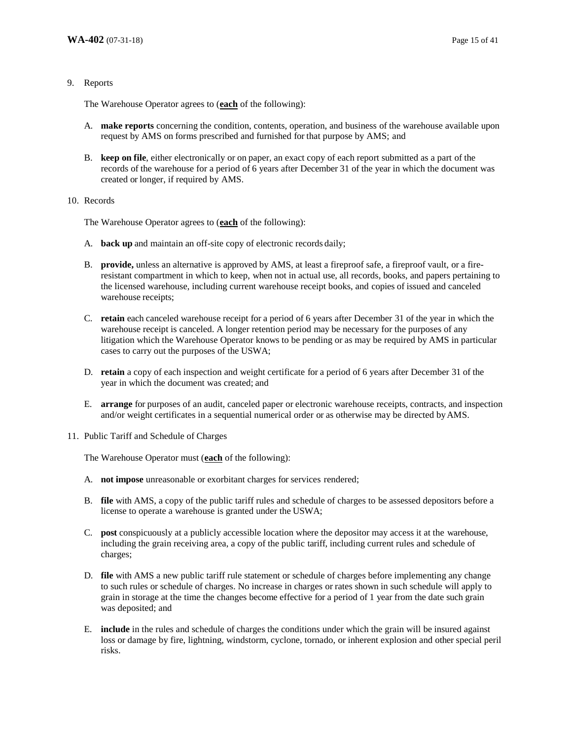9. Reports

   The Warehouse Operator agrees to (<u>**each**</u> of the following):

   A. **make reports** concerning the condition, contents, operation, and business of the warehouse available upon request by AMS on forms prescribed and furnished for that purpose by AMS; and

   B. **keep on file**, either electronically or on paper, an exact copy of each report submitted as a part of the records of the warehouse for a period of 6 years after December 31 of the year in which the document was created or longer, if required by AMS.

10. Records

    The Warehouse Operator agrees to (<u>**each**</u> of the following):

    A. **back up** and maintain an off-site copy of electronic records daily;

    B. **provide,** unless an alternative is approved by AMS, at least a fireproof safe, a fireproof vault, or a fire-resistant compartment in which to keep, when not in actual use, all records, books, and papers pertaining to the licensed warehouse, including current warehouse receipt books, and copies of issued and canceled warehouse receipts;

    C. **retain** each canceled warehouse receipt for a period of 6 years after December 31 of the year in which the warehouse receipt is canceled. A longer retention period may be necessary for the purposes of any litigation which the Warehouse Operator knows to be pending or as may be required by AMS in particular cases to carry out the purposes of the USWA;

    D. **retain** a copy of each inspection and weight certificate for a period of 6 years after December 31 of the year in which the document was created; and

    E. **arrange** for purposes of an audit, canceled paper or electronic warehouse receipts, contracts, and inspection and/or weight certificates in a sequential numerical order or as otherwise may be directed by AMS.

11. Public Tariff and Schedule of Charges

    The Warehouse Operator must (<u>**each**</u> of the following):

    A. **not impose** unreasonable or exorbitant charges for services rendered;

    B. **file** with AMS, a copy of the public tariff rules and schedule of charges to be assessed depositors before a license to operate a warehouse is granted under the USWA;

    C. **post** conspicuously at a publicly accessible location where the depositor may access it at the warehouse, including the grain receiving area, a copy of the public tariff, including current rules and schedule of charges;

    D. **file** with AMS a new public tariff rule statement or schedule of charges before implementing any change to such rules or schedule of charges. No increase in charges or rates shown in such schedule will apply to grain in storage at the time the changes become effective for a period of 1 year from the date such grain was deposited; and

    E. **include** in the rules and schedule of charges the conditions under which the grain will be insured against loss or damage by fire, lightning, windstorm, cyclone, tornado, or inherent explosion and other special peril risks.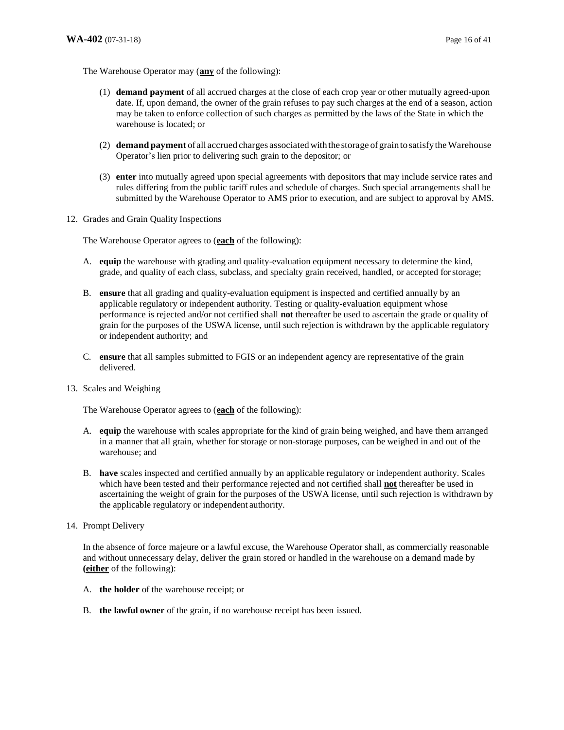The Warehouse Operator may (**<u>any</u>** of the following):

(1) **demand payment** of all accrued charges at the close of each crop year or other mutually agreed-upon date. If, upon demand, the owner of the grain refuses to pay such charges at the end of a season, action may be taken to enforce collection of such charges as permitted by the laws of the State in which the warehouse is located; or

(2) **demand payment** of all accrued charges associated with the storage of grain to satisfy the Warehouse Operator's lien prior to delivering such grain to the depositor; or

(3) **enter** into mutually agreed upon special agreements with depositors that may include service rates and rules differing from the public tariff rules and schedule of charges. Such special arrangements shall be submitted by the Warehouse Operator to AMS prior to execution, and are subject to approval by AMS.

12. Grades and Grain Quality Inspections

The Warehouse Operator agrees to (**<u>each</u>** of the following):

A. **equip** the warehouse with grading and quality-evaluation equipment necessary to determine the kind, grade, and quality of each class, subclass, and specialty grain received, handled, or accepted for storage;

B. **ensure** that all grading and quality-evaluation equipment is inspected and certified annually by an applicable regulatory or independent authority. Testing or quality-evaluation equipment whose performance is rejected and/or not certified shall **<u>not</u>** thereafter be used to ascertain the grade or quality of grain for the purposes of the USWA license, until such rejection is withdrawn by the applicable regulatory or independent authority; and

C. **ensure** that all samples submitted to FGIS or an independent agency are representative of the grain delivered.

13. Scales and Weighing

The Warehouse Operator agrees to (**<u>each</u>** of the following):

A. **equip** the warehouse with scales appropriate for the kind of grain being weighed, and have them arranged in a manner that all grain, whether for storage or non-storage purposes, can be weighed in and out of the warehouse; and

B. **have** scales inspected and certified annually by an applicable regulatory or independent authority. Scales which have been tested and their performance rejected and not certified shall **<u>not</u>** thereafter be used in ascertaining the weight of grain for the purposes of the USWA license, until such rejection is withdrawn by the applicable regulatory or independent authority.

14. Prompt Delivery

In the absence of force majeure or a lawful excuse, the Warehouse Operator shall, as commercially reasonable and without unnecessary delay, deliver the grain stored or handled in the warehouse on a demand made by **(<u>either</u>** of the following):

A. **the holder** of the warehouse receipt; or

B. **the lawful owner** of the grain, if no warehouse receipt has been issued.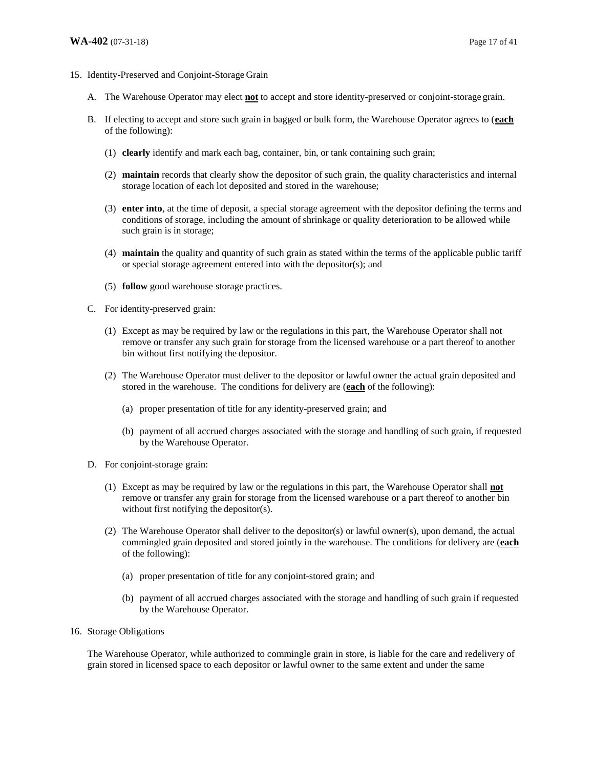15. Identity-Preserved and Conjoint-Storage Grain

    A. The Warehouse Operator may elect **not** to accept and store identity-preserved or conjoint-storage grain.

    B. If electing to accept and store such grain in bagged or bulk form, the Warehouse Operator agrees to (**each** of the following):

       (1) **clearly** identify and mark each bag, container, bin, or tank containing such grain;

       (2) **maintain** records that clearly show the depositor of such grain, the quality characteristics and internal storage location of each lot deposited and stored in the warehouse;

       (3) **enter into**, at the time of deposit, a special storage agreement with the depositor defining the terms and conditions of storage, including the amount of shrinkage or quality deterioration to be allowed while such grain is in storage;

       (4) **maintain** the quality and quantity of such grain as stated within the terms of the applicable public tariff or special storage agreement entered into with the depositor(s); and

       (5) **follow** good warehouse storage practices.

    C. For identity-preserved grain:

       (1) Except as may be required by law or the regulations in this part, the Warehouse Operator shall not remove or transfer any such grain for storage from the licensed warehouse or a part thereof to another bin without first notifying the depositor.

       (2) The Warehouse Operator must deliver to the depositor or lawful owner the actual grain deposited and stored in the warehouse. The conditions for delivery are (**each** of the following):

          (a) proper presentation of title for any identity-preserved grain; and

          (b) payment of all accrued charges associated with the storage and handling of such grain, if requested by the Warehouse Operator.

    D. For conjoint-storage grain:

       (1) Except as may be required by law or the regulations in this part, the Warehouse Operator shall **not** remove or transfer any grain for storage from the licensed warehouse or a part thereof to another bin without first notifying the depositor(s).

       (2) The Warehouse Operator shall deliver to the depositor(s) or lawful owner(s), upon demand, the actual commingled grain deposited and stored jointly in the warehouse. The conditions for delivery are (**each** of the following):

          (a) proper presentation of title for any conjoint-stored grain; and

          (b) payment of all accrued charges associated with the storage and handling of such grain if requested by the Warehouse Operator.

16. Storage Obligations

    The Warehouse Operator, while authorized to commingle grain in store, is liable for the care and redelivery of grain stored in licensed space to each depositor or lawful owner to the same extent and under the same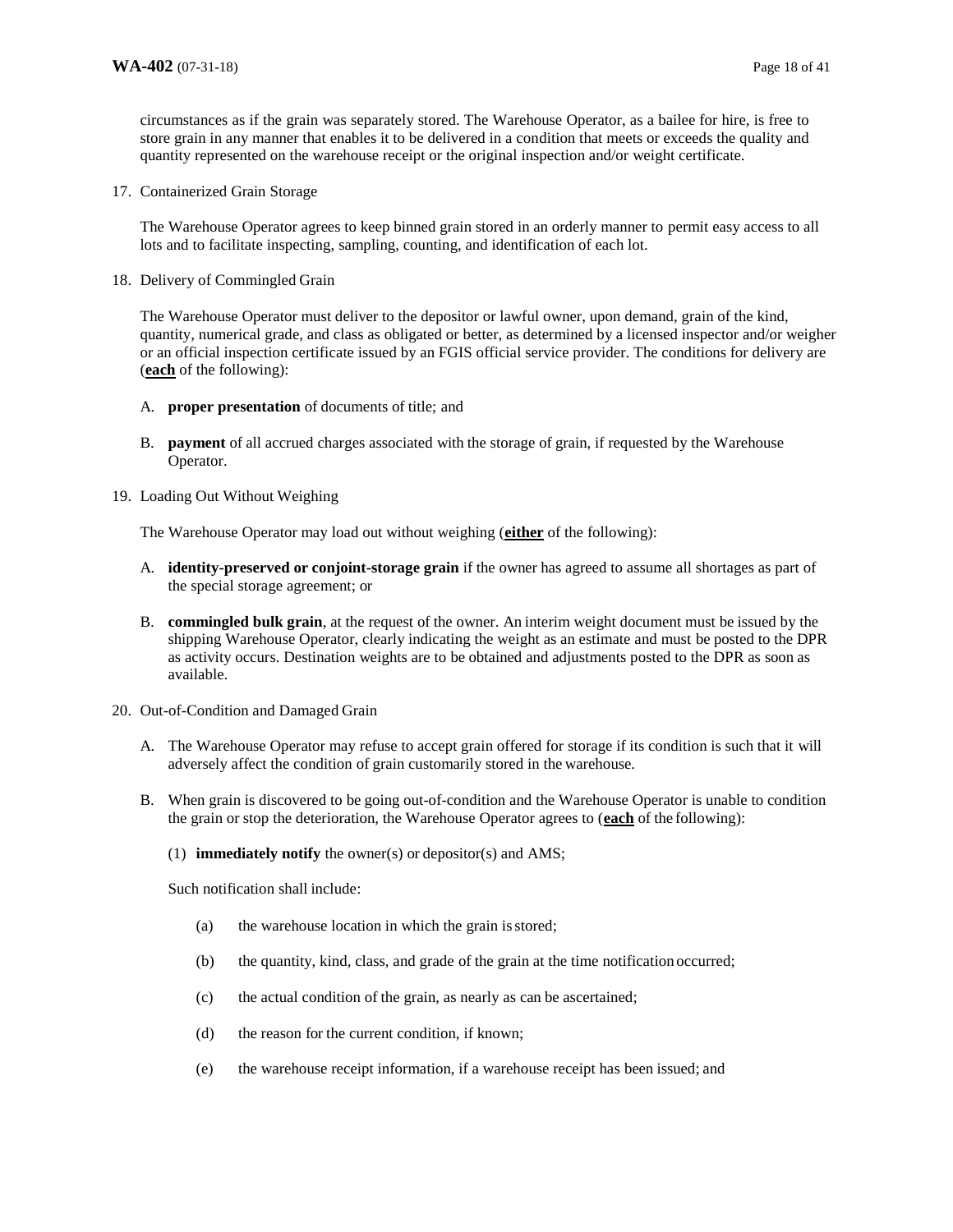circumstances as if the grain was separately stored. The Warehouse Operator, as a bailee for hire, is free to store grain in any manner that enables it to be delivered in a condition that meets or exceeds the quality and quantity represented on the warehouse receipt or the original inspection and/or weight certificate.

17. Containerized Grain Storage

    The Warehouse Operator agrees to keep binned grain stored in an orderly manner to permit easy access to all lots and to facilitate inspecting, sampling, counting, and identification of each lot.

18. Delivery of Commingled Grain

    The Warehouse Operator must deliver to the depositor or lawful owner, upon demand, grain of the kind, quantity, numerical grade, and class as obligated or better, as determined by a licensed inspector and/or weigher or an official inspection certificate issued by an FGIS official service provider. The conditions for delivery are (**each** of the following):

    A. **proper presentation** of documents of title; and

    B. **payment** of all accrued charges associated with the storage of grain, if requested by the Warehouse Operator.

19. Loading Out Without Weighing

    The Warehouse Operator may load out without weighing (**either** of the following):

    A. **identity-preserved or conjoint-storage grain** if the owner has agreed to assume all shortages as part of the special storage agreement; or

    B. **commingled bulk grain**, at the request of the owner. An interim weight document must be issued by the shipping Warehouse Operator, clearly indicating the weight as an estimate and must be posted to the DPR as activity occurs. Destination weights are to be obtained and adjustments posted to the DPR as soon as available.

20. Out-of-Condition and Damaged Grain

    A. The Warehouse Operator may refuse to accept grain offered for storage if its condition is such that it will adversely affect the condition of grain customarily stored in the warehouse.

    B. When grain is discovered to be going out-of-condition and the Warehouse Operator is unable to condition the grain or stop the deterioration, the Warehouse Operator agrees to (**each** of the following):

       (1) **immediately notify** the owner(s) or depositor(s) and AMS;

       Such notification shall include:

       (a) the warehouse location in which the grain is stored;

       (b) the quantity, kind, class, and grade of the grain at the time notification occurred;

       (c) the actual condition of the grain, as nearly as can be ascertained;

       (d) the reason for the current condition, if known;

       (e) the warehouse receipt information, if a warehouse receipt has been issued; and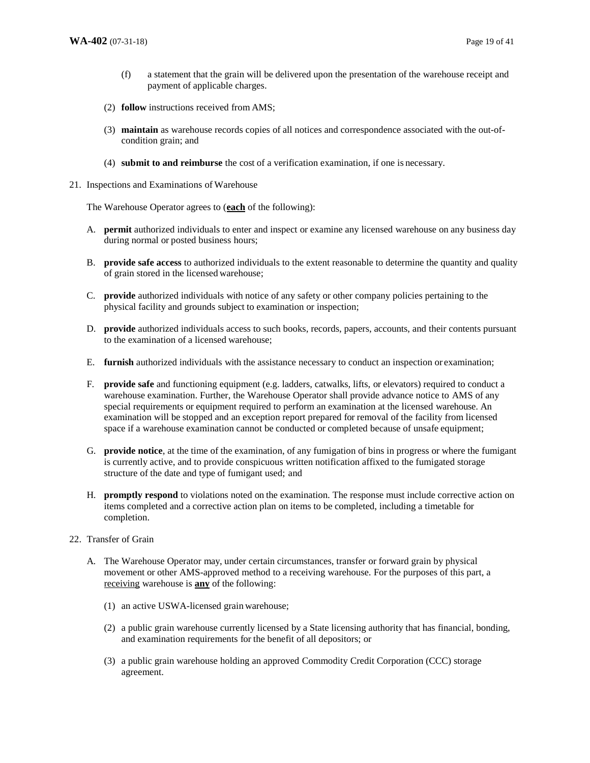(f) a statement that the grain will be delivered upon the presentation of the warehouse receipt and payment of applicable charges.

(2) **follow** instructions received from AMS;

(3) **maintain** as warehouse records copies of all notices and correspondence associated with the out-of-condition grain; and

(4) **submit to and reimburse** the cost of a verification examination, if one is necessary.

21. Inspections and Examinations of Warehouse

The Warehouse Operator agrees to (**each** of the following):

A. **permit** authorized individuals to enter and inspect or examine any licensed warehouse on any business day during normal or posted business hours;

B. **provide safe access** to authorized individuals to the extent reasonable to determine the quantity and quality of grain stored in the licensed warehouse;

C. **provide** authorized individuals with notice of any safety or other company policies pertaining to the physical facility and grounds subject to examination or inspection;

D. **provide** authorized individuals access to such books, records, papers, accounts, and their contents pursuant to the examination of a licensed warehouse;

E. **furnish** authorized individuals with the assistance necessary to conduct an inspection or examination;

F. **provide safe** and functioning equipment (e.g. ladders, catwalks, lifts, or elevators) required to conduct a warehouse examination. Further, the Warehouse Operator shall provide advance notice to AMS of any special requirements or equipment required to perform an examination at the licensed warehouse. An examination will be stopped and an exception report prepared for removal of the facility from licensed space if a warehouse examination cannot be conducted or completed because of unsafe equipment;

G. **provide notice**, at the time of the examination, of any fumigation of bins in progress or where the fumigant is currently active, and to provide conspicuous written notification affixed to the fumigated storage structure of the date and type of fumigant used; and

H. **promptly respond** to violations noted on the examination. The response must include corrective action on items completed and a corrective action plan on items to be completed, including a timetable for completion.

22. Transfer of Grain

A. The Warehouse Operator may, under certain circumstances, transfer or forward grain by physical movement or other AMS-approved method to a receiving warehouse. For the purposes of this part, a receiving warehouse is **any** of the following:

(1) an active USWA-licensed grain warehouse;

(2) a public grain warehouse currently licensed by a State licensing authority that has financial, bonding, and examination requirements for the benefit of all depositors; or

(3) a public grain warehouse holding an approved Commodity Credit Corporation (CCC) storage agreement.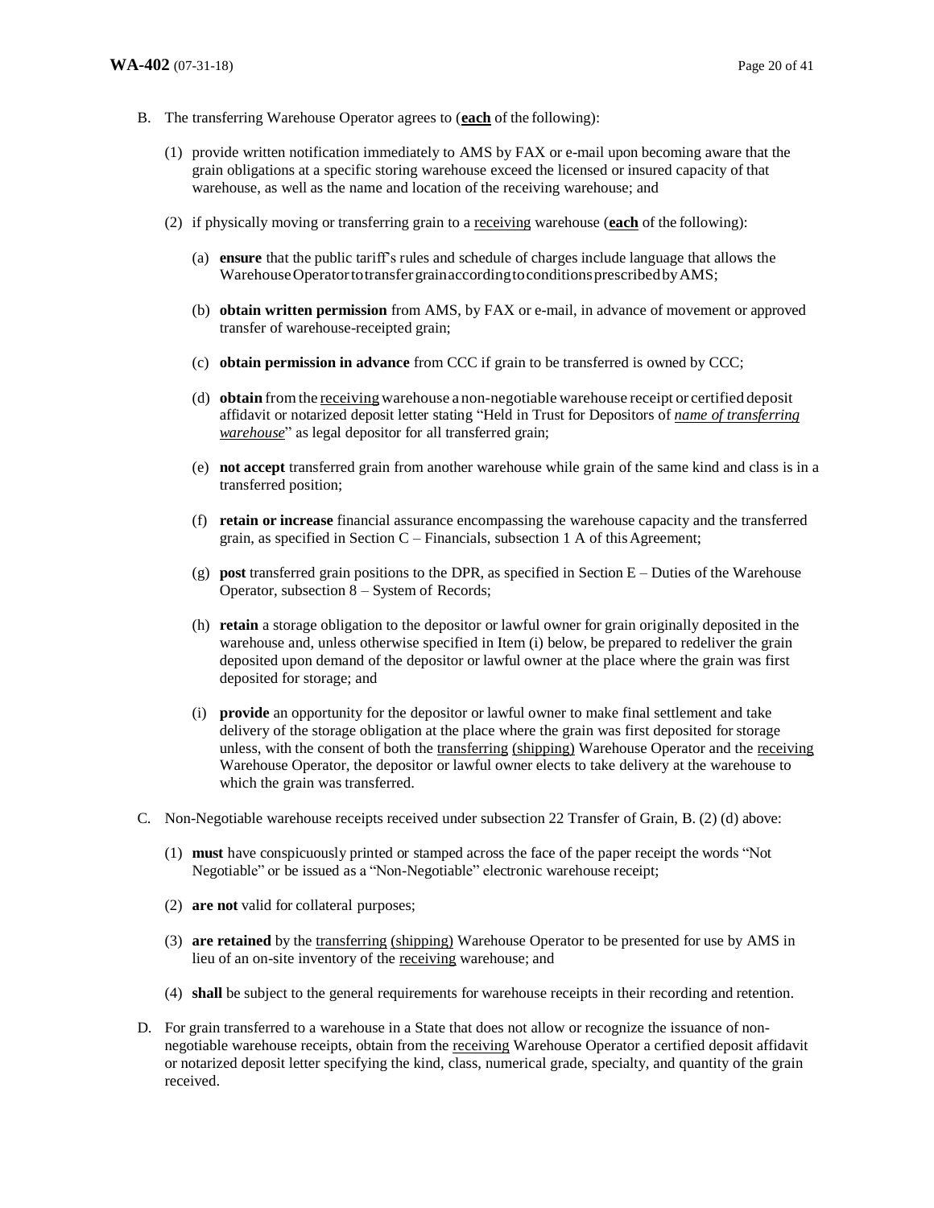B. The transferring Warehouse Operator agrees to (**each** of the following):

(1) provide written notification immediately to AMS by FAX or e-mail upon becoming aware that the grain obligations at a specific storing warehouse exceed the licensed or insured capacity of that warehouse, as well as the name and location of the receiving warehouse; and

(2) if physically moving or transferring grain to a receiving warehouse (**each** of the following):

(a) **ensure** that the public tariff's rules and schedule of charges include language that allows the Warehouse Operator to transfer grain according to conditions prescribed by AMS;

(b) **obtain written permission** from AMS, by FAX or e-mail, in advance of movement or approved transfer of warehouse-receipted grain;

(c) **obtain permission in advance** from CCC if grain to be transferred is owned by CCC;

(d) **obtain** from the receiving warehouse a non-negotiable warehouse receipt or certified deposit affidavit or notarized deposit letter stating "Held in Trust for Depositors of *name of transferring warehouse*" as legal depositor for all transferred grain;

(e) **not accept** transferred grain from another warehouse while grain of the same kind and class is in a transferred position;

(f) **retain or increase** financial assurance encompassing the warehouse capacity and the transferred grain, as specified in Section C – Financials, subsection 1 A of this Agreement;

(g) **post** transferred grain positions to the DPR, as specified in Section E – Duties of the Warehouse Operator, subsection 8 – System of Records;

(h) **retain** a storage obligation to the depositor or lawful owner for grain originally deposited in the warehouse and, unless otherwise specified in Item (i) below, be prepared to redeliver the grain deposited upon demand of the depositor or lawful owner at the place where the grain was first deposited for storage; and

(i) **provide** an opportunity for the depositor or lawful owner to make final settlement and take delivery of the storage obligation at the place where the grain was first deposited for storage unless, with the consent of both the transferring (shipping) Warehouse Operator and the receiving Warehouse Operator, the depositor or lawful owner elects to take delivery at the warehouse to which the grain was transferred.

C. Non-Negotiable warehouse receipts received under subsection 22 Transfer of Grain, B. (2) (d) above:

(1) **must** have conspicuously printed or stamped across the face of the paper receipt the words "Not Negotiable" or be issued as a "Non-Negotiable" electronic warehouse receipt;

(2) **are not** valid for collateral purposes;

(3) **are retained** by the transferring (shipping) Warehouse Operator to be presented for use by AMS in lieu of an on-site inventory of the receiving warehouse; and

(4) **shall** be subject to the general requirements for warehouse receipts in their recording and retention.

D. For grain transferred to a warehouse in a State that does not allow or recognize the issuance of non-negotiable warehouse receipts, obtain from the receiving Warehouse Operator a certified deposit affidavit or notarized deposit letter specifying the kind, class, numerical grade, specialty, and quantity of the grain received.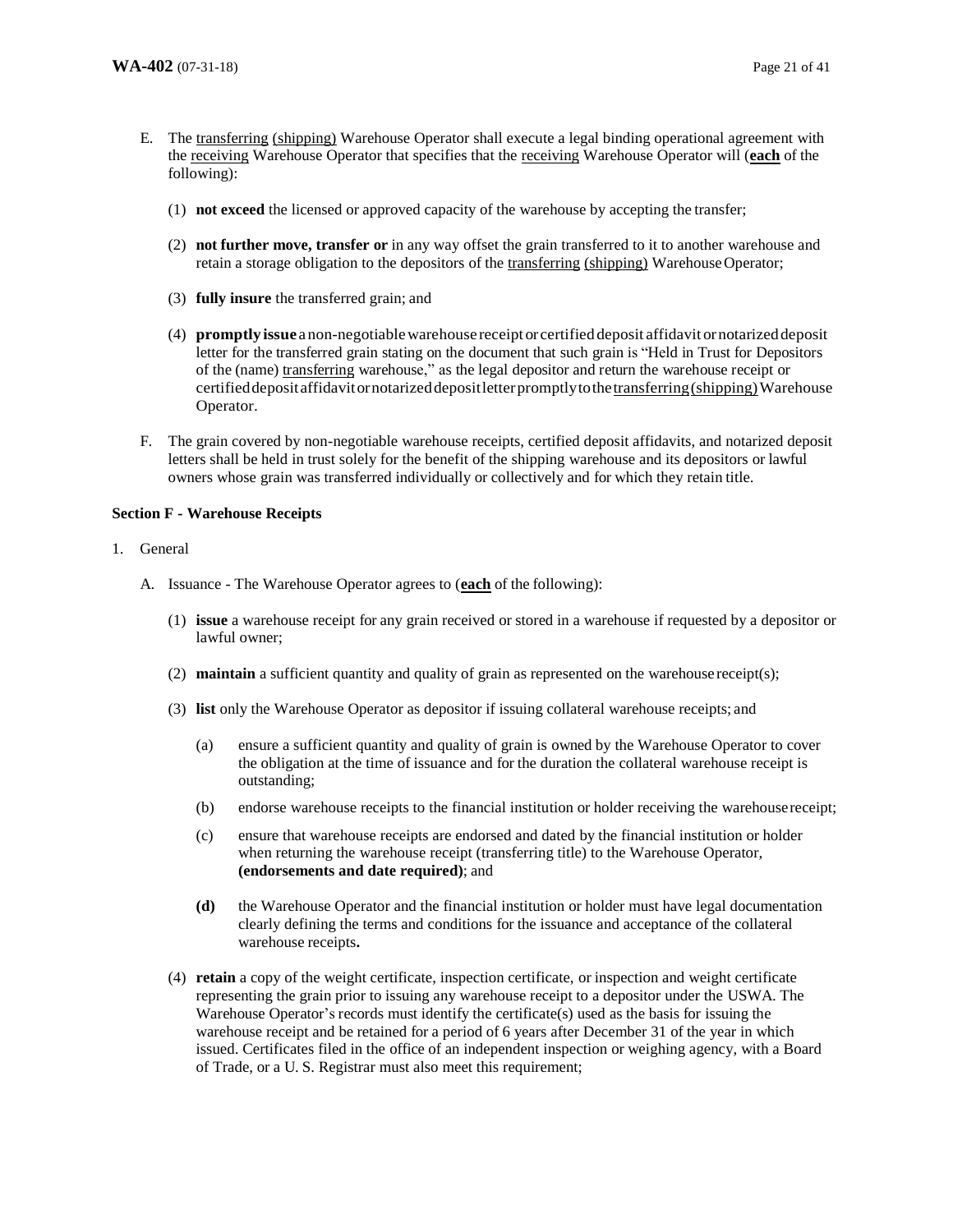E. The transferring (shipping) Warehouse Operator shall execute a legal binding operational agreement with the receiving Warehouse Operator that specifies that the receiving Warehouse Operator will (**each** of the following):

   (1) **not exceed** the licensed or approved capacity of the warehouse by accepting the transfer;

   (2) **not further move, transfer or** in any way offset the grain transferred to it to another warehouse and retain a storage obligation to the depositors of the transferring (shipping) Warehouse Operator;

   (3) **fully insure** the transferred grain; and

   (4) **promptly issue** a non-negotiable warehouse receipt or certified deposit affidavit or notarized deposit letter for the transferred grain stating on the document that such grain is "Held in Trust for Depositors of the (name) transferring warehouse," as the legal depositor and return the warehouse receipt or certified deposit affidavit or notarized deposit letter promptly to the transferring (shipping) Warehouse Operator.

F. The grain covered by non-negotiable warehouse receipts, certified deposit affidavits, and notarized deposit letters shall be held in trust solely for the benefit of the shipping warehouse and its depositors or lawful owners whose grain was transferred individually or collectively and for which they retain title.

**Section F - Warehouse Receipts**

1. General

   A. Issuance - The Warehouse Operator agrees to (**each** of the following):

      (1) **issue** a warehouse receipt for any grain received or stored in a warehouse if requested by a depositor or lawful owner;

      (2) **maintain** a sufficient quantity and quality of grain as represented on the warehouse receipt(s);

      (3) **list** only the Warehouse Operator as depositor if issuing collateral warehouse receipts; and

         (a) ensure a sufficient quantity and quality of grain is owned by the Warehouse Operator to cover the obligation at the time of issuance and for the duration the collateral warehouse receipt is outstanding;

         (b) endorse warehouse receipts to the financial institution or holder receiving the warehouse receipt;

         (c) ensure that warehouse receipts are endorsed and dated by the financial institution or holder when returning the warehouse receipt (transferring title) to the Warehouse Operator, **(endorsements and date required)**; and

         **(d)** the Warehouse Operator and the financial institution or holder must have legal documentation clearly defining the terms and conditions for the issuance and acceptance of the collateral warehouse receipts**.**

      (4) **retain** a copy of the weight certificate, inspection certificate, or inspection and weight certificate representing the grain prior to issuing any warehouse receipt to a depositor under the USWA. The Warehouse Operator's records must identify the certificate(s) used as the basis for issuing the warehouse receipt and be retained for a period of 6 years after December 31 of the year in which issued. Certificates filed in the office of an independent inspection or weighing agency, with a Board of Trade, or a U. S. Registrar must also meet this requirement;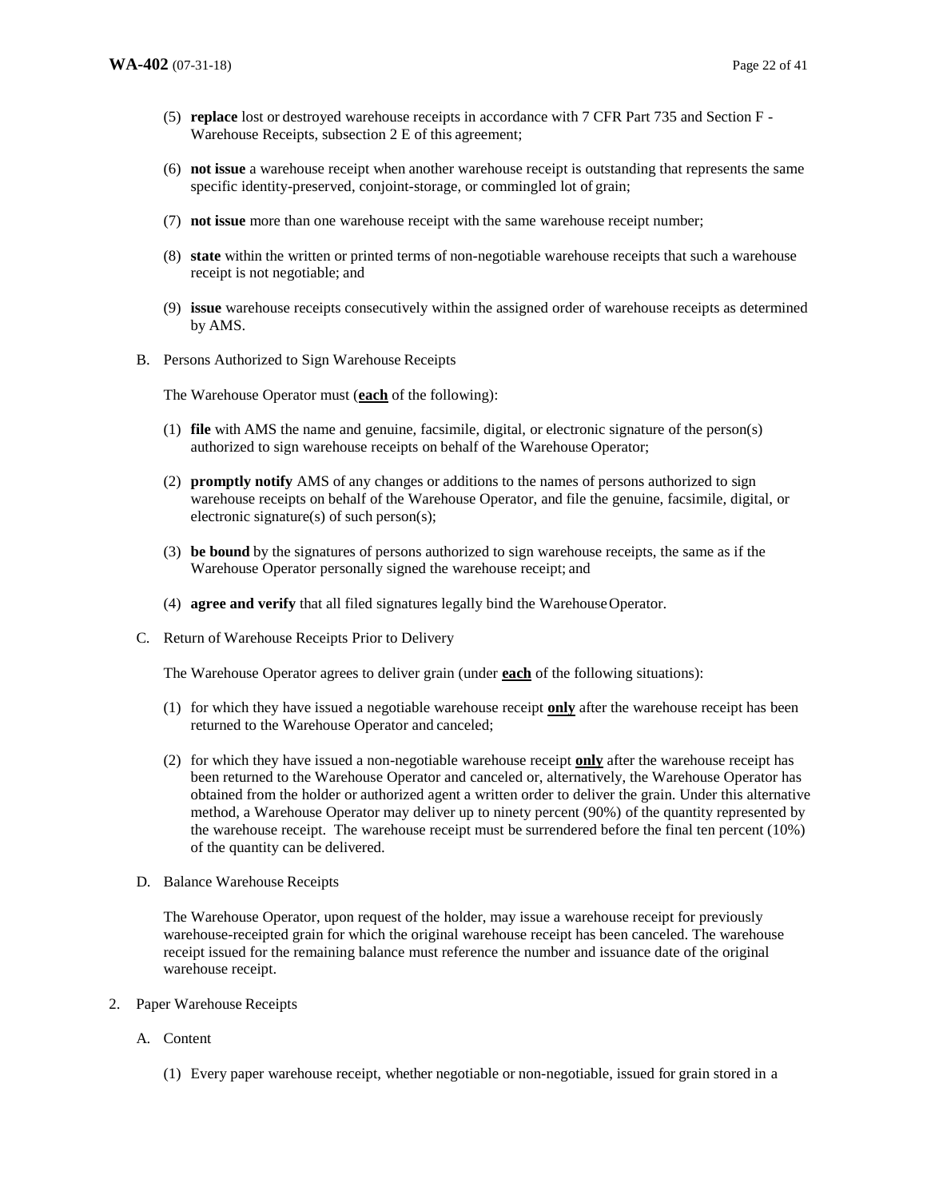(5) **replace** lost or destroyed warehouse receipts in accordance with 7 CFR Part 735 and Section F - Warehouse Receipts, subsection 2 E of this agreement;

(6) **not issue** a warehouse receipt when another warehouse receipt is outstanding that represents the same specific identity-preserved, conjoint-storage, or commingled lot of grain;

(7) **not issue** more than one warehouse receipt with the same warehouse receipt number;

(8) **state** within the written or printed terms of non-negotiable warehouse receipts that such a warehouse receipt is not negotiable; and

(9) **issue** warehouse receipts consecutively within the assigned order of warehouse receipts as determined by AMS.

B. Persons Authorized to Sign Warehouse Receipts

The Warehouse Operator must (**each** of the following):

(1) **file** with AMS the name and genuine, facsimile, digital, or electronic signature of the person(s) authorized to sign warehouse receipts on behalf of the Warehouse Operator;

(2) **promptly notify** AMS of any changes or additions to the names of persons authorized to sign warehouse receipts on behalf of the Warehouse Operator, and file the genuine, facsimile, digital, or electronic signature(s) of such person(s);

(3) **be bound** by the signatures of persons authorized to sign warehouse receipts, the same as if the Warehouse Operator personally signed the warehouse receipt; and

(4) **agree and verify** that all filed signatures legally bind the Warehouse Operator.

C. Return of Warehouse Receipts Prior to Delivery

The Warehouse Operator agrees to deliver grain (under **each** of the following situations):

(1) for which they have issued a negotiable warehouse receipt **only** after the warehouse receipt has been returned to the Warehouse Operator and canceled;

(2) for which they have issued a non-negotiable warehouse receipt **only** after the warehouse receipt has been returned to the Warehouse Operator and canceled or, alternatively, the Warehouse Operator has obtained from the holder or authorized agent a written order to deliver the grain. Under this alternative method, a Warehouse Operator may deliver up to ninety percent (90%) of the quantity represented by the warehouse receipt. The warehouse receipt must be surrendered before the final ten percent (10%) of the quantity can be delivered.

D. Balance Warehouse Receipts

The Warehouse Operator, upon request of the holder, may issue a warehouse receipt for previously warehouse-receipted grain for which the original warehouse receipt has been canceled. The warehouse receipt issued for the remaining balance must reference the number and issuance date of the original warehouse receipt.

2. Paper Warehouse Receipts

A. Content

(1) Every paper warehouse receipt, whether negotiable or non-negotiable, issued for grain stored in a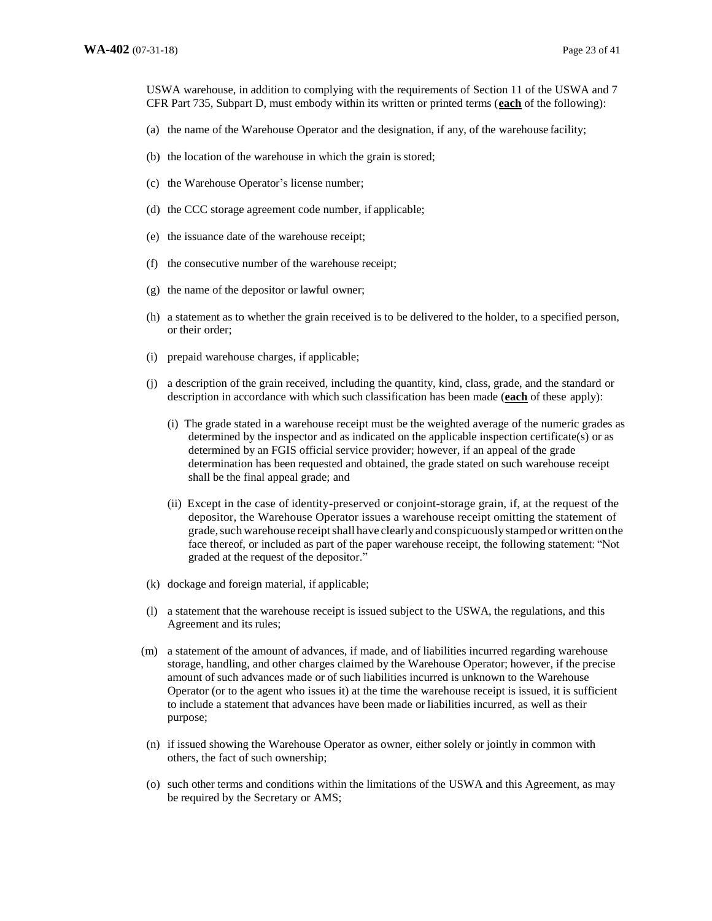USWA warehouse, in addition to complying with the requirements of Section 11 of the USWA and 7 CFR Part 735, Subpart D, must embody within its written or printed terms (**each** of the following):

(a) the name of the Warehouse Operator and the designation, if any, of the warehouse facility;

(b) the location of the warehouse in which the grain is stored;

(c) the Warehouse Operator's license number;

(d) the CCC storage agreement code number, if applicable;

(e) the issuance date of the warehouse receipt;

(f) the consecutive number of the warehouse receipt;

(g) the name of the depositor or lawful owner;

(h) a statement as to whether the grain received is to be delivered to the holder, to a specified person, or their order;

(i) prepaid warehouse charges, if applicable;

(j) a description of the grain received, including the quantity, kind, class, grade, and the standard or description in accordance with which such classification has been made (**each** of these apply):

  (i) The grade stated in a warehouse receipt must be the weighted average of the numeric grades as determined by the inspector and as indicated on the applicable inspection certificate(s) or as determined by an FGIS official service provider; however, if an appeal of the grade determination has been requested and obtained, the grade stated on such warehouse receipt shall be the final appeal grade; and

  (ii) Except in the case of identity-preserved or conjoint-storage grain, if, at the request of the depositor, the Warehouse Operator issues a warehouse receipt omitting the statement of grade, such warehouse receipt shall have clearly and conspicuously stamped or written on the face thereof, or included as part of the paper warehouse receipt, the following statement: "Not graded at the request of the depositor."

(k) dockage and foreign material, if applicable;

(l) a statement that the warehouse receipt is issued subject to the USWA, the regulations, and this Agreement and its rules;

(m) a statement of the amount of advances, if made, and of liabilities incurred regarding warehouse storage, handling, and other charges claimed by the Warehouse Operator; however, if the precise amount of such advances made or of such liabilities incurred is unknown to the Warehouse Operator (or to the agent who issues it) at the time the warehouse receipt is issued, it is sufficient to include a statement that advances have been made or liabilities incurred, as well as their purpose;

(n) if issued showing the Warehouse Operator as owner, either solely or jointly in common with others, the fact of such ownership;

(o) such other terms and conditions within the limitations of the USWA and this Agreement, as may be required by the Secretary or AMS;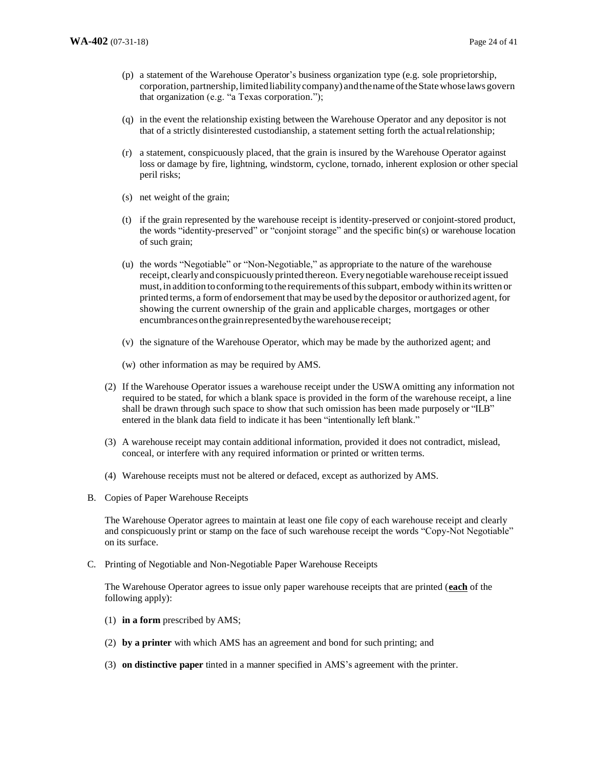(p) a statement of the Warehouse Operator's business organization type (e.g. sole proprietorship, corporation, partnership, limited liability company) and the name of the State whose laws govern that organization (e.g. "a Texas corporation.");

(q) in the event the relationship existing between the Warehouse Operator and any depositor is not that of a strictly disinterested custodianship, a statement setting forth the actual relationship;

(r) a statement, conspicuously placed, that the grain is insured by the Warehouse Operator against loss or damage by fire, lightning, windstorm, cyclone, tornado, inherent explosion or other special peril risks;

(s) net weight of the grain;

(t) if the grain represented by the warehouse receipt is identity-preserved or conjoint-stored product, the words "identity-preserved" or "conjoint storage" and the specific bin(s) or warehouse location of such grain;

(u) the words "Negotiable" or "Non-Negotiable," as appropriate to the nature of the warehouse receipt, clearly and conspicuously printed thereon. Every negotiable warehouse receipt issued must, in addition to conforming to the requirements of this subpart, embody within its written or printed terms, a form of endorsement that may be used by the depositor or authorized agent, for showing the current ownership of the grain and applicable charges, mortgages or other encumbrances on the grain represented by the warehouse receipt;

(v) the signature of the Warehouse Operator, which may be made by the authorized agent; and

(w) other information as may be required by AMS.

(2) If the Warehouse Operator issues a warehouse receipt under the USWA omitting any information not required to be stated, for which a blank space is provided in the form of the warehouse receipt, a line shall be drawn through such space to show that such omission has been made purposely or "ILB" entered in the blank data field to indicate it has been "intentionally left blank."

(3) A warehouse receipt may contain additional information, provided it does not contradict, mislead, conceal, or interfere with any required information or printed or written terms.

(4) Warehouse receipts must not be altered or defaced, except as authorized by AMS.

B. Copies of Paper Warehouse Receipts

The Warehouse Operator agrees to maintain at least one file copy of each warehouse receipt and clearly and conspicuously print or stamp on the face of such warehouse receipt the words "Copy-Not Negotiable" on its surface.

C. Printing of Negotiable and Non-Negotiable Paper Warehouse Receipts

The Warehouse Operator agrees to issue only paper warehouse receipts that are printed (**each** of the following apply):

(1) **in a form** prescribed by AMS;

(2) **by a printer** with which AMS has an agreement and bond for such printing; and

(3) **on distinctive paper** tinted in a manner specified in AMS's agreement with the printer.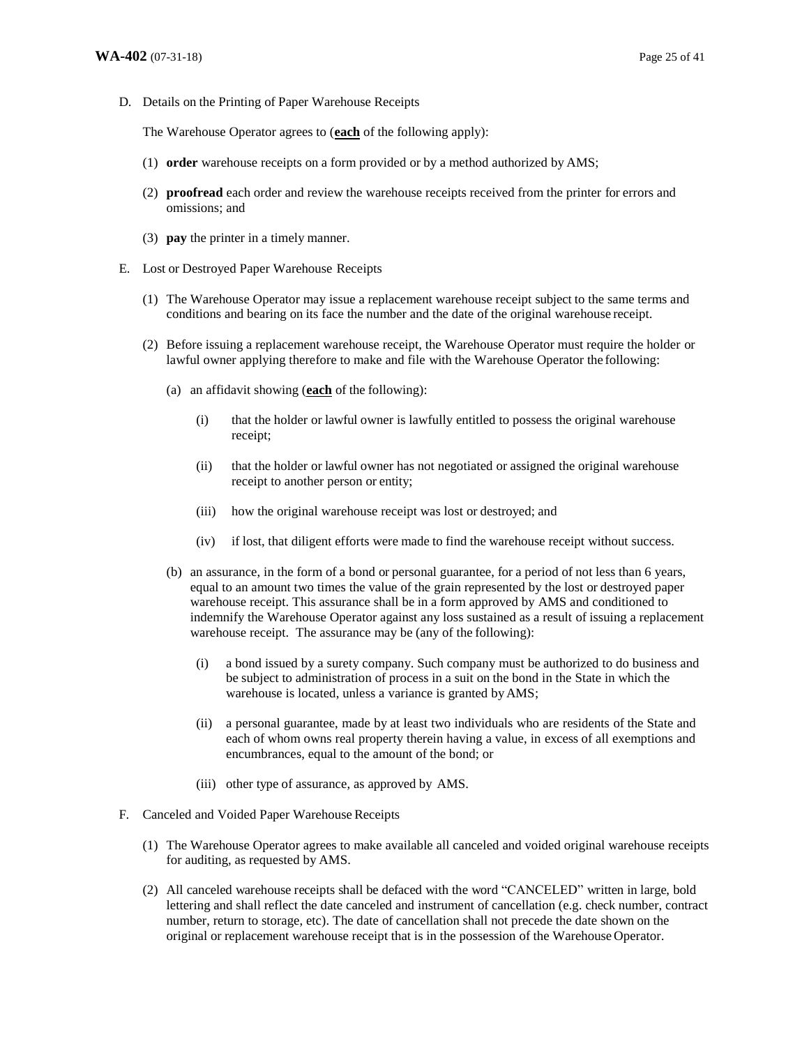D. Details on the Printing of Paper Warehouse Receipts

The Warehouse Operator agrees to (**each** of the following apply):

(1) **order** warehouse receipts on a form provided or by a method authorized by AMS;

(2) **proofread** each order and review the warehouse receipts received from the printer for errors and omissions; and

(3) **pay** the printer in a timely manner.

E. Lost or Destroyed Paper Warehouse Receipts

(1) The Warehouse Operator may issue a replacement warehouse receipt subject to the same terms and conditions and bearing on its face the number and the date of the original warehouse receipt.

(2) Before issuing a replacement warehouse receipt, the Warehouse Operator must require the holder or lawful owner applying therefore to make and file with the Warehouse Operator the following:

(a) an affidavit showing (**each** of the following):

(i) that the holder or lawful owner is lawfully entitled to possess the original warehouse receipt;

(ii) that the holder or lawful owner has not negotiated or assigned the original warehouse receipt to another person or entity;

(iii) how the original warehouse receipt was lost or destroyed; and

(iv) if lost, that diligent efforts were made to find the warehouse receipt without success.

(b) an assurance, in the form of a bond or personal guarantee, for a period of not less than 6 years, equal to an amount two times the value of the grain represented by the lost or destroyed paper warehouse receipt. This assurance shall be in a form approved by AMS and conditioned to indemnify the Warehouse Operator against any loss sustained as a result of issuing a replacement warehouse receipt. The assurance may be (any of the following):

(i) a bond issued by a surety company. Such company must be authorized to do business and be subject to administration of process in a suit on the bond in the State in which the warehouse is located, unless a variance is granted by AMS;

(ii) a personal guarantee, made by at least two individuals who are residents of the State and each of whom owns real property therein having a value, in excess of all exemptions and encumbrances, equal to the amount of the bond; or

(iii) other type of assurance, as approved by AMS.

F. Canceled and Voided Paper Warehouse Receipts

(1) The Warehouse Operator agrees to make available all canceled and voided original warehouse receipts for auditing, as requested by AMS.

(2) All canceled warehouse receipts shall be defaced with the word "CANCELED" written in large, bold lettering and shall reflect the date canceled and instrument of cancellation (e.g. check number, contract number, return to storage, etc). The date of cancellation shall not precede the date shown on the original or replacement warehouse receipt that is in the possession of the Warehouse Operator.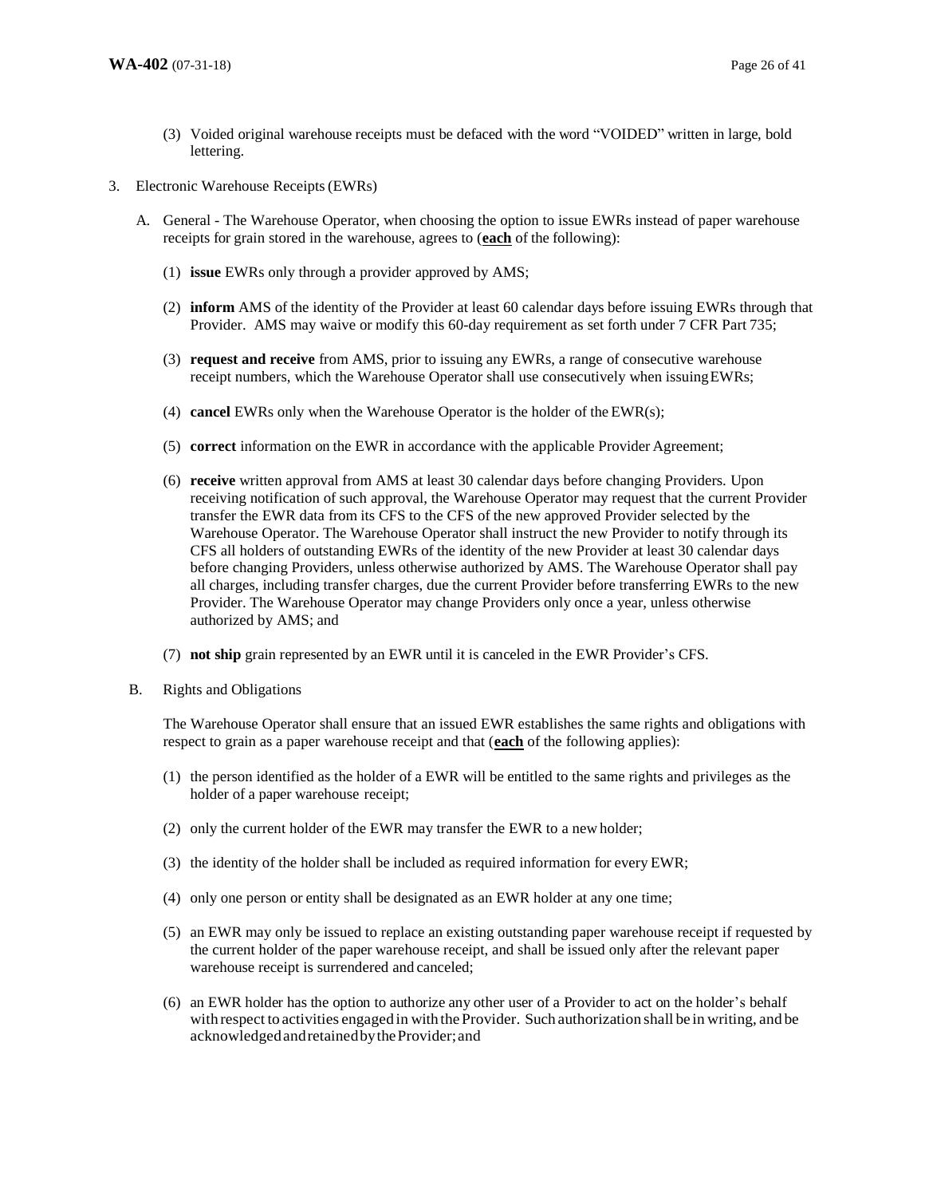(3) Voided original warehouse receipts must be defaced with the word "VOIDED" written in large, bold lettering.

3. Electronic Warehouse Receipts (EWRs)

   A. General - The Warehouse Operator, when choosing the option to issue EWRs instead of paper warehouse receipts for grain stored in the warehouse, agrees to (**each** of the following):

      (1) **issue** EWRs only through a provider approved by AMS;

      (2) **inform** AMS of the identity of the Provider at least 60 calendar days before issuing EWRs through that Provider. AMS may waive or modify this 60-day requirement as set forth under 7 CFR Part 735;

      (3) **request and receive** from AMS, prior to issuing any EWRs, a range of consecutive warehouse receipt numbers, which the Warehouse Operator shall use consecutively when issuing EWRs;

      (4) **cancel** EWRs only when the Warehouse Operator is the holder of the EWR(s);

      (5) **correct** information on the EWR in accordance with the applicable Provider Agreement;

      (6) **receive** written approval from AMS at least 30 calendar days before changing Providers. Upon receiving notification of such approval, the Warehouse Operator may request that the current Provider transfer the EWR data from its CFS to the CFS of the new approved Provider selected by the Warehouse Operator. The Warehouse Operator shall instruct the new Provider to notify through its CFS all holders of outstanding EWRs of the identity of the new Provider at least 30 calendar days before changing Providers, unless otherwise authorized by AMS. The Warehouse Operator shall pay all charges, including transfer charges, due the current Provider before transferring EWRs to the new Provider. The Warehouse Operator may change Providers only once a year, unless otherwise authorized by AMS; and

      (7) **not ship** grain represented by an EWR until it is canceled in the EWR Provider's CFS.

   B. Rights and Obligations

      The Warehouse Operator shall ensure that an issued EWR establishes the same rights and obligations with respect to grain as a paper warehouse receipt and that (**each** of the following applies):

      (1) the person identified as the holder of a EWR will be entitled to the same rights and privileges as the holder of a paper warehouse receipt;

      (2) only the current holder of the EWR may transfer the EWR to a new holder;

      (3) the identity of the holder shall be included as required information for every EWR;

      (4) only one person or entity shall be designated as an EWR holder at any one time;

      (5) an EWR may only be issued to replace an existing outstanding paper warehouse receipt if requested by the current holder of the paper warehouse receipt, and shall be issued only after the relevant paper warehouse receipt is surrendered and canceled;

      (6) an EWR holder has the option to authorize any other user of a Provider to act on the holder's behalf with respect to activities engaged in with the Provider. Such authorization shall be in writing, and be acknowledged and retained by the Provider; and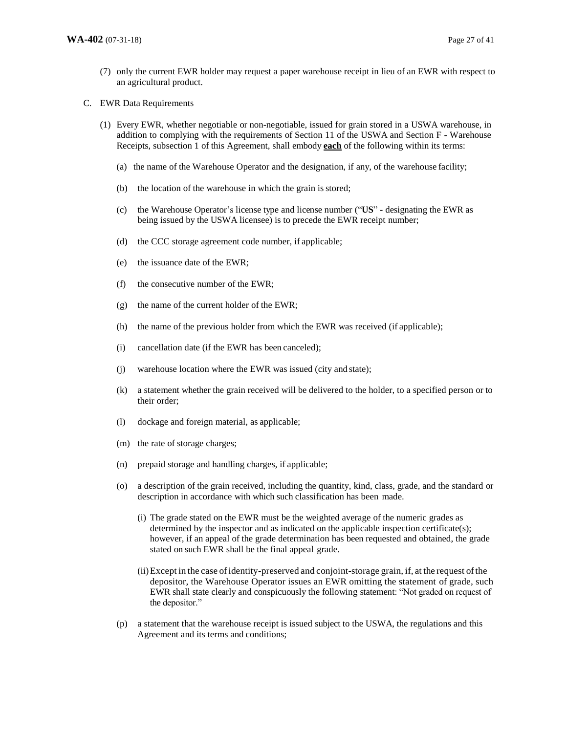(7) only the current EWR holder may request a paper warehouse receipt in lieu of an EWR with respect to an agricultural product.

C. EWR Data Requirements

(1) Every EWR, whether negotiable or non-negotiable, issued for grain stored in a USWA warehouse, in addition to complying with the requirements of Section 11 of the USWA and Section F - Warehouse Receipts, subsection 1 of this Agreement, shall embody **each** of the following within its terms:

(a) the name of the Warehouse Operator and the designation, if any, of the warehouse facility;

(b) the location of the warehouse in which the grain is stored;

(c) the Warehouse Operator's license type and license number ("**US**" - designating the EWR as being issued by the USWA licensee) is to precede the EWR receipt number;

(d) the CCC storage agreement code number, if applicable;

(e) the issuance date of the EWR;

(f) the consecutive number of the EWR;

(g) the name of the current holder of the EWR;

(h) the name of the previous holder from which the EWR was received (if applicable);

(i) cancellation date (if the EWR has been canceled);

(j) warehouse location where the EWR was issued (city and state);

(k) a statement whether the grain received will be delivered to the holder, to a specified person or to their order;

(l) dockage and foreign material, as applicable;

(m) the rate of storage charges;

(n) prepaid storage and handling charges, if applicable;

(o) a description of the grain received, including the quantity, kind, class, grade, and the standard or description in accordance with which such classification has been made.

(i) The grade stated on the EWR must be the weighted average of the numeric grades as determined by the inspector and as indicated on the applicable inspection certificate(s); however, if an appeal of the grade determination has been requested and obtained, the grade stated on such EWR shall be the final appeal grade.

(ii) Except in the case of identity-preserved and conjoint-storage grain, if, at the request of the depositor, the Warehouse Operator issues an EWR omitting the statement of grade, such EWR shall state clearly and conspicuously the following statement: "Not graded on request of the depositor."

(p) a statement that the warehouse receipt is issued subject to the USWA, the regulations and this Agreement and its terms and conditions;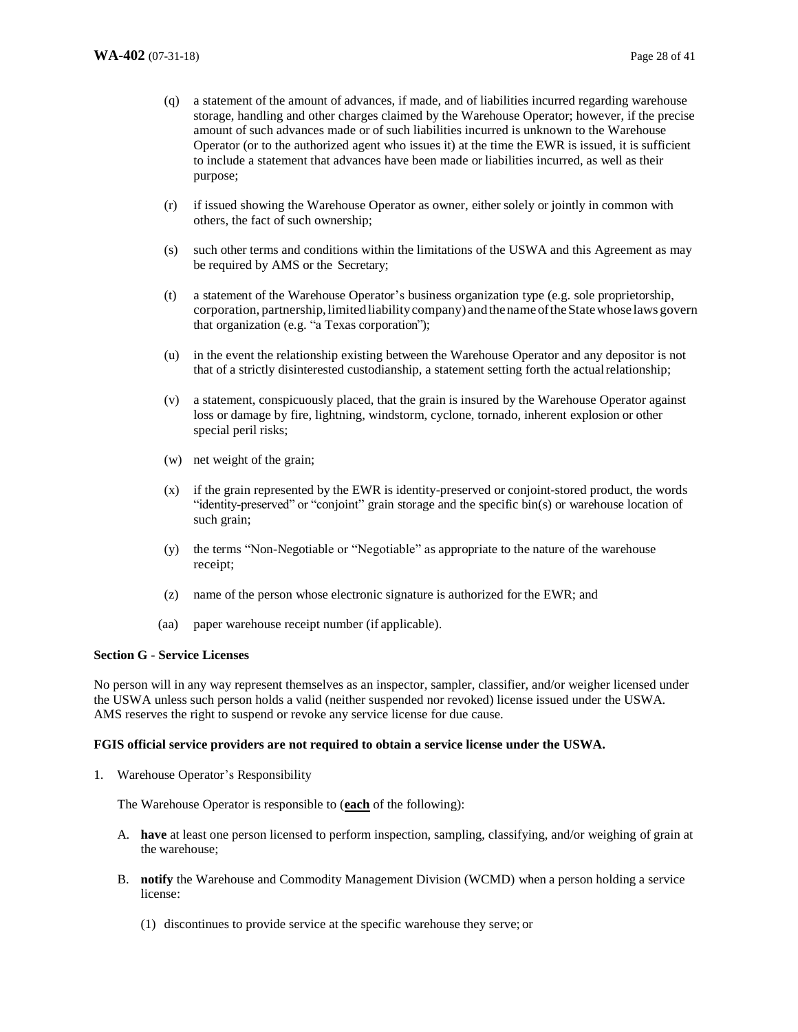(q) a statement of the amount of advances, if made, and of liabilities incurred regarding warehouse storage, handling and other charges claimed by the Warehouse Operator; however, if the precise amount of such advances made or of such liabilities incurred is unknown to the Warehouse Operator (or to the authorized agent who issues it) at the time the EWR is issued, it is sufficient to include a statement that advances have been made or liabilities incurred, as well as their purpose;

(r) if issued showing the Warehouse Operator as owner, either solely or jointly in common with others, the fact of such ownership;

(s) such other terms and conditions within the limitations of the USWA and this Agreement as may be required by AMS or the Secretary;

(t) a statement of the Warehouse Operator's business organization type (e.g. sole proprietorship, corporation, partnership, limited liability company) and the name of the State whose laws govern that organization (e.g. "a Texas corporation");

(u) in the event the relationship existing between the Warehouse Operator and any depositor is not that of a strictly disinterested custodianship, a statement setting forth the actual relationship;

(v) a statement, conspicuously placed, that the grain is insured by the Warehouse Operator against loss or damage by fire, lightning, windstorm, cyclone, tornado, inherent explosion or other special peril risks;

(w) net weight of the grain;

(x) if the grain represented by the EWR is identity-preserved or conjoint-stored product, the words "identity-preserved" or "conjoint" grain storage and the specific bin(s) or warehouse location of such grain;

(y) the terms "Non-Negotiable or "Negotiable" as appropriate to the nature of the warehouse receipt;

(z) name of the person whose electronic signature is authorized for the EWR; and

(aa) paper warehouse receipt number (if applicable).

**Section G - Service Licenses**

No person will in any way represent themselves as an inspector, sampler, classifier, and/or weigher licensed under the USWA unless such person holds a valid (neither suspended nor revoked) license issued under the USWA. AMS reserves the right to suspend or revoke any service license for due cause.

**FGIS official service providers are not required to obtain a service license under the USWA.**

1. Warehouse Operator's Responsibility

   The Warehouse Operator is responsible to (**<u>each</u>** of the following):

   A. **have** at least one person licensed to perform inspection, sampling, classifying, and/or weighing of grain at the warehouse;

   B. **notify** the Warehouse and Commodity Management Division (WCMD) when a person holding a service license:

      (1) discontinues to provide service at the specific warehouse they serve; or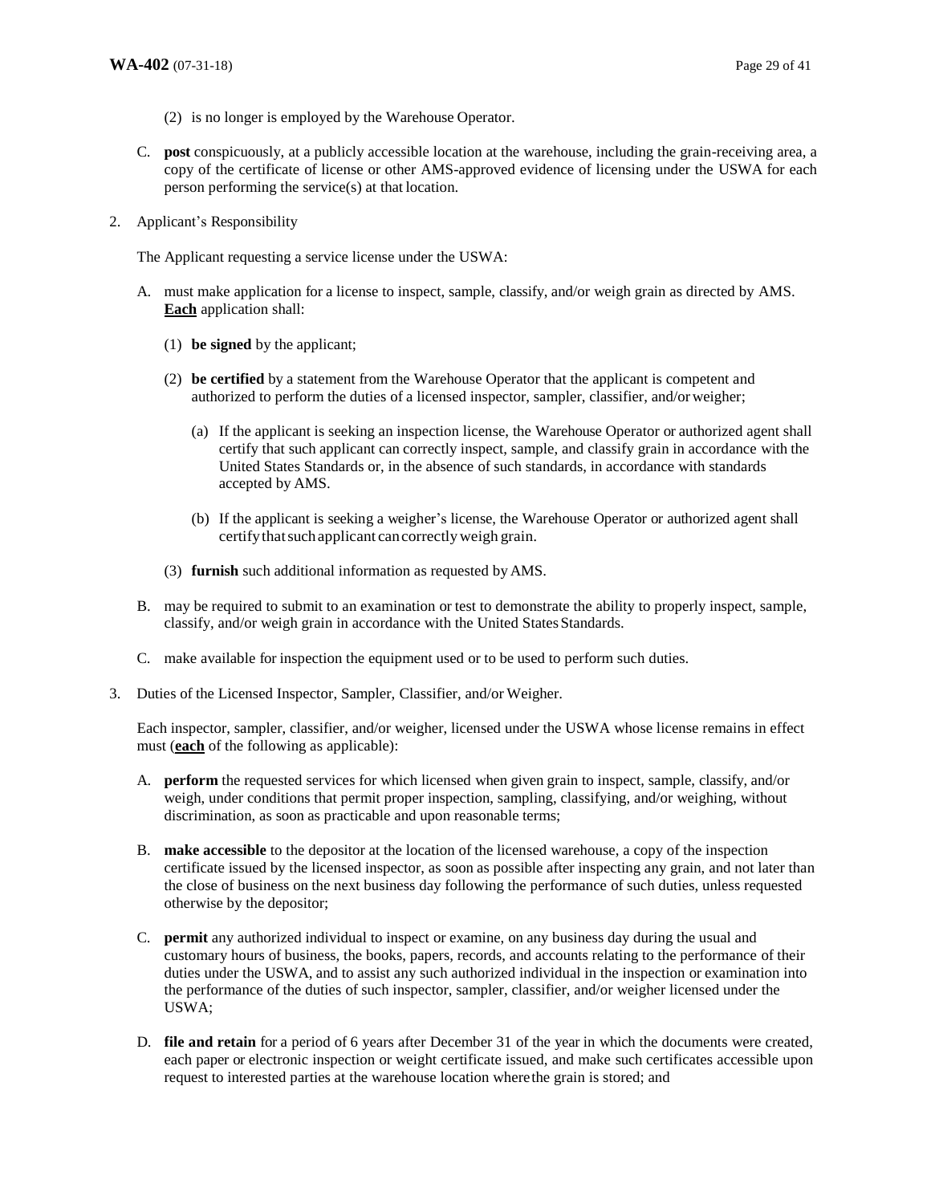(2) is no longer is employed by the Warehouse Operator.

C. **post** conspicuously, at a publicly accessible location at the warehouse, including the grain-receiving area, a copy of the certificate of license or other AMS-approved evidence of licensing under the USWA for each person performing the service(s) at that location.

2. Applicant's Responsibility

   The Applicant requesting a service license under the USWA:

   A. must make application for a license to inspect, sample, classify, and/or weigh grain as directed by AMS. **<u>Each</u>** application shall:

      (1) **be signed** by the applicant;

      (2) **be certified** by a statement from the Warehouse Operator that the applicant is competent and authorized to perform the duties of a licensed inspector, sampler, classifier, and/or weigher;

         (a) If the applicant is seeking an inspection license, the Warehouse Operator or authorized agent shall certify that such applicant can correctly inspect, sample, and classify grain in accordance with the United States Standards or, in the absence of such standards, in accordance with standards accepted by AMS.

         (b) If the applicant is seeking a weigher's license, the Warehouse Operator or authorized agent shall certify that such applicant can correctly weigh grain.

      (3) **furnish** such additional information as requested by AMS.

   B. may be required to submit to an examination or test to demonstrate the ability to properly inspect, sample, classify, and/or weigh grain in accordance with the United States Standards.

   C. make available for inspection the equipment used or to be used to perform such duties.

3. Duties of the Licensed Inspector, Sampler, Classifier, and/or Weigher.

   Each inspector, sampler, classifier, and/or weigher, licensed under the USWA whose license remains in effect must (**<u>each</u>** of the following as applicable):

   A. **perform** the requested services for which licensed when given grain to inspect, sample, classify, and/or weigh, under conditions that permit proper inspection, sampling, classifying, and/or weighing, without discrimination, as soon as practicable and upon reasonable terms;

   B. **make accessible** to the depositor at the location of the licensed warehouse, a copy of the inspection certificate issued by the licensed inspector, as soon as possible after inspecting any grain, and not later than the close of business on the next business day following the performance of such duties, unless requested otherwise by the depositor;

   C. **permit** any authorized individual to inspect or examine, on any business day during the usual and customary hours of business, the books, papers, records, and accounts relating to the performance of their duties under the USWA, and to assist any such authorized individual in the inspection or examination into the performance of the duties of such inspector, sampler, classifier, and/or weigher licensed under the USWA;

   D. **file and retain** for a period of 6 years after December 31 of the year in which the documents were created, each paper or electronic inspection or weight certificate issued, and make such certificates accessible upon request to interested parties at the warehouse location where the grain is stored; and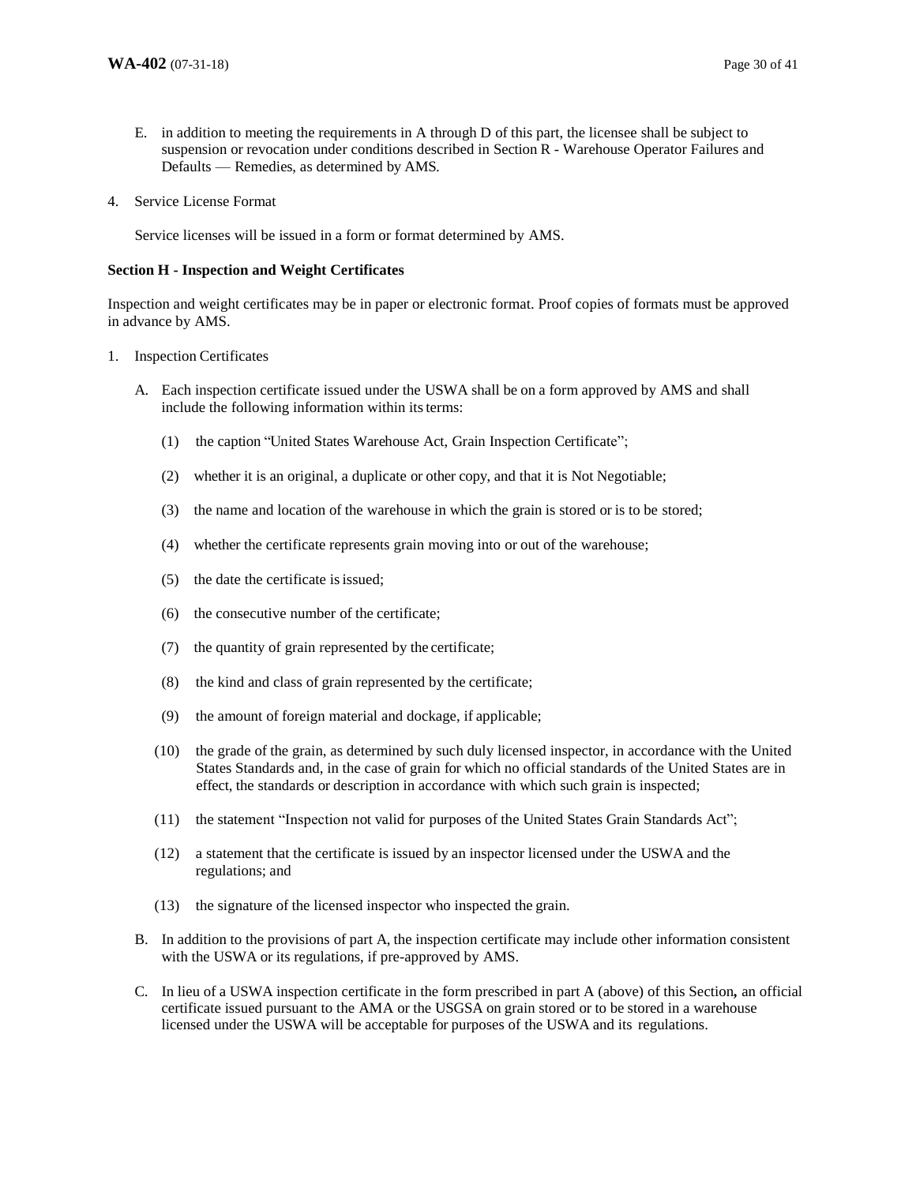E. in addition to meeting the requirements in A through D of this part, the licensee shall be subject to suspension or revocation under conditions described in Section R - Warehouse Operator Failures and Defaults — Remedies, as determined by AMS.

4. Service License Format

   Service licenses will be issued in a form or format determined by AMS.

**Section H - Inspection and Weight Certificates**

Inspection and weight certificates may be in paper or electronic format. Proof copies of formats must be approved in advance by AMS.

1. Inspection Certificates

   A. Each inspection certificate issued under the USWA shall be on a form approved by AMS and shall include the following information within its terms:

      (1) the caption "United States Warehouse Act, Grain Inspection Certificate";

      (2) whether it is an original, a duplicate or other copy, and that it is Not Negotiable;

      (3) the name and location of the warehouse in which the grain is stored or is to be stored;

      (4) whether the certificate represents grain moving into or out of the warehouse;

      (5) the date the certificate is issued;

      (6) the consecutive number of the certificate;

      (7) the quantity of grain represented by the certificate;

      (8) the kind and class of grain represented by the certificate;

      (9) the amount of foreign material and dockage, if applicable;

      (10) the grade of the grain, as determined by such duly licensed inspector, in accordance with the United States Standards and, in the case of grain for which no official standards of the United States are in effect, the standards or description in accordance with which such grain is inspected;

      (11) the statement "Inspection not valid for purposes of the United States Grain Standards Act";

      (12) a statement that the certificate is issued by an inspector licensed under the USWA and the regulations; and

      (13) the signature of the licensed inspector who inspected the grain.

   B. In addition to the provisions of part A, the inspection certificate may include other information consistent with the USWA or its regulations, if pre-approved by AMS.

   C. In lieu of a USWA inspection certificate in the form prescribed in part A (above) of this Section**,** an official certificate issued pursuant to the AMA or the USGSA on grain stored or to be stored in a warehouse licensed under the USWA will be acceptable for purposes of the USWA and its regulations.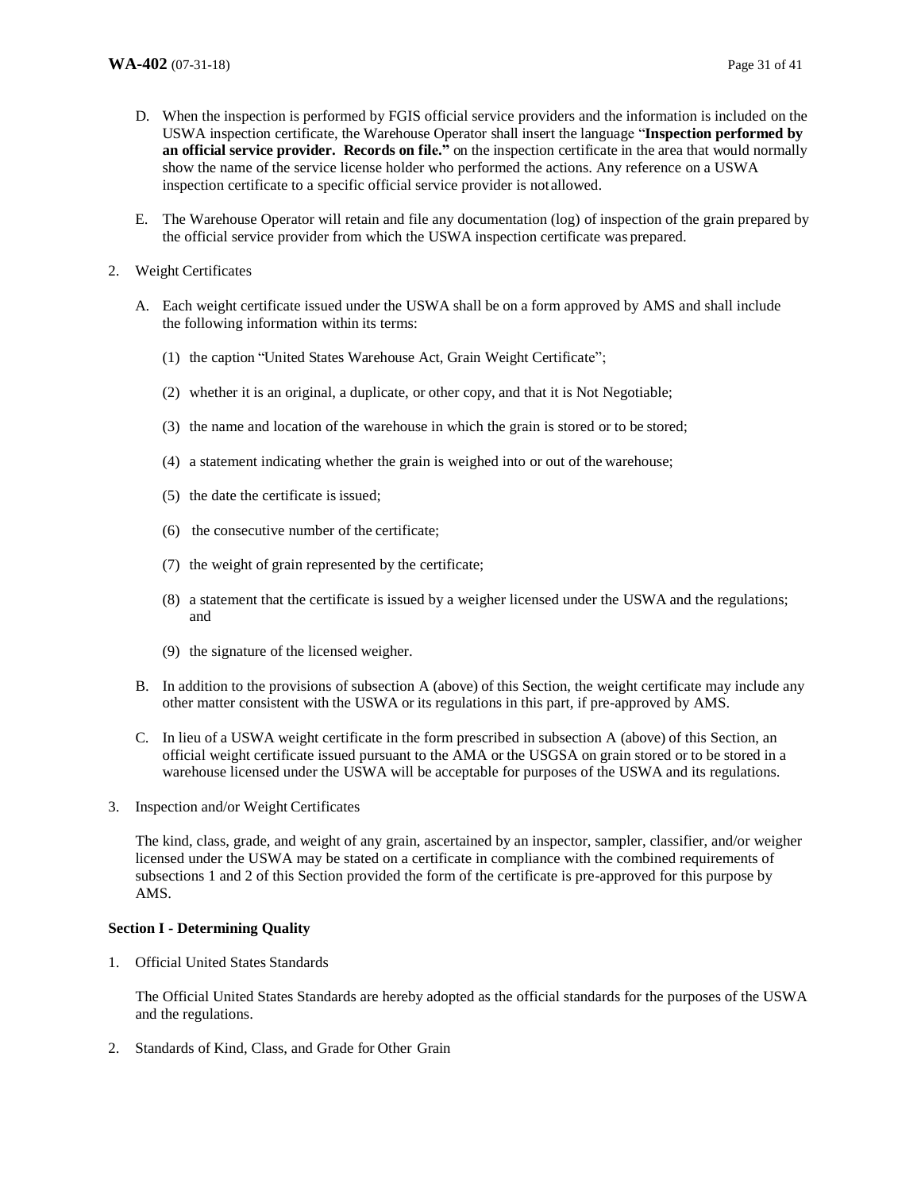D. When the inspection is performed by FGIS official service providers and the information is included on the USWA inspection certificate, the Warehouse Operator shall insert the language "**Inspection performed by an official service provider. Records on file.**" on the inspection certificate in the area that would normally show the name of the service license holder who performed the actions. Any reference on a USWA inspection certificate to a specific official service provider is not allowed.

E. The Warehouse Operator will retain and file any documentation (log) of inspection of the grain prepared by the official service provider from which the USWA inspection certificate was prepared.

2. Weight Certificates

   A. Each weight certificate issued under the USWA shall be on a form approved by AMS and shall include the following information within its terms:

      (1) the caption "United States Warehouse Act, Grain Weight Certificate";

      (2) whether it is an original, a duplicate, or other copy, and that it is Not Negotiable;

      (3) the name and location of the warehouse in which the grain is stored or to be stored;

      (4) a statement indicating whether the grain is weighed into or out of the warehouse;

      (5) the date the certificate is issued;

      (6) the consecutive number of the certificate;

      (7) the weight of grain represented by the certificate;

      (8) a statement that the certificate is issued by a weigher licensed under the USWA and the regulations; and

      (9) the signature of the licensed weigher.

   B. In addition to the provisions of subsection A (above) of this Section, the weight certificate may include any other matter consistent with the USWA or its regulations in this part, if pre-approved by AMS.

   C. In lieu of a USWA weight certificate in the form prescribed in subsection A (above) of this Section, an official weight certificate issued pursuant to the AMA or the USGSA on grain stored or to be stored in a warehouse licensed under the USWA will be acceptable for purposes of the USWA and its regulations.

3. Inspection and/or Weight Certificates

   The kind, class, grade, and weight of any grain, ascertained by an inspector, sampler, classifier, and/or weigher licensed under the USWA may be stated on a certificate in compliance with the combined requirements of subsections 1 and 2 of this Section provided the form of the certificate is pre-approved for this purpose by AMS.

**Section I - Determining Quality**

1. Official United States Standards

   The Official United States Standards are hereby adopted as the official standards for the purposes of the USWA and the regulations.

2. Standards of Kind, Class, and Grade for Other Grain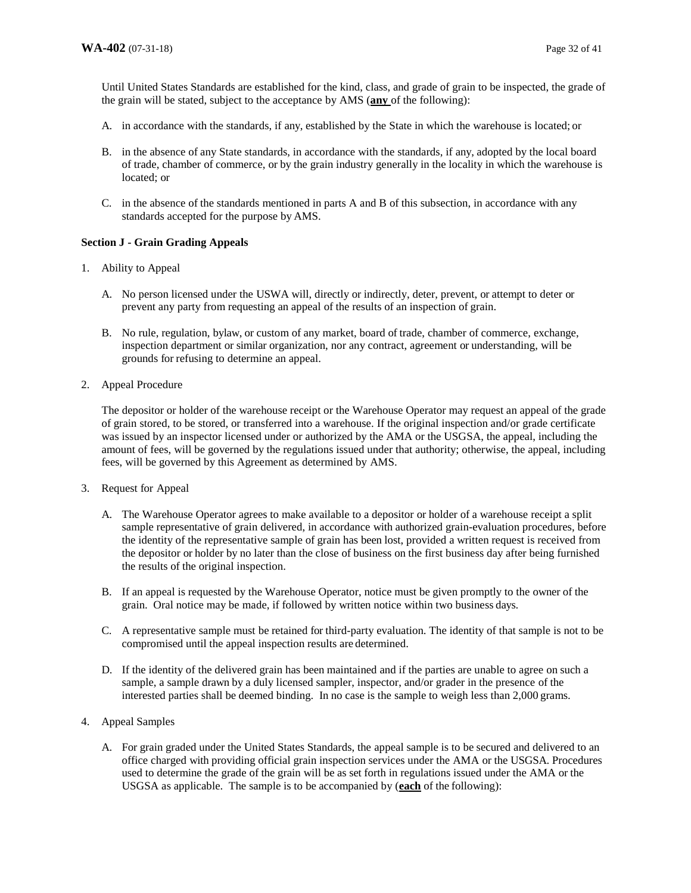Until United States Standards are established for the kind, class, and grade of grain to be inspected, the grade of the grain will be stated, subject to the acceptance by AMS (**any** of the following):

A. in accordance with the standards, if any, established by the State in which the warehouse is located; or

B. in the absence of any State standards, in accordance with the standards, if any, adopted by the local board of trade, chamber of commerce, or by the grain industry generally in the locality in which the warehouse is located; or

C. in the absence of the standards mentioned in parts A and B of this subsection, in accordance with any standards accepted for the purpose by AMS.

**Section J - Grain Grading Appeals**

1. Ability to Appeal

   A. No person licensed under the USWA will, directly or indirectly, deter, prevent, or attempt to deter or prevent any party from requesting an appeal of the results of an inspection of grain.

   B. No rule, regulation, bylaw, or custom of any market, board of trade, chamber of commerce, exchange, inspection department or similar organization, nor any contract, agreement or understanding, will be grounds for refusing to determine an appeal.

2. Appeal Procedure

   The depositor or holder of the warehouse receipt or the Warehouse Operator may request an appeal of the grade of grain stored, to be stored, or transferred into a warehouse. If the original inspection and/or grade certificate was issued by an inspector licensed under or authorized by the AMA or the USGSA, the appeal, including the amount of fees, will be governed by the regulations issued under that authority; otherwise, the appeal, including fees, will be governed by this Agreement as determined by AMS.

3. Request for Appeal

   A. The Warehouse Operator agrees to make available to a depositor or holder of a warehouse receipt a split sample representative of grain delivered, in accordance with authorized grain-evaluation procedures, before the identity of the representative sample of grain has been lost, provided a written request is received from the depositor or holder by no later than the close of business on the first business day after being furnished the results of the original inspection.

   B. If an appeal is requested by the Warehouse Operator, notice must be given promptly to the owner of the grain. Oral notice may be made, if followed by written notice within two business days.

   C. A representative sample must be retained for third-party evaluation. The identity of that sample is not to be compromised until the appeal inspection results are determined.

   D. If the identity of the delivered grain has been maintained and if the parties are unable to agree on such a sample, a sample drawn by a duly licensed sampler, inspector, and/or grader in the presence of the interested parties shall be deemed binding. In no case is the sample to weigh less than 2,000 grams.

4. Appeal Samples

   A. For grain graded under the United States Standards, the appeal sample is to be secured and delivered to an office charged with providing official grain inspection services under the AMA or the USGSA. Procedures used to determine the grade of the grain will be as set forth in regulations issued under the AMA or the USGSA as applicable. The sample is to be accompanied by (**each** of the following):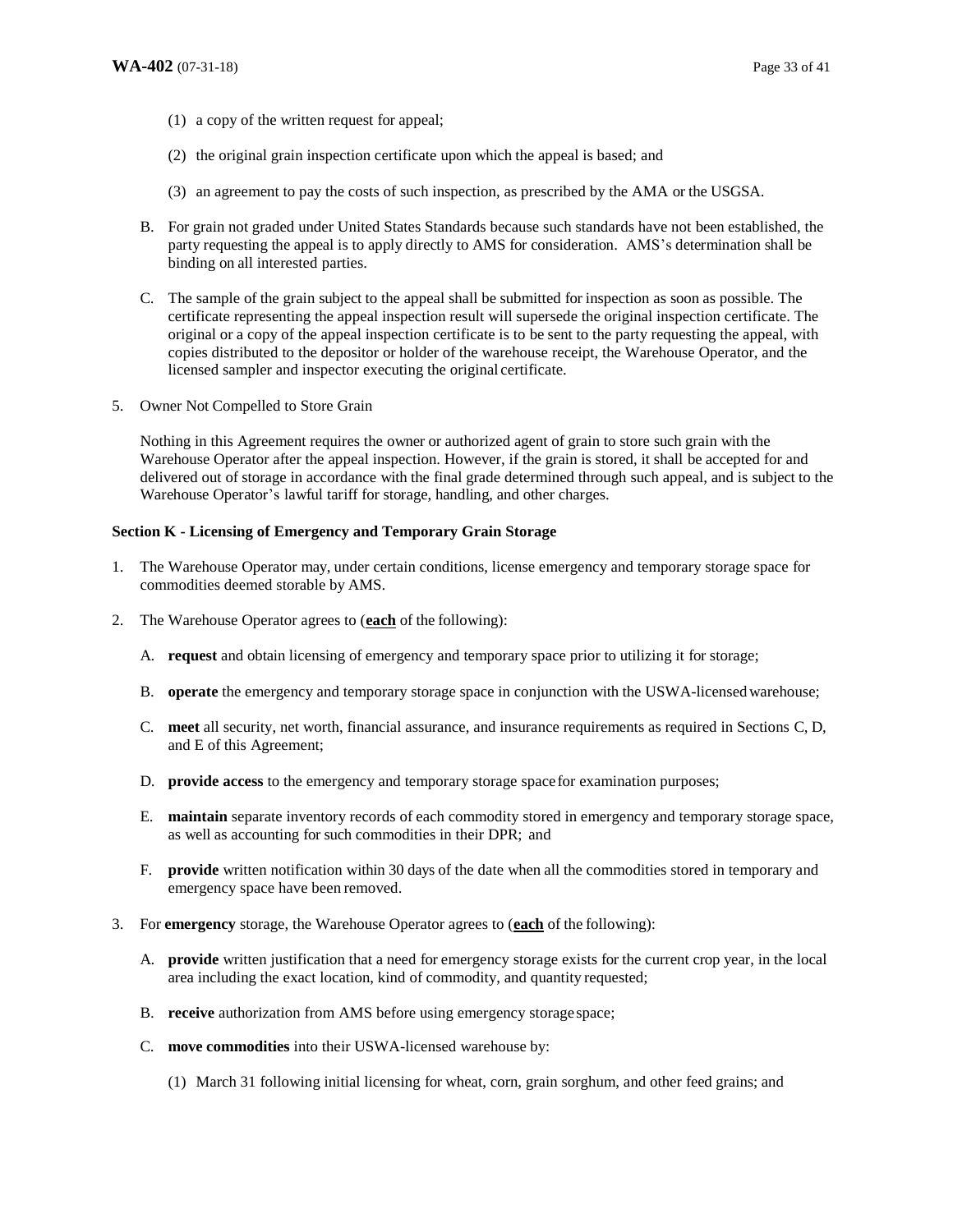(1) a copy of the written request for appeal;

(2) the original grain inspection certificate upon which the appeal is based; and

(3) an agreement to pay the costs of such inspection, as prescribed by the AMA or the USGSA.

B. For grain not graded under United States Standards because such standards have not been established, the party requesting the appeal is to apply directly to AMS for consideration. AMS's determination shall be binding on all interested parties.

C. The sample of the grain subject to the appeal shall be submitted for inspection as soon as possible. The certificate representing the appeal inspection result will supersede the original inspection certificate. The original or a copy of the appeal inspection certificate is to be sent to the party requesting the appeal, with copies distributed to the depositor or holder of the warehouse receipt, the Warehouse Operator, and the licensed sampler and inspector executing the original certificate.

5. Owner Not Compelled to Store Grain

Nothing in this Agreement requires the owner or authorized agent of grain to store such grain with the Warehouse Operator after the appeal inspection. However, if the grain is stored, it shall be accepted for and delivered out of storage in accordance with the final grade determined through such appeal, and is subject to the Warehouse Operator's lawful tariff for storage, handling, and other charges.

**Section K - Licensing of Emergency and Temporary Grain Storage**

1. The Warehouse Operator may, under certain conditions, license emergency and temporary storage space for commodities deemed storable by AMS.

2. The Warehouse Operator agrees to (**each** of the following):

   A. **request** and obtain licensing of emergency and temporary space prior to utilizing it for storage;

   B. **operate** the emergency and temporary storage space in conjunction with the USWA-licensed warehouse;

   C. **meet** all security, net worth, financial assurance, and insurance requirements as required in Sections C, D, and E of this Agreement;

   D. **provide access** to the emergency and temporary storage space for examination purposes;

   E. **maintain** separate inventory records of each commodity stored in emergency and temporary storage space, as well as accounting for such commodities in their DPR; and

   F. **provide** written notification within 30 days of the date when all the commodities stored in temporary and emergency space have been removed.

3. For **emergency** storage, the Warehouse Operator agrees to (**each** of the following):

   A. **provide** written justification that a need for emergency storage exists for the current crop year, in the local area including the exact location, kind of commodity, and quantity requested;

   B. **receive** authorization from AMS before using emergency storage space;

   C. **move commodities** into their USWA-licensed warehouse by:

      (1) March 31 following initial licensing for wheat, corn, grain sorghum, and other feed grains; and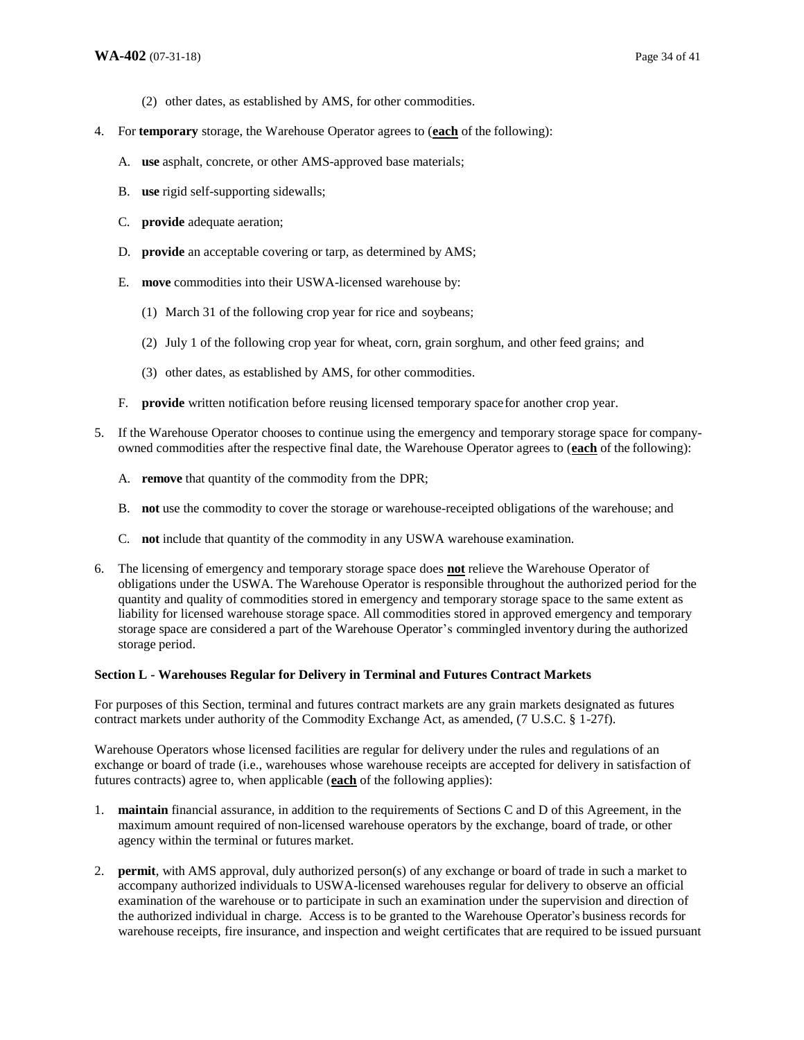(2) other dates, as established by AMS, for other commodities.

4. For **temporary** storage, the Warehouse Operator agrees to (**<u>each</u>** of the following):

   A. **use** asphalt, concrete, or other AMS-approved base materials;

   B. **use** rigid self-supporting sidewalls;

   C. **provide** adequate aeration;

   D. **provide** an acceptable covering or tarp, as determined by AMS;

   E. **move** commodities into their USWA-licensed warehouse by:

      (1) March 31 of the following crop year for rice and soybeans;

      (2) July 1 of the following crop year for wheat, corn, grain sorghum, and other feed grains; and

      (3) other dates, as established by AMS, for other commodities.

   F. **provide** written notification before reusing licensed temporary space for another crop year.

5. If the Warehouse Operator chooses to continue using the emergency and temporary storage space for company-owned commodities after the respective final date, the Warehouse Operator agrees to (**<u>each</u>** of the following):

   A. **remove** that quantity of the commodity from the DPR;

   B. **not** use the commodity to cover the storage or warehouse-receipted obligations of the warehouse; and

   C. **not** include that quantity of the commodity in any USWA warehouse examination.

6. The licensing of emergency and temporary storage space does **<u>not</u>** relieve the Warehouse Operator of obligations under the USWA. The Warehouse Operator is responsible throughout the authorized period for the quantity and quality of commodities stored in emergency and temporary storage space to the same extent as liability for licensed warehouse storage space. All commodities stored in approved emergency and temporary storage space are considered a part of the Warehouse Operator's commingled inventory during the authorized storage period.

**Section L - Warehouses Regular for Delivery in Terminal and Futures Contract Markets**

For purposes of this Section, terminal and futures contract markets are any grain markets designated as futures contract markets under authority of the Commodity Exchange Act, as amended, (7 U.S.C. § 1-27f).

Warehouse Operators whose licensed facilities are regular for delivery under the rules and regulations of an exchange or board of trade (i.e., warehouses whose warehouse receipts are accepted for delivery in satisfaction of futures contracts) agree to, when applicable (**<u>each</u>** of the following applies):

1. **maintain** financial assurance, in addition to the requirements of Sections C and D of this Agreement, in the maximum amount required of non-licensed warehouse operators by the exchange, board of trade, or other agency within the terminal or futures market.

2. **permit**, with AMS approval, duly authorized person(s) of any exchange or board of trade in such a market to accompany authorized individuals to USWA-licensed warehouses regular for delivery to observe an official examination of the warehouse or to participate in such an examination under the supervision and direction of the authorized individual in charge. Access is to be granted to the Warehouse Operator's business records for warehouse receipts, fire insurance, and inspection and weight certificates that are required to be issued pursuant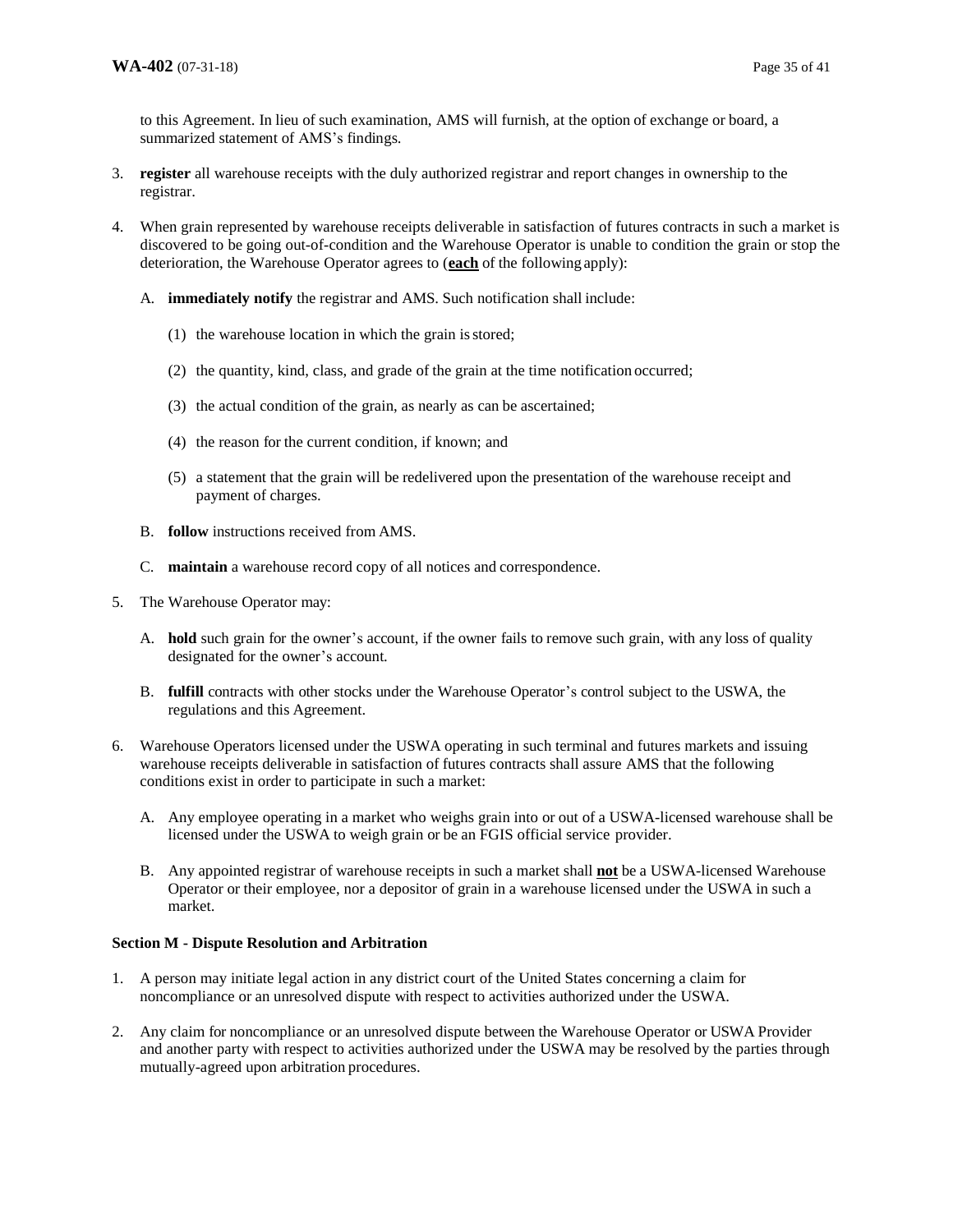to this Agreement. In lieu of such examination, AMS will furnish, at the option of exchange or board, a summarized statement of AMS's findings.

3. **register** all warehouse receipts with the duly authorized registrar and report changes in ownership to the registrar.

4. When grain represented by warehouse receipts deliverable in satisfaction of futures contracts in such a market is discovered to be going out-of-condition and the Warehouse Operator is unable to condition the grain or stop the deterioration, the Warehouse Operator agrees to (**<u>each</u>** of the following apply):

   A. **immediately notify** the registrar and AMS. Such notification shall include:

      (1) the warehouse location in which the grain is stored;

      (2) the quantity, kind, class, and grade of the grain at the time notification occurred;

      (3) the actual condition of the grain, as nearly as can be ascertained;

      (4) the reason for the current condition, if known; and

      (5) a statement that the grain will be redelivered upon the presentation of the warehouse receipt and payment of charges.

   B. **follow** instructions received from AMS.

   C. **maintain** a warehouse record copy of all notices and correspondence.

5. The Warehouse Operator may:

   A. **hold** such grain for the owner's account, if the owner fails to remove such grain, with any loss of quality designated for the owner's account.

   B. **fulfill** contracts with other stocks under the Warehouse Operator's control subject to the USWA, the regulations and this Agreement.

6. Warehouse Operators licensed under the USWA operating in such terminal and futures markets and issuing warehouse receipts deliverable in satisfaction of futures contracts shall assure AMS that the following conditions exist in order to participate in such a market:

   A. Any employee operating in a market who weighs grain into or out of a USWA-licensed warehouse shall be licensed under the USWA to weigh grain or be an FGIS official service provider.

   B. Any appointed registrar of warehouse receipts in such a market shall **<u>not</u>** be a USWA-licensed Warehouse Operator or their employee, nor a depositor of grain in a warehouse licensed under the USWA in such a market.

**Section M - Dispute Resolution and Arbitration**

1. A person may initiate legal action in any district court of the United States concerning a claim for noncompliance or an unresolved dispute with respect to activities authorized under the USWA.

2. Any claim for noncompliance or an unresolved dispute between the Warehouse Operator or USWA Provider and another party with respect to activities authorized under the USWA may be resolved by the parties through mutually-agreed upon arbitration procedures.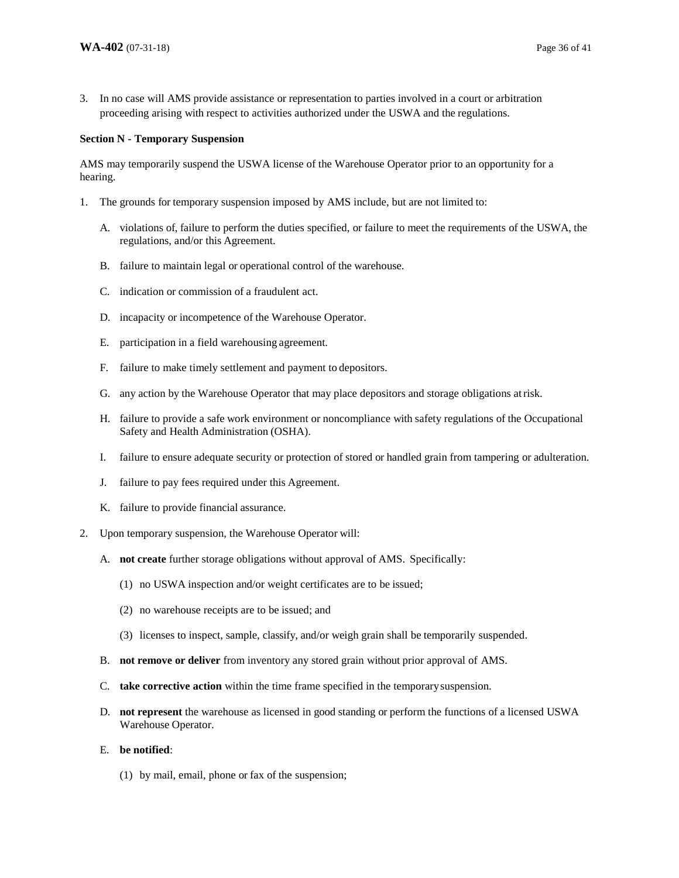3. In no case will AMS provide assistance or representation to parties involved in a court or arbitration proceeding arising with respect to activities authorized under the USWA and the regulations.

**Section N - Temporary Suspension**

AMS may temporarily suspend the USWA license of the Warehouse Operator prior to an opportunity for a hearing.

1. The grounds for temporary suspension imposed by AMS include, but are not limited to:

   A. violations of, failure to perform the duties specified, or failure to meet the requirements of the USWA, the regulations, and/or this Agreement.

   B. failure to maintain legal or operational control of the warehouse.

   C. indication or commission of a fraudulent act.

   D. incapacity or incompetence of the Warehouse Operator.

   E. participation in a field warehousing agreement.

   F. failure to make timely settlement and payment to depositors.

   G. any action by the Warehouse Operator that may place depositors and storage obligations at risk.

   H. failure to provide a safe work environment or noncompliance with safety regulations of the Occupational Safety and Health Administration (OSHA).

   I. failure to ensure adequate security or protection of stored or handled grain from tampering or adulteration.

   J. failure to pay fees required under this Agreement.

   K. failure to provide financial assurance.

2. Upon temporary suspension, the Warehouse Operator will:

   A. **not create** further storage obligations without approval of AMS. Specifically:

      (1) no USWA inspection and/or weight certificates are to be issued;

      (2) no warehouse receipts are to be issued; and

      (3) licenses to inspect, sample, classify, and/or weigh grain shall be temporarily suspended.

   B. **not remove or deliver** from inventory any stored grain without prior approval of AMS.

   C. **take corrective action** within the time frame specified in the temporary suspension.

   D. **not represent** the warehouse as licensed in good standing or perform the functions of a licensed USWA Warehouse Operator.

   E. **be notified**:

      (1) by mail, email, phone or fax of the suspension;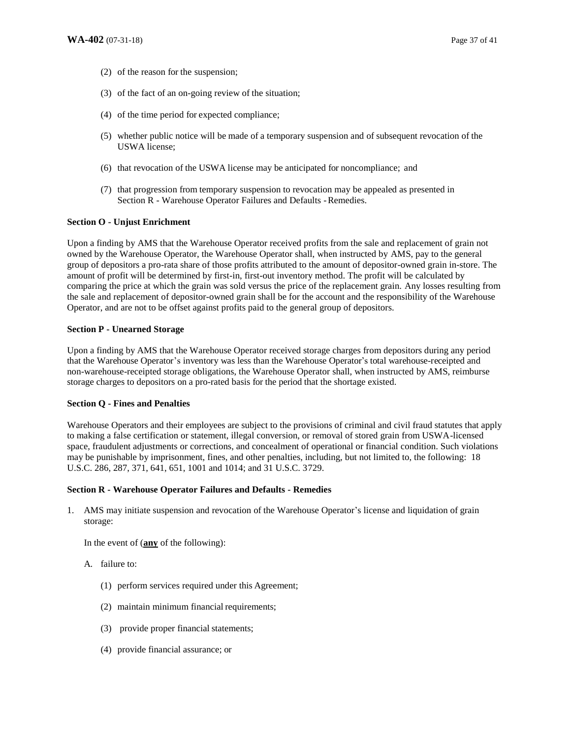(2) of the reason for the suspension;

(3) of the fact of an on-going review of the situation;

(4) of the time period for expected compliance;

(5) whether public notice will be made of a temporary suspension and of subsequent revocation of the USWA license;

(6) that revocation of the USWA license may be anticipated for noncompliance; and

(7) that progression from temporary suspension to revocation may be appealed as presented in Section R - Warehouse Operator Failures and Defaults - Remedies.

**Section O - Unjust Enrichment**

Upon a finding by AMS that the Warehouse Operator received profits from the sale and replacement of grain not owned by the Warehouse Operator, the Warehouse Operator shall, when instructed by AMS, pay to the general group of depositors a pro-rata share of those profits attributed to the amount of depositor-owned grain in-store. The amount of profit will be determined by first-in, first-out inventory method. The profit will be calculated by comparing the price at which the grain was sold versus the price of the replacement grain. Any losses resulting from the sale and replacement of depositor-owned grain shall be for the account and the responsibility of the Warehouse Operator, and are not to be offset against profits paid to the general group of depositors.

**Section P - Unearned Storage**

Upon a finding by AMS that the Warehouse Operator received storage charges from depositors during any period that the Warehouse Operator's inventory was less than the Warehouse Operator's total warehouse-receipted and non-warehouse-receipted storage obligations, the Warehouse Operator shall, when instructed by AMS, reimburse storage charges to depositors on a pro-rated basis for the period that the shortage existed.

**Section Q - Fines and Penalties**

Warehouse Operators and their employees are subject to the provisions of criminal and civil fraud statutes that apply to making a false certification or statement, illegal conversion, or removal of stored grain from USWA-licensed space, fraudulent adjustments or corrections, and concealment of operational or financial condition. Such violations may be punishable by imprisonment, fines, and other penalties, including, but not limited to, the following: 18 U.S.C. 286, 287, 371, 641, 651, 1001 and 1014; and 31 U.S.C. 3729.

**Section R - Warehouse Operator Failures and Defaults - Remedies**

1. AMS may initiate suspension and revocation of the Warehouse Operator's license and liquidation of grain storage:

   In the event of (**any** of the following):

   A. failure to:

      (1) perform services required under this Agreement;

      (2) maintain minimum financial requirements;

      (3) provide proper financial statements;

      (4) provide financial assurance; or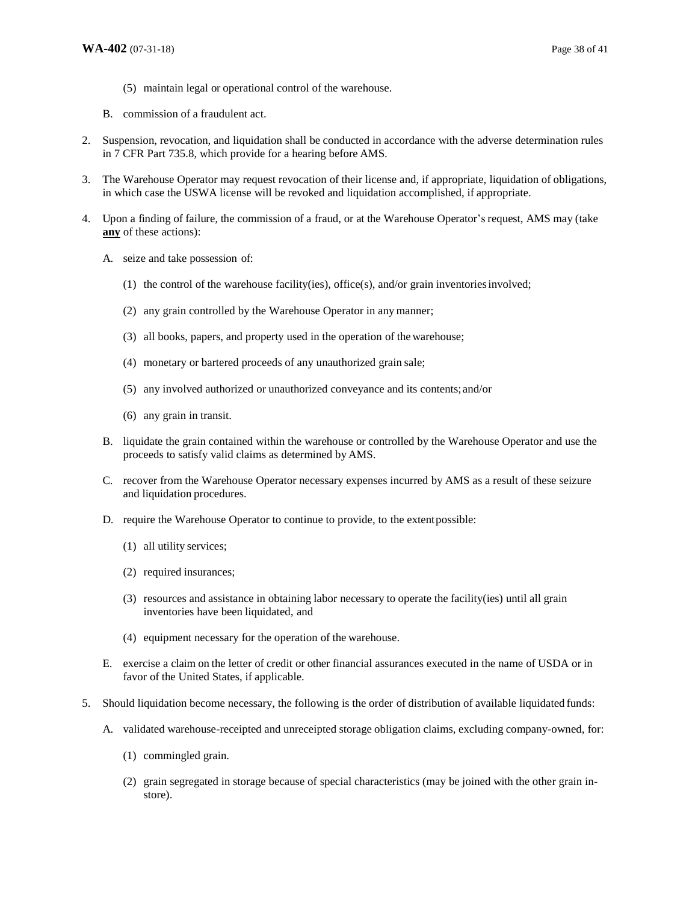(5) maintain legal or operational control of the warehouse.

B. commission of a fraudulent act.

2. Suspension, revocation, and liquidation shall be conducted in accordance with the adverse determination rules in 7 CFR Part 735.8, which provide for a hearing before AMS.

3. The Warehouse Operator may request revocation of their license and, if appropriate, liquidation of obligations, in which case the USWA license will be revoked and liquidation accomplished, if appropriate.

4. Upon a finding of failure, the commission of a fraud, or at the Warehouse Operator's request, AMS may (take **<u>any</u>** of these actions):

   A. seize and take possession of:

      (1) the control of the warehouse facility(ies), office(s), and/or grain inventories involved;

      (2) any grain controlled by the Warehouse Operator in any manner;

      (3) all books, papers, and property used in the operation of the warehouse;

      (4) monetary or bartered proceeds of any unauthorized grain sale;

      (5) any involved authorized or unauthorized conveyance and its contents; and/or

      (6) any grain in transit.

   B. liquidate the grain contained within the warehouse or controlled by the Warehouse Operator and use the proceeds to satisfy valid claims as determined by AMS.

   C. recover from the Warehouse Operator necessary expenses incurred by AMS as a result of these seizure and liquidation procedures.

   D. require the Warehouse Operator to continue to provide, to the extent possible:

      (1) all utility services;

      (2) required insurances;

      (3) resources and assistance in obtaining labor necessary to operate the facility(ies) until all grain inventories have been liquidated, and

      (4) equipment necessary for the operation of the warehouse.

   E. exercise a claim on the letter of credit or other financial assurances executed in the name of USDA or in favor of the United States, if applicable.

5. Should liquidation become necessary, the following is the order of distribution of available liquidated funds:

   A. validated warehouse-receipted and unreceipted storage obligation claims, excluding company-owned, for:

      (1) commingled grain.

      (2) grain segregated in storage because of special characteristics (may be joined with the other grain in-store).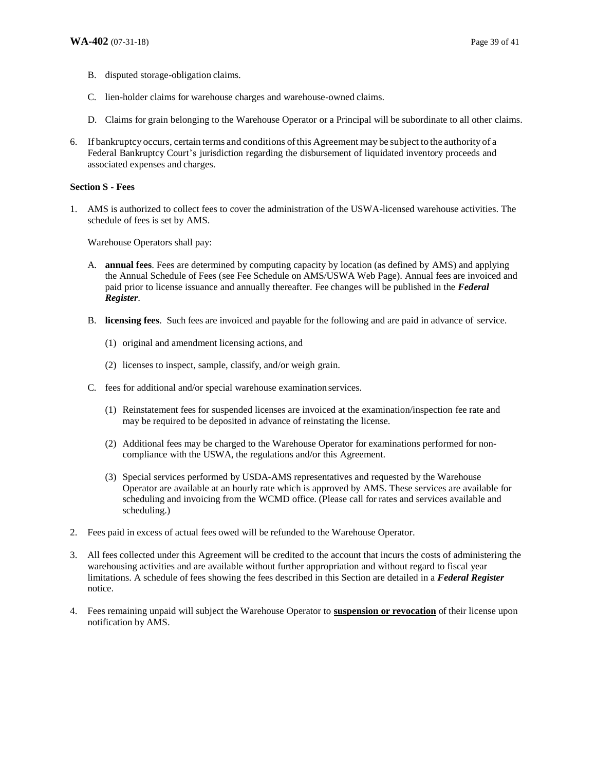B. disputed storage-obligation claims.

C. lien-holder claims for warehouse charges and warehouse-owned claims.

D. Claims for grain belonging to the Warehouse Operator or a Principal will be subordinate to all other claims.

6. If bankruptcy occurs, certain terms and conditions of this Agreement may be subject to the authority of a Federal Bankruptcy Court's jurisdiction regarding the disbursement of liquidated inventory proceeds and associated expenses and charges.

**Section S - Fees**

1. AMS is authorized to collect fees to cover the administration of the USWA-licensed warehouse activities. The schedule of fees is set by AMS.

   Warehouse Operators shall pay:

   A. **annual fees**. Fees are determined by computing capacity by location (as defined by AMS) and applying the Annual Schedule of Fees (see Fee Schedule on AMS/USWA Web Page). Annual fees are invoiced and paid prior to license issuance and annually thereafter. Fee changes will be published in the ***Federal Register***.

   B. **licensing fees**. Such fees are invoiced and payable for the following and are paid in advance of service.

      (1) original and amendment licensing actions, and

      (2) licenses to inspect, sample, classify, and/or weigh grain.

   C. fees for additional and/or special warehouse examination services.

      (1) Reinstatement fees for suspended licenses are invoiced at the examination/inspection fee rate and may be required to be deposited in advance of reinstating the license.

      (2) Additional fees may be charged to the Warehouse Operator for examinations performed for non-compliance with the USWA, the regulations and/or this Agreement.

      (3) Special services performed by USDA-AMS representatives and requested by the Warehouse Operator are available at an hourly rate which is approved by AMS. These services are available for scheduling and invoicing from the WCMD office. (Please call for rates and services available and scheduling.)

2. Fees paid in excess of actual fees owed will be refunded to the Warehouse Operator.

3. All fees collected under this Agreement will be credited to the account that incurs the costs of administering the warehousing activities and are available without further appropriation and without regard to fiscal year limitations. A schedule of fees showing the fees described in this Section are detailed in a ***Federal Register*** notice.

4. Fees remaining unpaid will subject the Warehouse Operator to **suspension or revocation** of their license upon notification by AMS.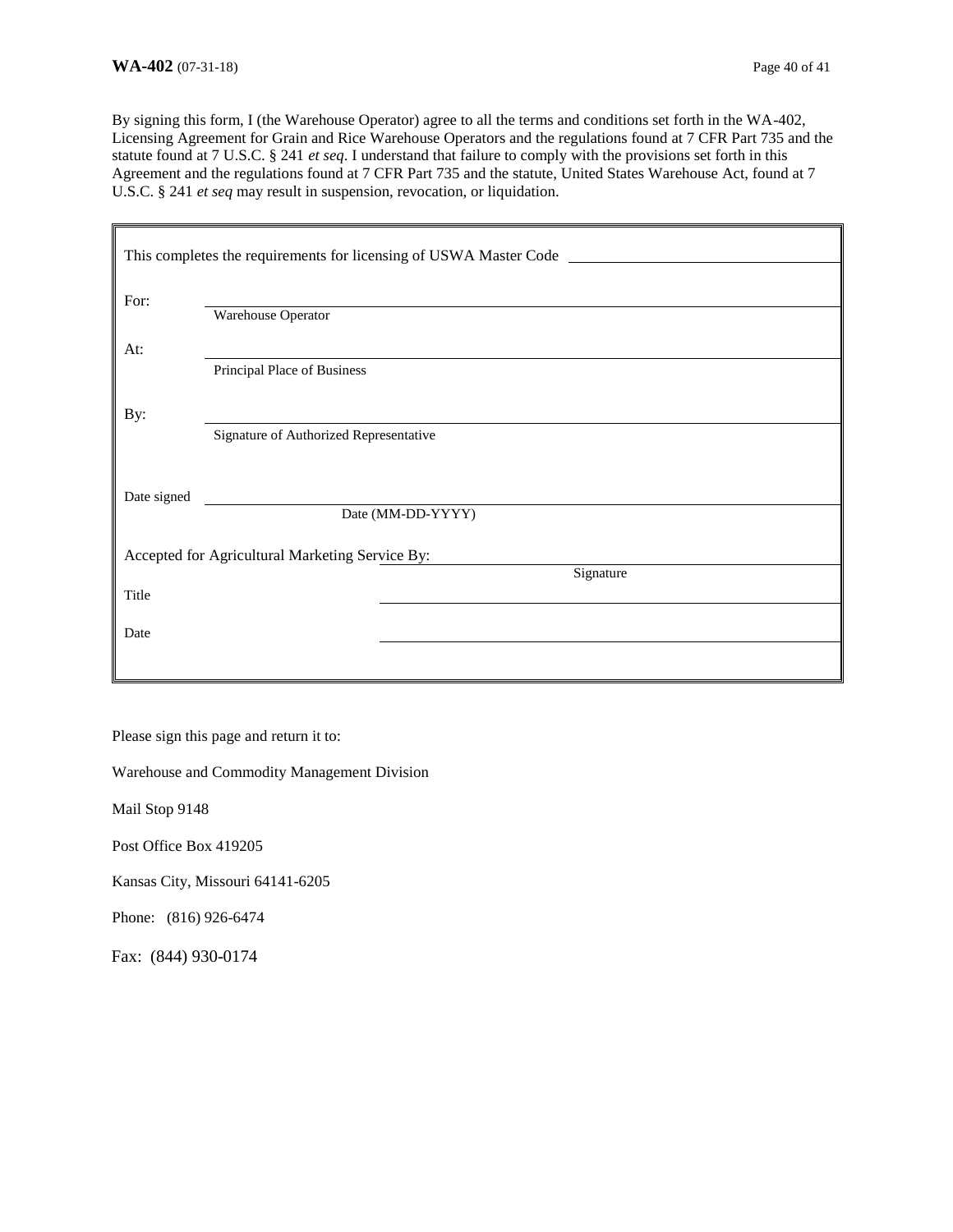By signing this form, I (the Warehouse Operator) agree to all the terms and conditions set forth in the WA-402, Licensing Agreement for Grain and Rice Warehouse Operators and the regulations found at 7 CFR Part 735 and the statute found at 7 U.S.C. § 241 *et seq*. I understand that failure to comply with the provisions set forth in this Agreement and the regulations found at 7 CFR Part 735 and the statute, United States Warehouse Act, found at 7 U.S.C. § 241 *et seq* may result in suspension, revocation, or liquidation.

This completes the requirements for licensing of USWA Master Code ______________________

For: ______________________
Warehouse Operator

At: ______________________
Principal Place of Business

By: ______________________
Signature of Authorized Representative

Date signed ______________________
Date (MM-DD-YYYY)

Accepted for Agricultural Marketing Service By: ______________________
Signature

Title ______________________

Date ______________________

Please sign this page and return it to:

Warehouse and Commodity Management Division

Mail Stop 9148

Post Office Box 419205

Kansas City, Missouri 64141-6205

Phone: (816) 926-6474

Fax: (844) 930-0174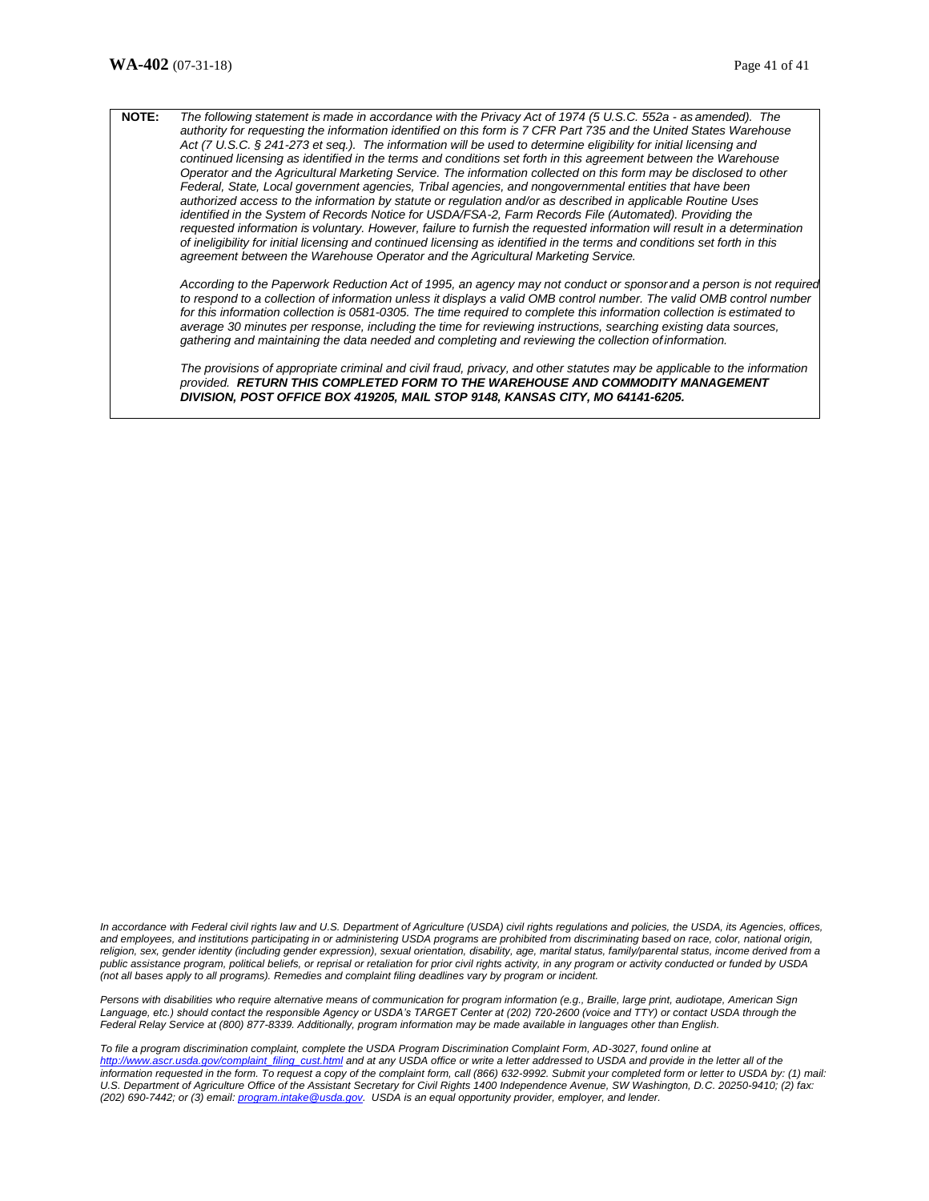**NOTE:** *The following statement is made in accordance with the Privacy Act of 1974 (5 U.S.C. 552a - as amended). The authority for requesting the information identified on this form is 7 CFR Part 735 and the United States Warehouse Act (7 U.S.C. § 241-273 et seq.). The information will be used to determine eligibility for initial licensing and continued licensing as identified in the terms and conditions set forth in this agreement between the Warehouse Operator and the Agricultural Marketing Service. The information collected on this form may be disclosed to other Federal, State, Local government agencies, Tribal agencies, and nongovernmental entities that have been authorized access to the information by statute or regulation and/or as described in applicable Routine Uses identified in the System of Records Notice for USDA/FSA-2, Farm Records File (Automated). Providing the requested information is voluntary. However, failure to furnish the requested information will result in a determination of ineligibility for initial licensing and continued licensing as identified in the terms and conditions set forth in this agreement between the Warehouse Operator and the Agricultural Marketing Service.*

*According to the Paperwork Reduction Act of 1995, an agency may not conduct or sponsor and a person is not required to respond to a collection of information unless it displays a valid OMB control number. The valid OMB control number for this information collection is 0581-0305. The time required to complete this information collection is estimated to average 30 minutes per response, including the time for reviewing instructions, searching existing data sources, gathering and maintaining the data needed and completing and reviewing the collection of information.*

*The provisions of appropriate criminal and civil fraud, privacy, and other statutes may be applicable to the information provided.* ***RETURN THIS COMPLETED FORM TO THE WAREHOUSE AND COMMODITY MANAGEMENT DIVISION, POST OFFICE BOX 419205, MAIL STOP 9148, KANSAS CITY, MO 64141-6205.***

*In accordance with Federal civil rights law and U.S. Department of Agriculture (USDA) civil rights regulations and policies, the USDA, its Agencies, offices, and employees, and institutions participating in or administering USDA programs are prohibited from discriminating based on race, color, national origin, religion, sex, gender identity (including gender expression), sexual orientation, disability, age, marital status, family/parental status, income derived from a public assistance program, political beliefs, or reprisal or retaliation for prior civil rights activity, in any program or activity conducted or funded by USDA (not all bases apply to all programs). Remedies and complaint filing deadlines vary by program or incident.*

*Persons with disabilities who require alternative means of communication for program information (e.g., Braille, large print, audiotape, American Sign Language, etc.) should contact the responsible Agency or USDA's TARGET Center at (202) 720-2600 (voice and TTY) or contact USDA through the Federal Relay Service at (800) 877-8339. Additionally, program information may be made available in languages other than English.*

*To file a program discrimination complaint, complete the USDA Program Discrimination Complaint Form, AD-3027, found online at [http://www.ascr.usda.gov/complaint_filing_cust.html](http://www.ascr.usda.gov/complaint_filing_cust.html) and at any USDA office or write a letter addressed to USDA and provide in the letter all of the information requested in the form. To request a copy of the complaint form, call (866) 632-9992. Submit your completed form or letter to USDA by: (1) mail: U.S. Department of Agriculture Office of the Assistant Secretary for Civil Rights 1400 Independence Avenue, SW Washington, D.C. 20250-9410; (2) fax: (202) 690-7442; or (3) email: [program.intake@usda.gov](mailto:program.intake@usda.gov). USDA is an equal opportunity provider, employer, and lender.*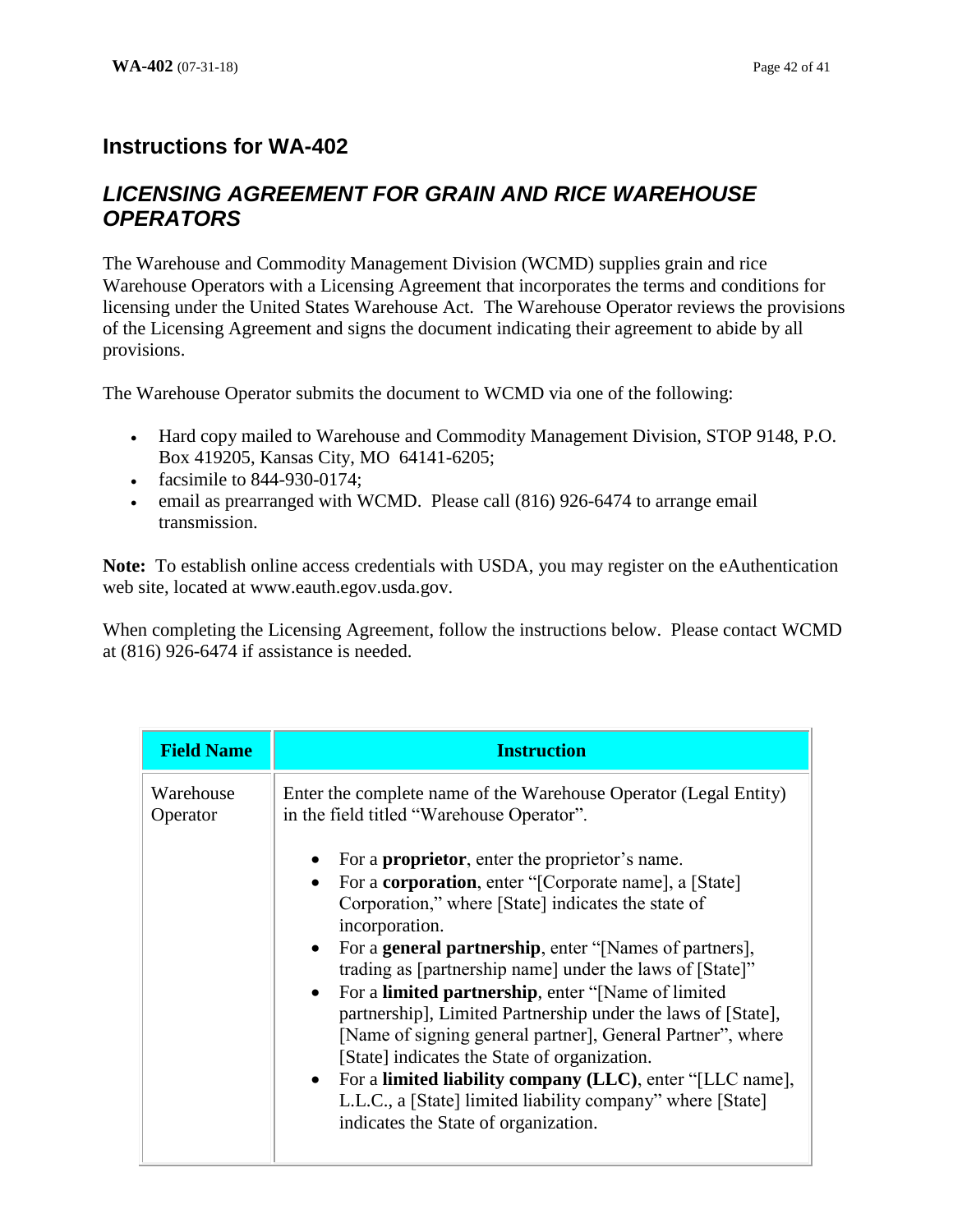## Instructions for WA-402

## *LICENSING AGREEMENT FOR GRAIN AND RICE WAREHOUSE OPERATORS*

The Warehouse and Commodity Management Division (WCMD) supplies grain and rice Warehouse Operators with a Licensing Agreement that incorporates the terms and conditions for licensing under the United States Warehouse Act. The Warehouse Operator reviews the provisions of the Licensing Agreement and signs the document indicating their agreement to abide by all provisions.

The Warehouse Operator submits the document to WCMD via one of the following:

- Hard copy mailed to Warehouse and Commodity Management Division, STOP 9148, P.O. Box 419205, Kansas City, MO 64141-6205;
- facsimile to 844-930-0174;
- email as prearranged with WCMD. Please call (816) 926-6474 to arrange email transmission.

**Note:** To establish online access credentials with USDA, you may register on the eAuthentication web site, located at www.eauth.egov.usda.gov.

When completing the Licensing Agreement, follow the instructions below. Please contact WCMD at (816) 926-6474 if assistance is needed.

| Field Name | Instruction |
|---|---|
| Warehouse Operator | Enter the complete name of the Warehouse Operator (Legal Entity) in the field titled "Warehouse Operator".<br><br>• For a **proprietor**, enter the proprietor's name.<br>• For a **corporation**, enter "[Corporate name], a [State] Corporation," where [State] indicates the state of incorporation.<br>• For a **general partnership**, enter "[Names of partners], trading as [partnership name] under the laws of [State]"<br>• For a **limited partnership**, enter "[Name of limited partnership], Limited Partnership under the laws of [State], [Name of signing general partner], General Partner", where [State] indicates the State of organization.<br>• For a **limited liability company (LLC)**, enter "[LLC name], L.L.C., a [State] limited liability company" where [State] indicates the State of organization. |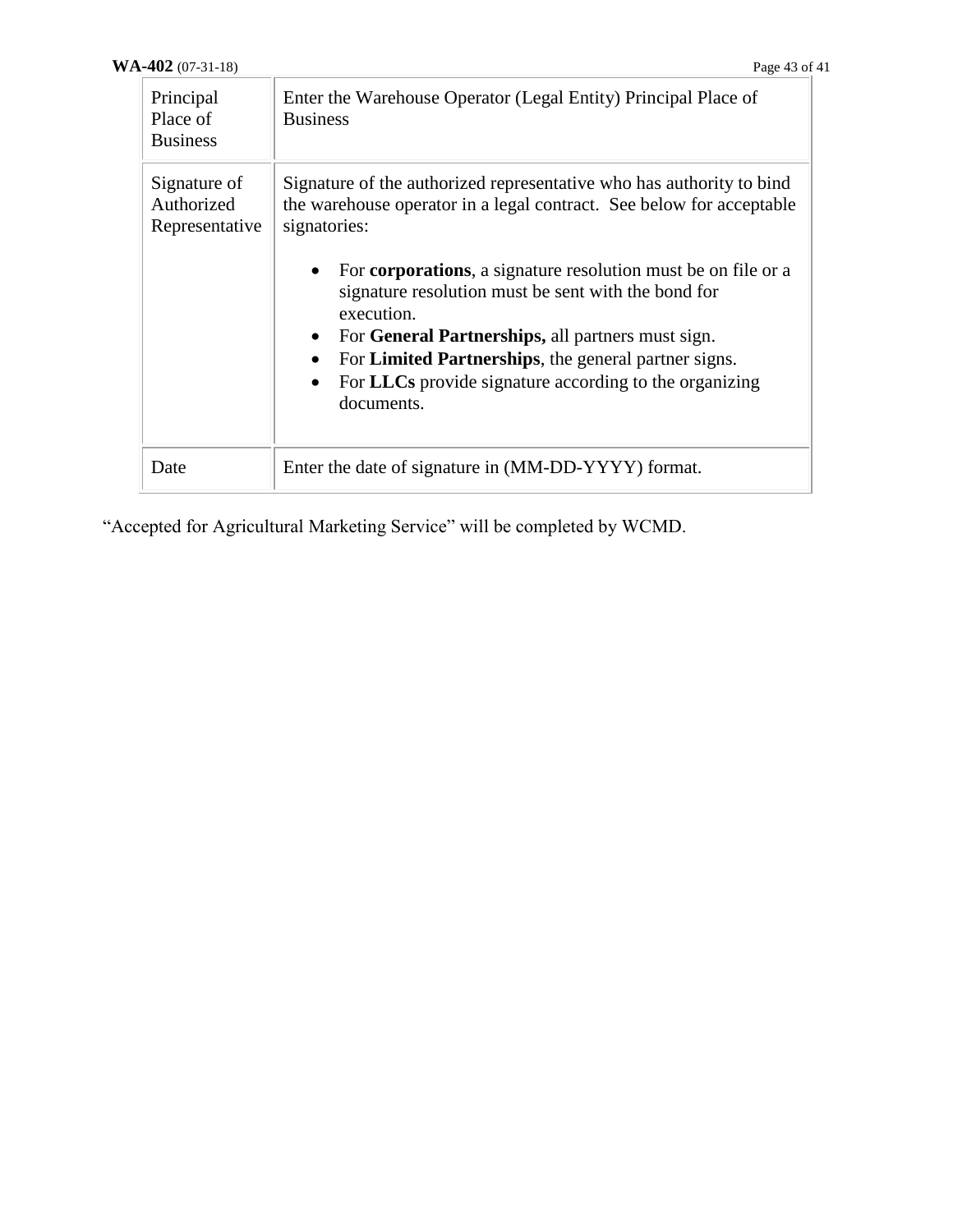| | |
|---|---|
| Principal Place of Business | Enter the Warehouse Operator (Legal Entity) Principal Place of Business |
| Signature of Authorized Representative | Signature of the authorized representative who has authority to bind the warehouse operator in a legal contract. See below for acceptable signatories:<br><br>• For **corporations**, a signature resolution must be on file or a signature resolution must be sent with the bond for execution.<br>• For **General Partnerships,** all partners must sign.<br>• For **Limited Partnerships**, the general partner signs.<br>• For **LLCs** provide signature according to the organizing documents. |
| Date | Enter the date of signature in (MM-DD-YYYY) format. |

"Accepted for Agricultural Marketing Service" will be completed by WCMD.